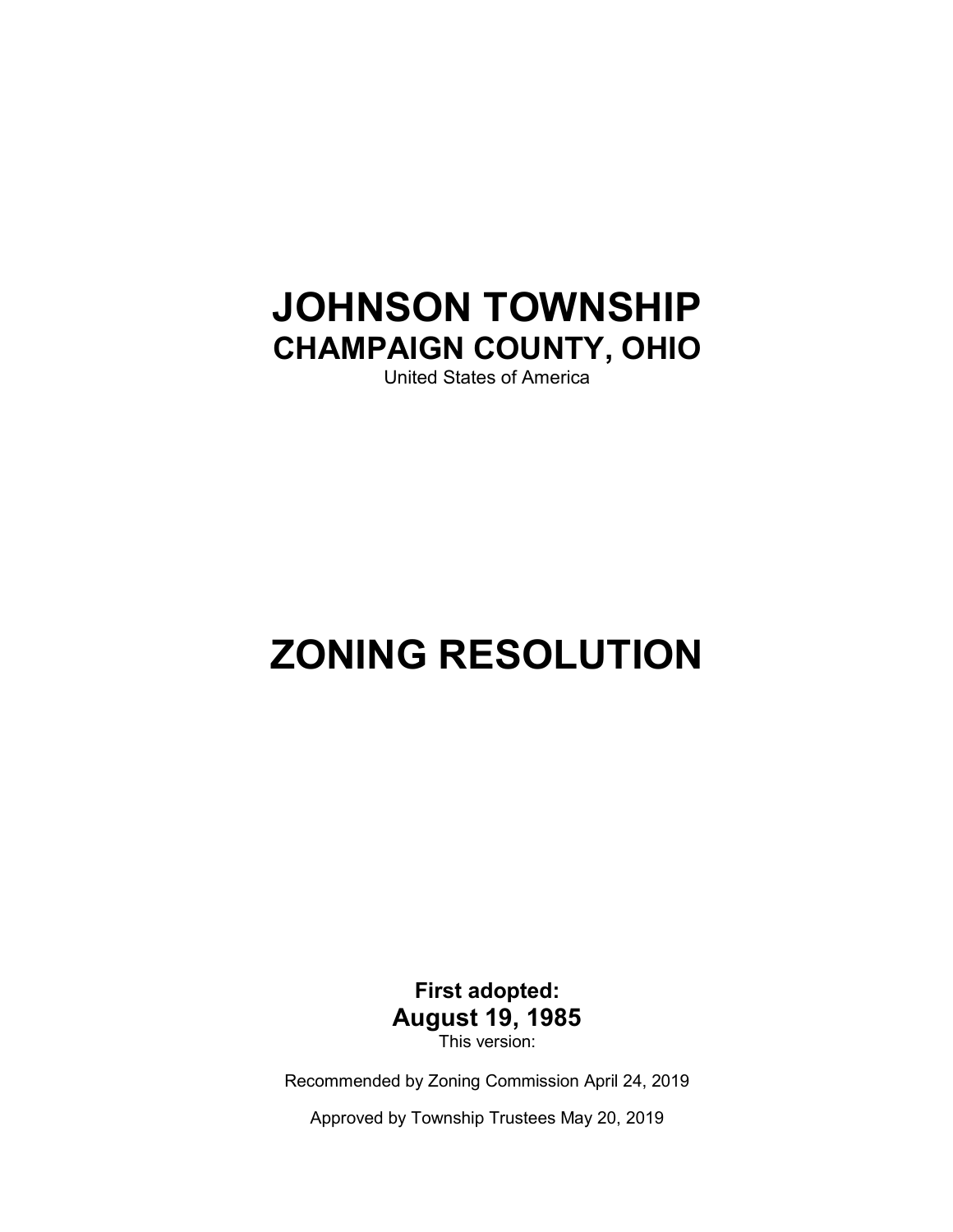# JOHNSON TOWNSHIP

## CHAMPAIGN COUNTY, OHIO

United States of America

# ZONING RESOLUTION

**First adopted:**

**August 19, 1985**

This version:

Recommended by Zoning Commission April 24, 2019

Approved by Township Trustees May 20, 2019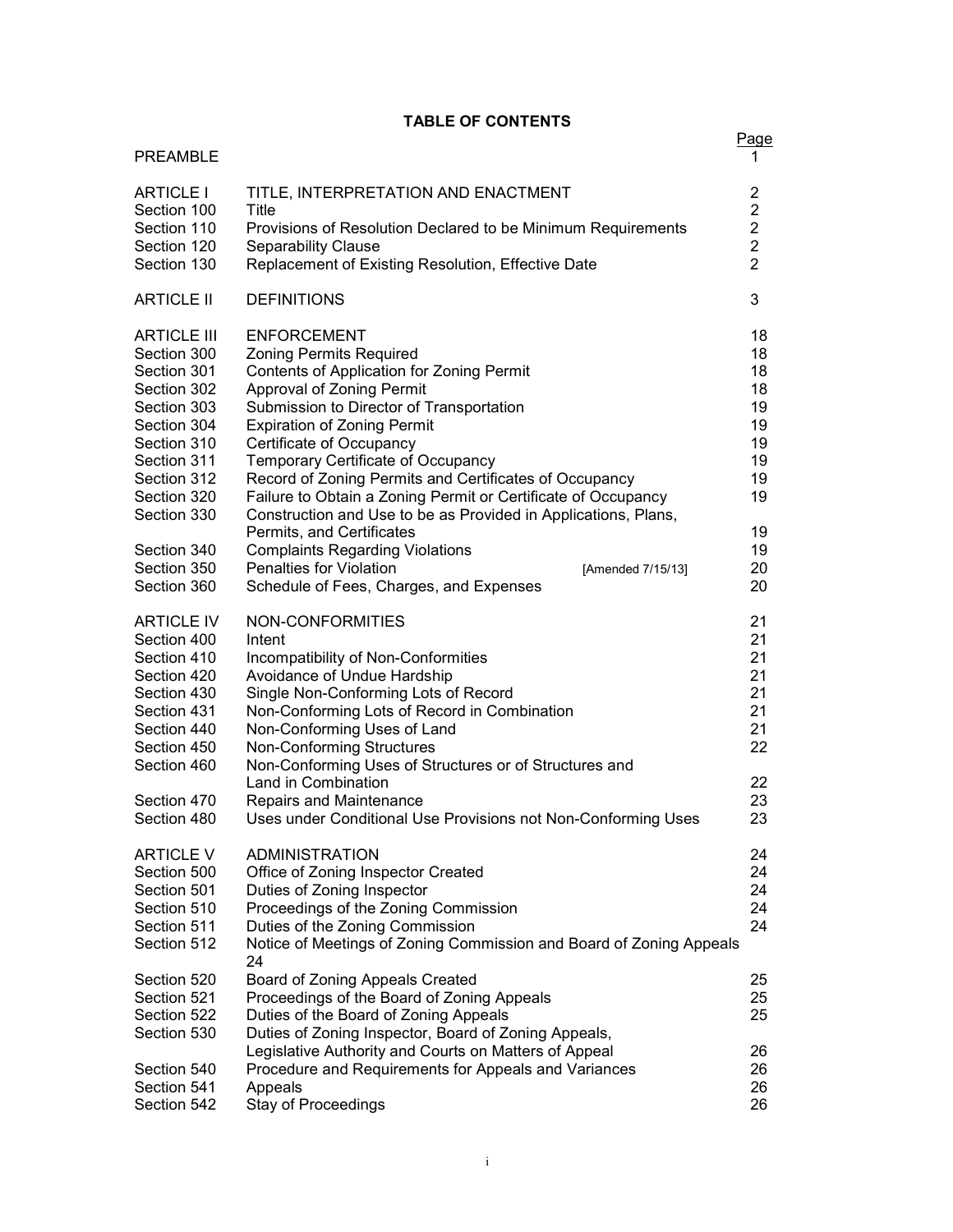# TABLE OF CONTENTS

| | | Page |
|---|---|---|
| PREAMBLE | | 1 |
| ARTICLE I | TITLE, INTERPRETATION AND ENACTMENT | 2 |
| Section 100 | Title | 2 |
| Section 110 | Provisions of Resolution Declared to be Minimum Requirements | 2 |
| Section 120 | Separability Clause | 2 |
| Section 130 | Replacement of Existing Resolution, Effective Date | 2 |
| ARTICLE II | DEFINITIONS | 3 |
| ARTICLE III | ENFORCEMENT | 18 |
| Section 300 | Zoning Permits Required | 18 |
| Section 301 | Contents of Application for Zoning Permit | 18 |
| Section 302 | Approval of Zoning Permit | 18 |
| Section 303 | Submission to Director of Transportation | 19 |
| Section 304 | Expiration of Zoning Permit | 19 |
| Section 310 | Certificate of Occupancy | 19 |
| Section 311 | Temporary Certificate of Occupancy | 19 |
| Section 312 | Record of Zoning Permits and Certificates of Occupancy | 19 |
| Section 320 | Failure to Obtain a Zoning Permit or Certificate of Occupancy | 19 |
| Section 330 | Construction and Use to be as Provided in Applications, Plans, Permits, and Certificates | 19 |
| Section 340 | Complaints Regarding Violations | 19 |
| Section 350 | Penalties for Violation [Amended 7/15/13] | 20 |
| Section 360 | Schedule of Fees, Charges, and Expenses | 20 |
| ARTICLE IV | NON-CONFORMITIES | 21 |
| Section 400 | Intent | 21 |
| Section 410 | Incompatibility of Non-Conformities | 21 |
| Section 420 | Avoidance of Undue Hardship | 21 |
| Section 430 | Single Non-Conforming Lots of Record | 21 |
| Section 431 | Non-Conforming Lots of Record in Combination | 21 |
| Section 440 | Non-Conforming Uses of Land | 21 |
| Section 450 | Non-Conforming Structures | 22 |
| Section 460 | Non-Conforming Uses of Structures or of Structures and Land in Combination | 22 |
| Section 470 | Repairs and Maintenance | 23 |
| Section 480 | Uses under Conditional Use Provisions not Non-Conforming Uses | 23 |
| ARTICLE V | ADMINISTRATION | 24 |
| Section 500 | Office of Zoning Inspector Created | 24 |
| Section 501 | Duties of Zoning Inspector | 24 |
| Section 510 | Proceedings of the Zoning Commission | 24 |
| Section 511 | Duties of the Zoning Commission | 24 |
| Section 512 | Notice of Meetings of Zoning Commission and Board of Zoning Appeals | 24 |
| Section 520 | Board of Zoning Appeals Created | 25 |
| Section 521 | Proceedings of the Board of Zoning Appeals | 25 |
| Section 522 | Duties of the Board of Zoning Appeals | 25 |
| Section 530 | Duties of Zoning Inspector, Board of Zoning Appeals, Legislative Authority and Courts on Matters of Appeal | 26 |
| Section 540 | Procedure and Requirements for Appeals and Variances | 26 |
| Section 541 | Appeals | 26 |
| Section 542 | Stay of Proceedings | 26 |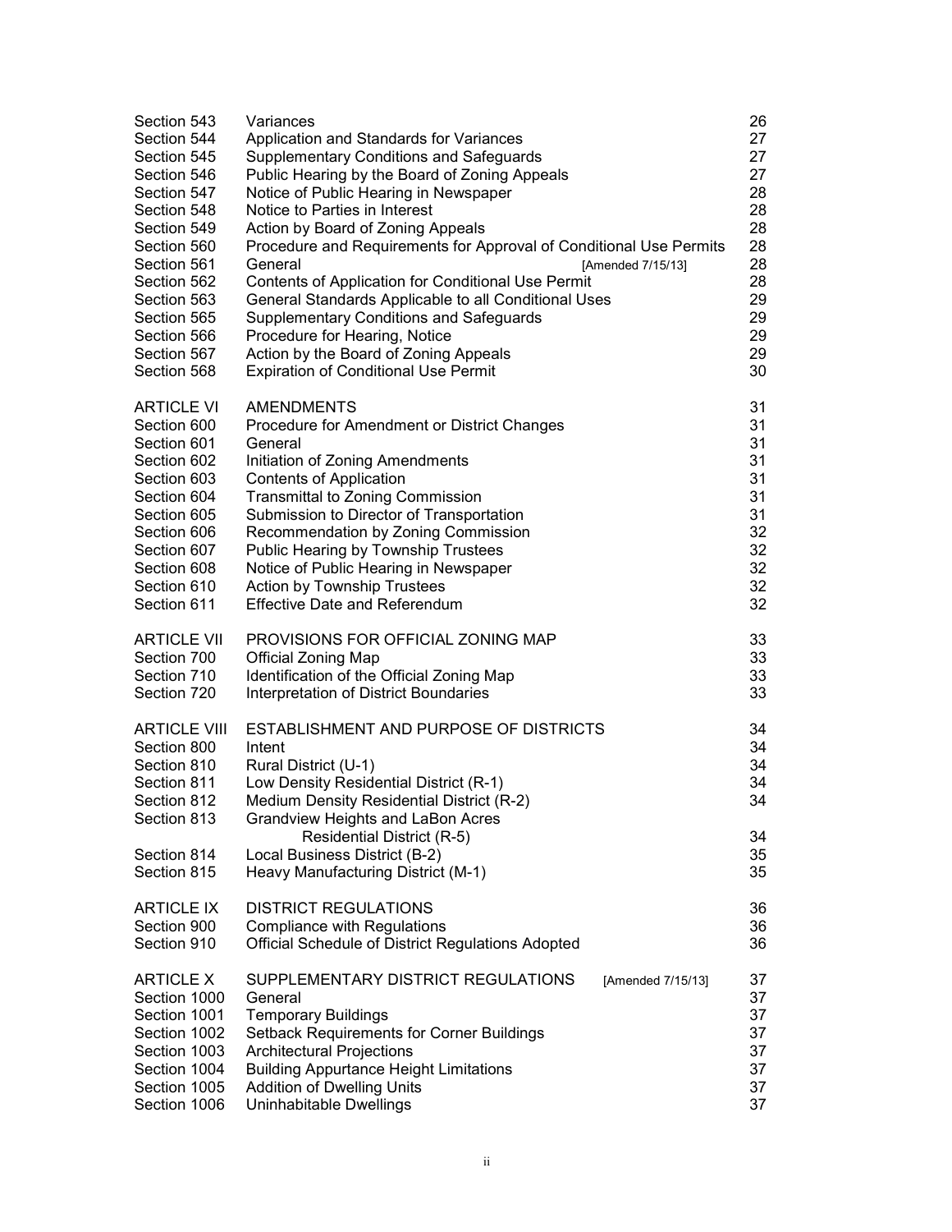| | | |
|---|---|---|
| Section 543 | Variances | 26 |
| Section 544 | Application and Standards for Variances | 27 |
| Section 545 | Supplementary Conditions and Safeguards | 27 |
| Section 546 | Public Hearing by the Board of Zoning Appeals | 27 |
| Section 547 | Notice of Public Hearing in Newspaper | 28 |
| Section 548 | Notice to Parties in Interest | 28 |
| Section 549 | Action by Board of Zoning Appeals | 28 |
| Section 560 | Procedure and Requirements for Approval of Conditional Use Permits | 28 |
| Section 561 | General [Amended 7/15/13] | 28 |
| Section 562 | Contents of Application for Conditional Use Permit | 28 |
| Section 563 | General Standards Applicable to all Conditional Uses | 29 |
| Section 565 | Supplementary Conditions and Safeguards | 29 |
| Section 566 | Procedure for Hearing, Notice | 29 |
| Section 567 | Action by the Board of Zoning Appeals | 29 |
| Section 568 | Expiration of Conditional Use Permit | 30 |
| | | |
| ARTICLE VI | AMENDMENTS | 31 |
| Section 600 | Procedure for Amendment or District Changes | 31 |
| Section 601 | General | 31 |
| Section 602 | Initiation of Zoning Amendments | 31 |
| Section 603 | Contents of Application | 31 |
| Section 604 | Transmittal to Zoning Commission | 31 |
| Section 605 | Submission to Director of Transportation | 31 |
| Section 606 | Recommendation by Zoning Commission | 32 |
| Section 607 | Public Hearing by Township Trustees | 32 |
| Section 608 | Notice of Public Hearing in Newspaper | 32 |
| Section 610 | Action by Township Trustees | 32 |
| Section 611 | Effective Date and Referendum | 32 |
| | | |
| ARTICLE VII | PROVISIONS FOR OFFICIAL ZONING MAP | 33 |
| Section 700 | Official Zoning Map | 33 |
| Section 710 | Identification of the Official Zoning Map | 33 |
| Section 720 | Interpretation of District Boundaries | 33 |
| | | |
| ARTICLE VIII | ESTABLISHMENT AND PURPOSE OF DISTRICTS | 34 |
| Section 800 | Intent | 34 |
| Section 810 | Rural District (U-1) | 34 |
| Section 811 | Low Density Residential District (R-1) | 34 |
| Section 812 | Medium Density Residential District (R-2) | 34 |
| Section 813 | Grandview Heights and LaBon Acres Residential District (R-5) | 34 |
| Section 814 | Local Business District (B-2) | 35 |
| Section 815 | Heavy Manufacturing District (M-1) | 35 |
| | | |
| ARTICLE IX | DISTRICT REGULATIONS | 36 |
| Section 900 | Compliance with Regulations | 36 |
| Section 910 | Official Schedule of District Regulations Adopted | 36 |
| | | |
| ARTICLE X | SUPPLEMENTARY DISTRICT REGULATIONS [Amended 7/15/13] | 37 |
| Section 1000 | General | 37 |
| Section 1001 | Temporary Buildings | 37 |
| Section 1002 | Setback Requirements for Corner Buildings | 37 |
| Section 1003 | Architectural Projections | 37 |
| Section 1004 | Building Appurtance Height Limitations | 37 |
| Section 1005 | Addition of Dwelling Units | 37 |
| Section 1006 | Uninhabitable Dwellings | 37 |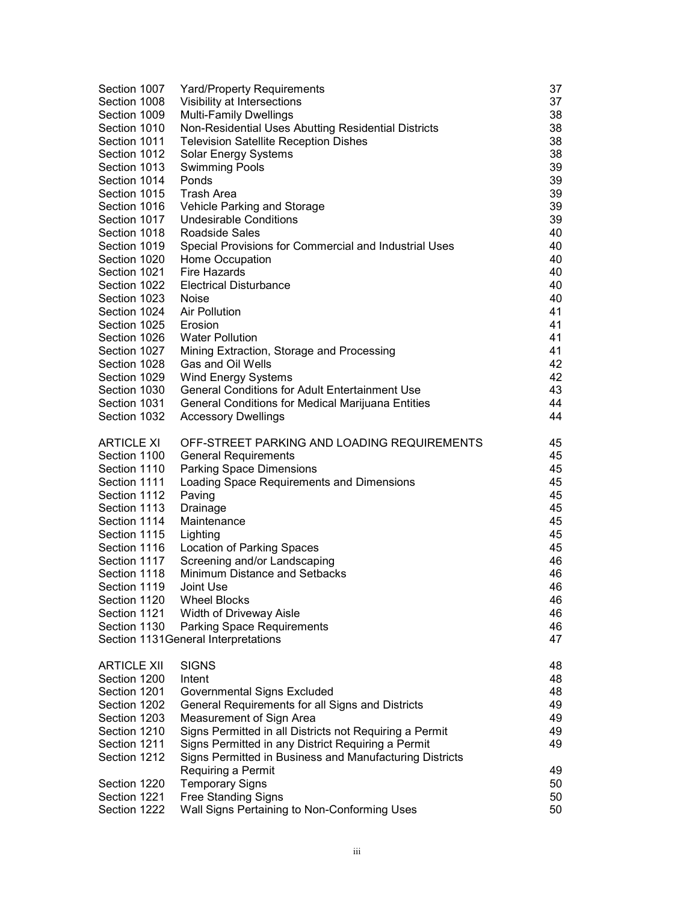| | | |
|---|---|---|
| Section 1007 | Yard/Property Requirements | 37 |
| Section 1008 | Visibility at Intersections | 37 |
| Section 1009 | Multi-Family Dwellings | 38 |
| Section 1010 | Non-Residential Uses Abutting Residential Districts | 38 |
| Section 1011 | Television Satellite Reception Dishes | 38 |
| Section 1012 | Solar Energy Systems | 38 |
| Section 1013 | Swimming Pools | 39 |
| Section 1014 | Ponds | 39 |
| Section 1015 | Trash Area | 39 |
| Section 1016 | Vehicle Parking and Storage | 39 |
| Section 1017 | Undesirable Conditions | 39 |
| Section 1018 | Roadside Sales | 40 |
| Section 1019 | Special Provisions for Commercial and Industrial Uses | 40 |
| Section 1020 | Home Occupation | 40 |
| Section 1021 | Fire Hazards | 40 |
| Section 1022 | Electrical Disturbance | 40 |
| Section 1023 | Noise | 40 |
| Section 1024 | Air Pollution | 41 |
| Section 1025 | Erosion | 41 |
| Section 1026 | Water Pollution | 41 |
| Section 1027 | Mining Extraction, Storage and Processing | 41 |
| Section 1028 | Gas and Oil Wells | 42 |
| Section 1029 | Wind Energy Systems | 42 |
| Section 1030 | General Conditions for Adult Entertainment Use | 43 |
| Section 1031 | General Conditions for Medical Marijuana Entities | 44 |
| Section 1032 | Accessory Dwellings | 44 |
| | | |
| ARTICLE XI | OFF-STREET PARKING AND LOADING REQUIREMENTS | 45 |
| Section 1100 | General Requirements | 45 |
| Section 1110 | Parking Space Dimensions | 45 |
| Section 1111 | Loading Space Requirements and Dimensions | 45 |
| Section 1112 | Paving | 45 |
| Section 1113 | Drainage | 45 |
| Section 1114 | Maintenance | 45 |
| Section 1115 | Lighting | 45 |
| Section 1116 | Location of Parking Spaces | 45 |
| Section 1117 | Screening and/or Landscaping | 46 |
| Section 1118 | Minimum Distance and Setbacks | 46 |
| Section 1119 | Joint Use | 46 |
| Section 1120 | Wheel Blocks | 46 |
| Section 1121 | Width of Driveway Aisle | 46 |
| Section 1130 | Parking Space Requirements | 46 |
| Section 1131 | General Interpretations | 47 |
| | | |
| ARTICLE XII | SIGNS | 48 |
| Section 1200 | Intent | 48 |
| Section 1201 | Governmental Signs Excluded | 48 |
| Section 1202 | General Requirements for all Signs and Districts | 49 |
| Section 1203 | Measurement of Sign Area | 49 |
| Section 1210 | Signs Permitted in all Districts not Requiring a Permit | 49 |
| Section 1211 | Signs Permitted in any District Requiring a Permit | 49 |
| Section 1212 | Signs Permitted in Business and Manufacturing Districts Requiring a Permit | 49 |
| Section 1220 | Temporary Signs | 50 |
| Section 1221 | Free Standing Signs | 50 |
| Section 1222 | Wall Signs Pertaining to Non-Conforming Uses | 50 |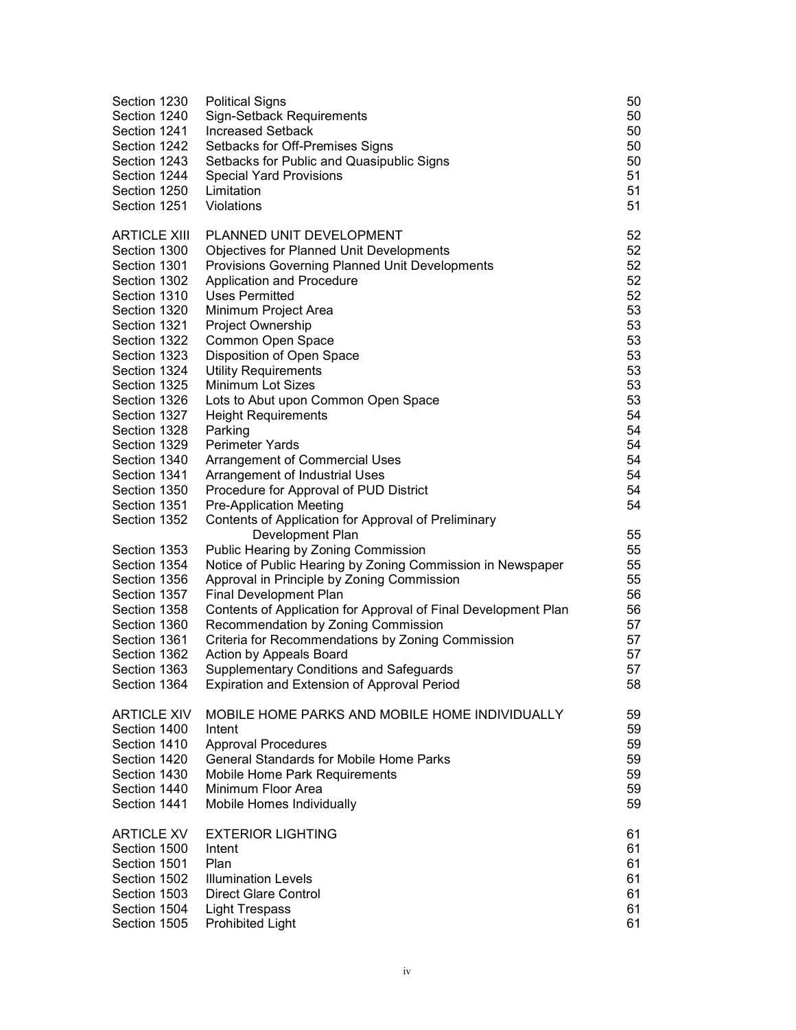| | | |
|---|---|---|
| Section 1230 | Political Signs | 50 |
| Section 1240 | Sign-Setback Requirements | 50 |
| Section 1241 | Increased Setback | 50 |
| Section 1242 | Setbacks for Off-Premises Signs | 50 |
| Section 1243 | Setbacks for Public and Quasipublic Signs | 50 |
| Section 1244 | Special Yard Provisions | 51 |
| Section 1250 | Limitation | 51 |
| Section 1251 | Violations | 51 |
| | | |
| ARTICLE XIII | PLANNED UNIT DEVELOPMENT | 52 |
| Section 1300 | Objectives for Planned Unit Developments | 52 |
| Section 1301 | Provisions Governing Planned Unit Developments | 52 |
| Section 1302 | Application and Procedure | 52 |
| Section 1310 | Uses Permitted | 52 |
| Section 1320 | Minimum Project Area | 53 |
| Section 1321 | Project Ownership | 53 |
| Section 1322 | Common Open Space | 53 |
| Section 1323 | Disposition of Open Space | 53 |
| Section 1324 | Utility Requirements | 53 |
| Section 1325 | Minimum Lot Sizes | 53 |
| Section 1326 | Lots to Abut upon Common Open Space | 53 |
| Section 1327 | Height Requirements | 54 |
| Section 1328 | Parking | 54 |
| Section 1329 | Perimeter Yards | 54 |
| Section 1340 | Arrangement of Commercial Uses | 54 |
| Section 1341 | Arrangement of Industrial Uses | 54 |
| Section 1350 | Procedure for Approval of PUD District | 54 |
| Section 1351 | Pre-Application Meeting | 54 |
| Section 1352 | Contents of Application for Approval of Preliminary Development Plan | 55 |
| Section 1353 | Public Hearing by Zoning Commission | 55 |
| Section 1354 | Notice of Public Hearing by Zoning Commission in Newspaper | 55 |
| Section 1356 | Approval in Principle by Zoning Commission | 55 |
| Section 1357 | Final Development Plan | 56 |
| Section 1358 | Contents of Application for Approval of Final Development Plan | 56 |
| Section 1360 | Recommendation by Zoning Commission | 57 |
| Section 1361 | Criteria for Recommendations by Zoning Commission | 57 |
| Section 1362 | Action by Appeals Board | 57 |
| Section 1363 | Supplementary Conditions and Safeguards | 57 |
| Section 1364 | Expiration and Extension of Approval Period | 58 |
| | | |
| ARTICLE XIV | MOBILE HOME PARKS AND MOBILE HOME INDIVIDUALLY | 59 |
| Section 1400 | Intent | 59 |
| Section 1410 | Approval Procedures | 59 |
| Section 1420 | General Standards for Mobile Home Parks | 59 |
| Section 1430 | Mobile Home Park Requirements | 59 |
| Section 1440 | Minimum Floor Area | 59 |
| Section 1441 | Mobile Homes Individually | 59 |
| | | |
| ARTICLE XV | EXTERIOR LIGHTING | 61 |
| Section 1500 | Intent | 61 |
| Section 1501 | Plan | 61 |
| Section 1502 | Illumination Levels | 61 |
| Section 1503 | Direct Glare Control | 61 |
| Section 1504 | Light Trespass | 61 |
| Section 1505 | Prohibited Light | 61 |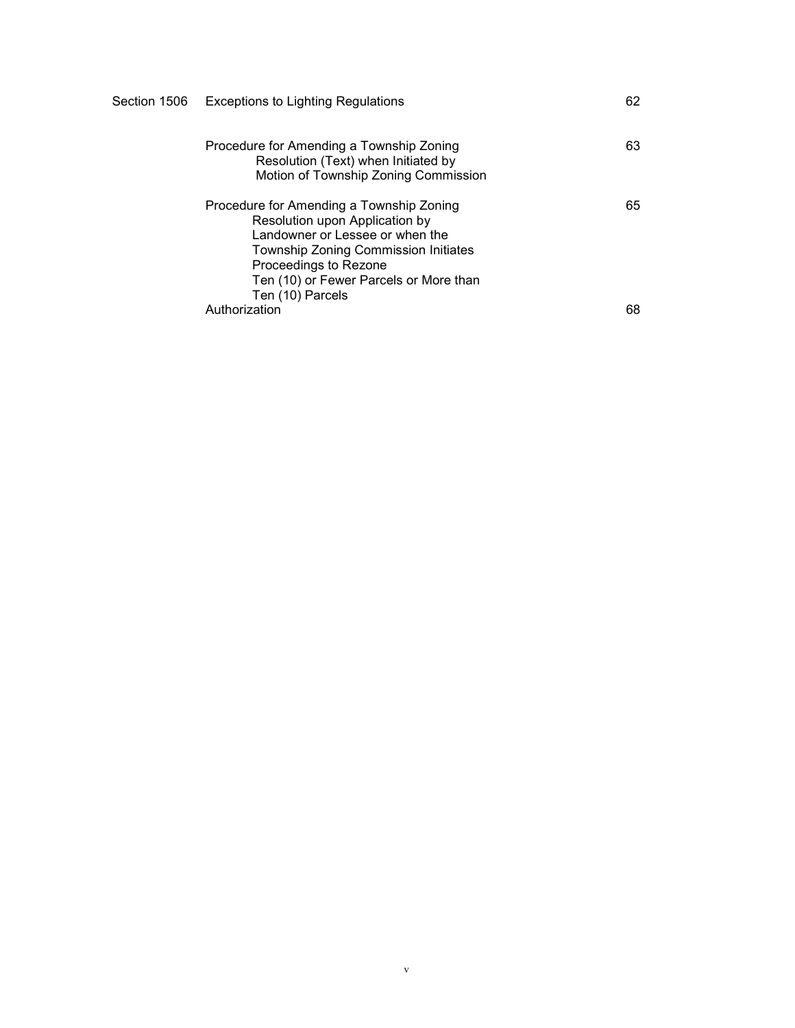| | | |
|---|---|---|
| Section 1506 | Exceptions to Lighting Regulations | 62 |
| | Procedure for Amending a Township Zoning Resolution (Text) when Initiated by Motion of Township Zoning Commission | 63 |
| | Procedure for Amending a Township Zoning Resolution upon Application by Landowner or Lessee or when the Township Zoning Commission Initiates Proceedings to Rezone Ten (10) or Fewer Parcels or More than Ten (10) Parcels | 65 |
| | Authorization | 68 |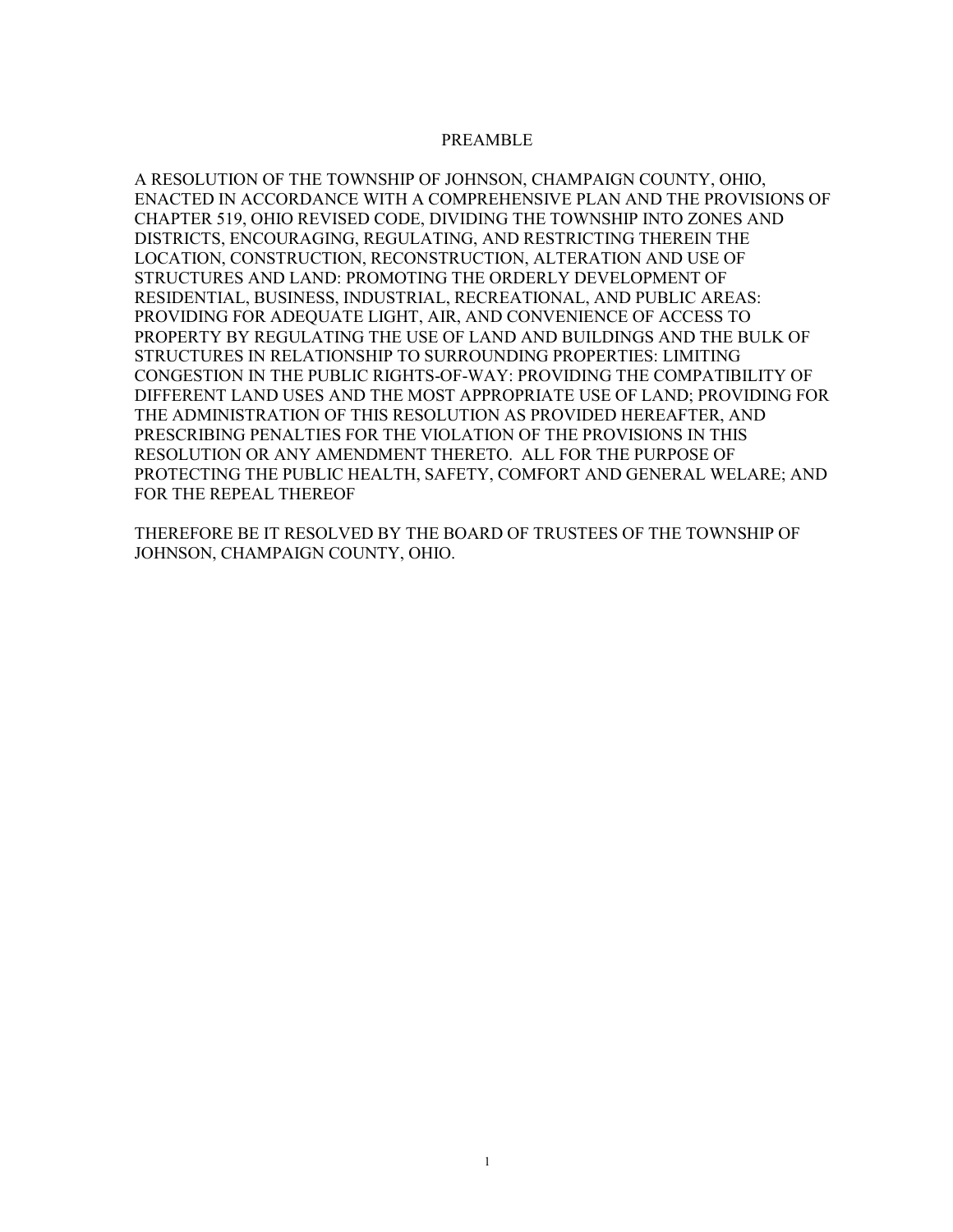# PREAMBLE

A RESOLUTION OF THE TOWNSHIP OF JOHNSON, CHAMPAIGN COUNTY, OHIO, ENACTED IN ACCORDANCE WITH A COMPREHENSIVE PLAN AND THE PROVISIONS OF CHAPTER 519, OHIO REVISED CODE, DIVIDING THE TOWNSHIP INTO ZONES AND DISTRICTS, ENCOURAGING, REGULATING, AND RESTRICTING THEREIN THE LOCATION, CONSTRUCTION, RECONSTRUCTION, ALTERATION AND USE OF STRUCTURES AND LAND: PROMOTING THE ORDERLY DEVELOPMENT OF RESIDENTIAL, BUSINESS, INDUSTRIAL, RECREATIONAL, AND PUBLIC AREAS: PROVIDING FOR ADEQUATE LIGHT, AIR, AND CONVENIENCE OF ACCESS TO PROPERTY BY REGULATING THE USE OF LAND AND BUILDINGS AND THE BULK OF STRUCTURES IN RELATIONSHIP TO SURROUNDING PROPERTIES: LIMITING CONGESTION IN THE PUBLIC RIGHTS-OF-WAY: PROVIDING THE COMPATIBILITY OF DIFFERENT LAND USES AND THE MOST APPROPRIATE USE OF LAND; PROVIDING FOR THE ADMINISTRATION OF THIS RESOLUTION AS PROVIDED HEREAFTER, AND PRESCRIBING PENALTIES FOR THE VIOLATION OF THE PROVISIONS IN THIS RESOLUTION OR ANY AMENDMENT THERETO. ALL FOR THE PURPOSE OF PROTECTING THE PUBLIC HEALTH, SAFETY, COMFORT AND GENERAL WELARE; AND FOR THE REPEAL THEREOF

THEREFORE BE IT RESOLVED BY THE BOARD OF TRUSTEES OF THE TOWNSHIP OF JOHNSON, CHAMPAIGN COUNTY, OHIO.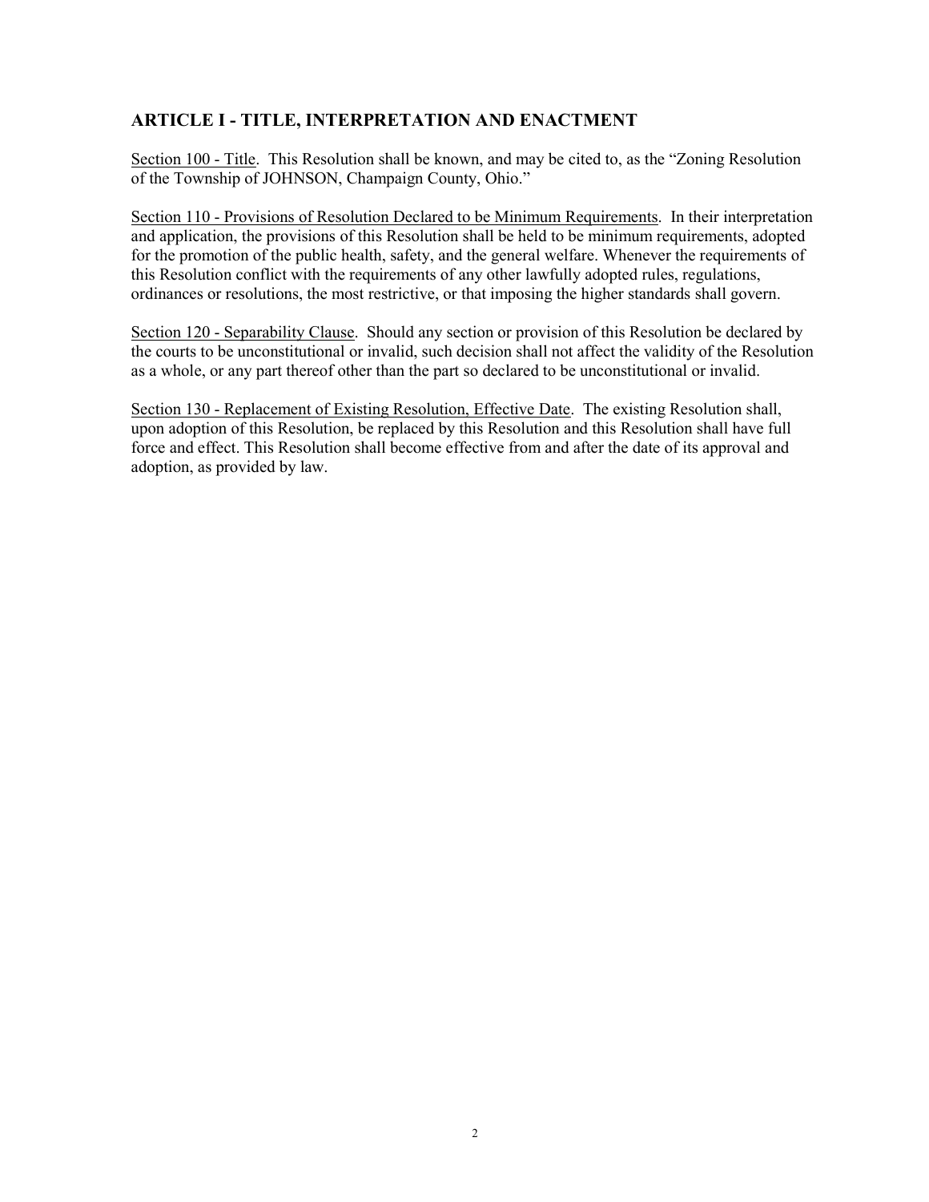## ARTICLE I - TITLE, INTERPRETATION AND ENACTMENT

Section 100 - Title. This Resolution shall be known, and may be cited to, as the "Zoning Resolution of the Township of JOHNSON, Champaign County, Ohio."

Section 110 - Provisions of Resolution Declared to be Minimum Requirements. In their interpretation and application, the provisions of this Resolution shall be held to be minimum requirements, adopted for the promotion of the public health, safety, and the general welfare. Whenever the requirements of this Resolution conflict with the requirements of any other lawfully adopted rules, regulations, ordinances or resolutions, the most restrictive, or that imposing the higher standards shall govern.

Section 120 - Separability Clause. Should any section or provision of this Resolution be declared by the courts to be unconstitutional or invalid, such decision shall not affect the validity of the Resolution as a whole, or any part thereof other than the part so declared to be unconstitutional or invalid.

Section 130 - Replacement of Existing Resolution, Effective Date. The existing Resolution shall, upon adoption of this Resolution, be replaced by this Resolution and this Resolution shall have full force and effect. This Resolution shall become effective from and after the date of its approval and adoption, as provided by law.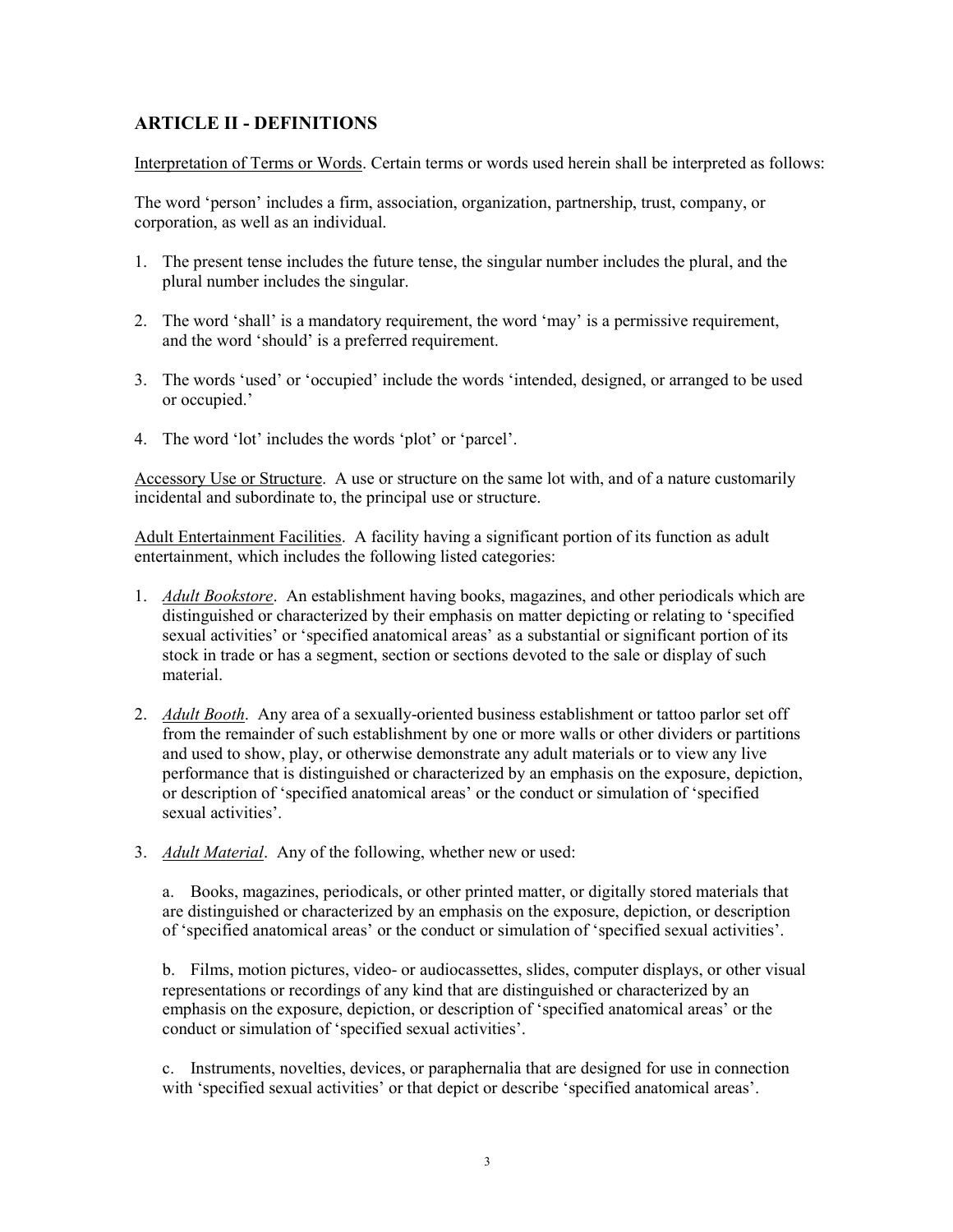## ARTICLE II - DEFINITIONS

Interpretation of Terms or Words. Certain terms or words used herein shall be interpreted as follows:

The word 'person' includes a firm, association, organization, partnership, trust, company, or corporation, as well as an individual.

1. The present tense includes the future tense, the singular number includes the plural, and the plural number includes the singular.

2. The word 'shall' is a mandatory requirement, the word 'may' is a permissive requirement, and the word 'should' is a preferred requirement.

3. The words 'used' or 'occupied' include the words 'intended, designed, or arranged to be used or occupied.'

4. The word 'lot' includes the words 'plot' or 'parcel'.

Accessory Use or Structure. A use or structure on the same lot with, and of a nature customarily incidental and subordinate to, the principal use or structure.

Adult Entertainment Facilities. A facility having a significant portion of its function as adult entertainment, which includes the following listed categories:

1. *Adult Bookstore*. An establishment having books, magazines, and other periodicals which are distinguished or characterized by their emphasis on matter depicting or relating to 'specified sexual activities' or 'specified anatomical areas' as a substantial or significant portion of its stock in trade or has a segment, section or sections devoted to the sale or display of such material.

2. *Adult Booth*. Any area of a sexually-oriented business establishment or tattoo parlor set off from the remainder of such establishment by one or more walls or other dividers or partitions and used to show, play, or otherwise demonstrate any adult materials or to view any live performance that is distinguished or characterized by an emphasis on the exposure, depiction, or description of 'specified anatomical areas' or the conduct or simulation of 'specified sexual activities'.

3. *Adult Material*. Any of the following, whether new or used:

   a. Books, magazines, periodicals, or other printed matter, or digitally stored materials that are distinguished or characterized by an emphasis on the exposure, depiction, or description of 'specified anatomical areas' or the conduct or simulation of 'specified sexual activities'.

   b. Films, motion pictures, video- or audiocassettes, slides, computer displays, or other visual representations or recordings of any kind that are distinguished or characterized by an emphasis on the exposure, depiction, or description of 'specified anatomical areas' or the conduct or simulation of 'specified sexual activities'.

   c. Instruments, novelties, devices, or paraphernalia that are designed for use in connection with 'specified sexual activities' or that depict or describe 'specified anatomical areas'.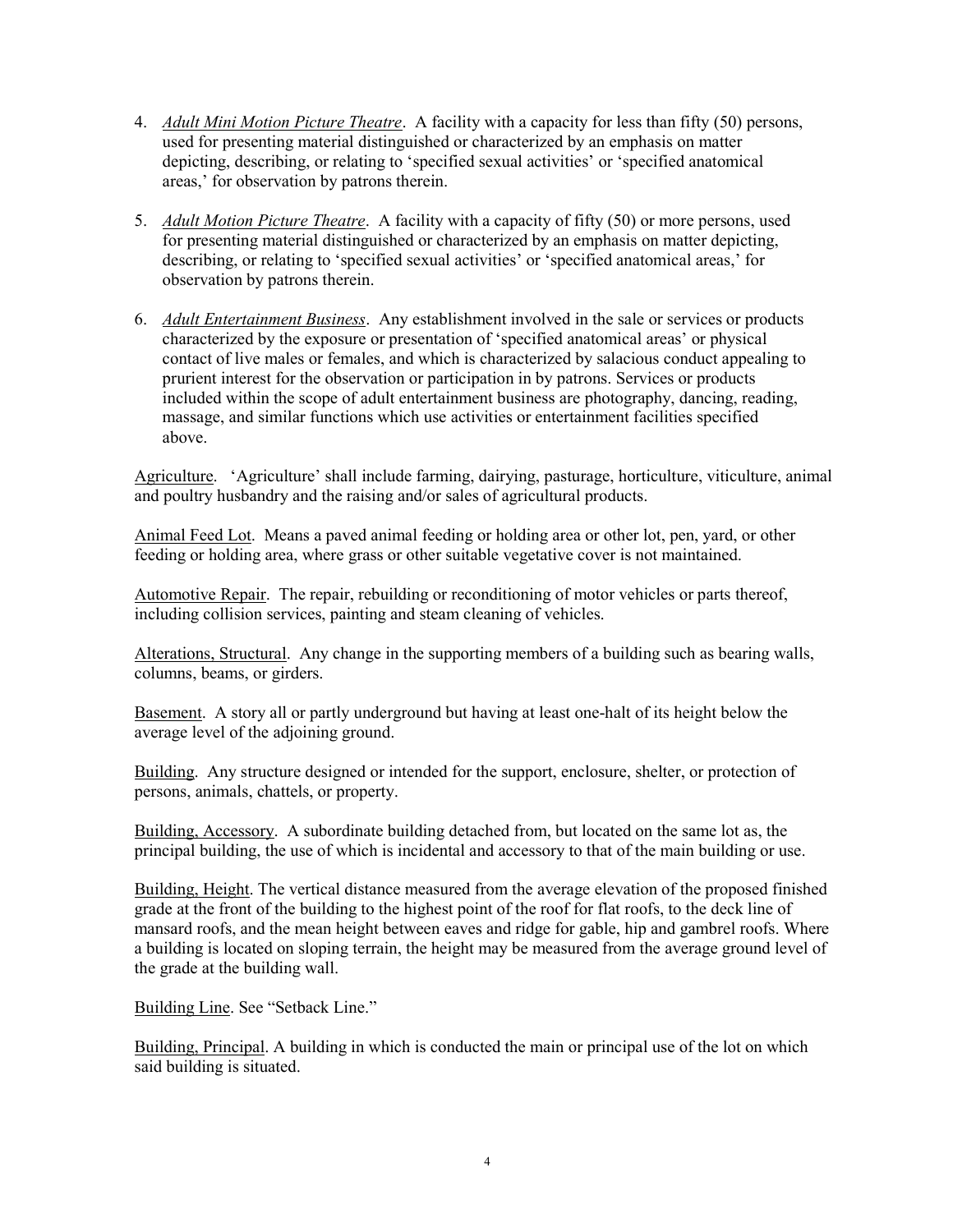4. *Adult Mini Motion Picture Theatre*. A facility with a capacity for less than fifty (50) persons, used for presenting material distinguished or characterized by an emphasis on matter depicting, describing, or relating to 'specified sexual activities' or 'specified anatomical areas,' for observation by patrons therein.

5. *Adult Motion Picture Theatre*. A facility with a capacity of fifty (50) or more persons, used for presenting material distinguished or characterized by an emphasis on matter depicting, describing, or relating to 'specified sexual activities' or 'specified anatomical areas,' for observation by patrons therein.

6. *Adult Entertainment Business*. Any establishment involved in the sale or services or products characterized by the exposure or presentation of 'specified anatomical areas' or physical contact of live males or females, and which is characterized by salacious conduct appealing to prurient interest for the observation or participation in by patrons. Services or products included within the scope of adult entertainment business are photography, dancing, reading, massage, and similar functions which use activities or entertainment facilities specified above.

Agriculture. 'Agriculture' shall include farming, dairying, pasturage, horticulture, viticulture, animal and poultry husbandry and the raising and/or sales of agricultural products.

Animal Feed Lot. Means a paved animal feeding or holding area or other lot, pen, yard, or other feeding or holding area, where grass or other suitable vegetative cover is not maintained.

Automotive Repair. The repair, rebuilding or reconditioning of motor vehicles or parts thereof, including collision services, painting and steam cleaning of vehicles.

Alterations, Structural. Any change in the supporting members of a building such as bearing walls, columns, beams, or girders.

Basement. A story all or partly underground but having at least one-halt of its height below the average level of the adjoining ground.

Building. Any structure designed or intended for the support, enclosure, shelter, or protection of persons, animals, chattels, or property.

Building, Accessory. A subordinate building detached from, but located on the same lot as, the principal building, the use of which is incidental and accessory to that of the main building or use.

Building, Height. The vertical distance measured from the average elevation of the proposed finished grade at the front of the building to the highest point of the roof for flat roofs, to the deck line of mansard roofs, and the mean height between eaves and ridge for gable, hip and gambrel roofs. Where a building is located on sloping terrain, the height may be measured from the average ground level of the grade at the building wall.

Building Line. See "Setback Line."

Building, Principal. A building in which is conducted the main or principal use of the lot on which said building is situated.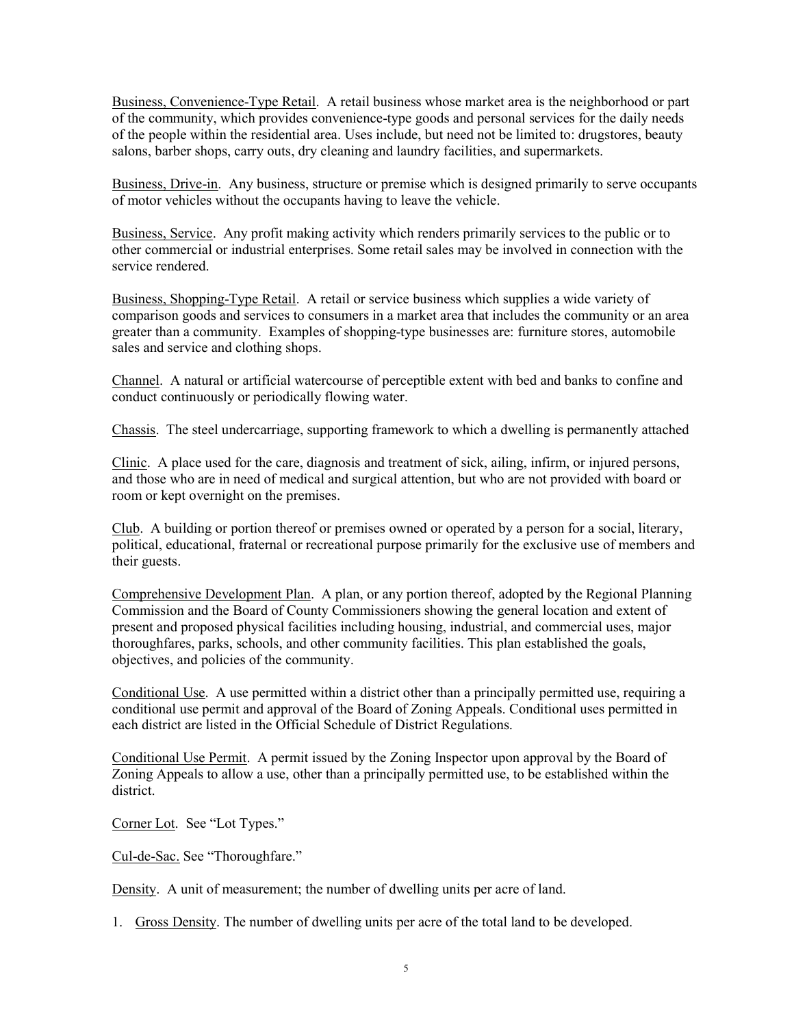Business, Convenience-Type Retail. A retail business whose market area is the neighborhood or part of the community, which provides convenience-type goods and personal services for the daily needs of the people within the residential area. Uses include, but need not be limited to: drugstores, beauty salons, barber shops, carry outs, dry cleaning and laundry facilities, and supermarkets.

Business, Drive-in. Any business, structure or premise which is designed primarily to serve occupants of motor vehicles without the occupants having to leave the vehicle.

Business, Service. Any profit making activity which renders primarily services to the public or to other commercial or industrial enterprises. Some retail sales may be involved in connection with the service rendered.

Business, Shopping-Type Retail. A retail or service business which supplies a wide variety of comparison goods and services to consumers in a market area that includes the community or an area greater than a community. Examples of shopping-type businesses are: furniture stores, automobile sales and service and clothing shops.

Channel. A natural or artificial watercourse of perceptible extent with bed and banks to confine and conduct continuously or periodically flowing water.

Chassis. The steel undercarriage, supporting framework to which a dwelling is permanently attached

Clinic. A place used for the care, diagnosis and treatment of sick, ailing, infirm, or injured persons, and those who are in need of medical and surgical attention, but who are not provided with board or room or kept overnight on the premises.

Club. A building or portion thereof or premises owned or operated by a person for a social, literary, political, educational, fraternal or recreational purpose primarily for the exclusive use of members and their guests.

Comprehensive Development Plan. A plan, or any portion thereof, adopted by the Regional Planning Commission and the Board of County Commissioners showing the general location and extent of present and proposed physical facilities including housing, industrial, and commercial uses, major thoroughfares, parks, schools, and other community facilities. This plan established the goals, objectives, and policies of the community.

Conditional Use. A use permitted within a district other than a principally permitted use, requiring a conditional use permit and approval of the Board of Zoning Appeals. Conditional uses permitted in each district are listed in the Official Schedule of District Regulations.

Conditional Use Permit. A permit issued by the Zoning Inspector upon approval by the Board of Zoning Appeals to allow a use, other than a principally permitted use, to be established within the district.

Corner Lot. See "Lot Types."

Cul-de-Sac. See "Thoroughfare."

Density. A unit of measurement; the number of dwelling units per acre of land.

1. Gross Density. The number of dwelling units per acre of the total land to be developed.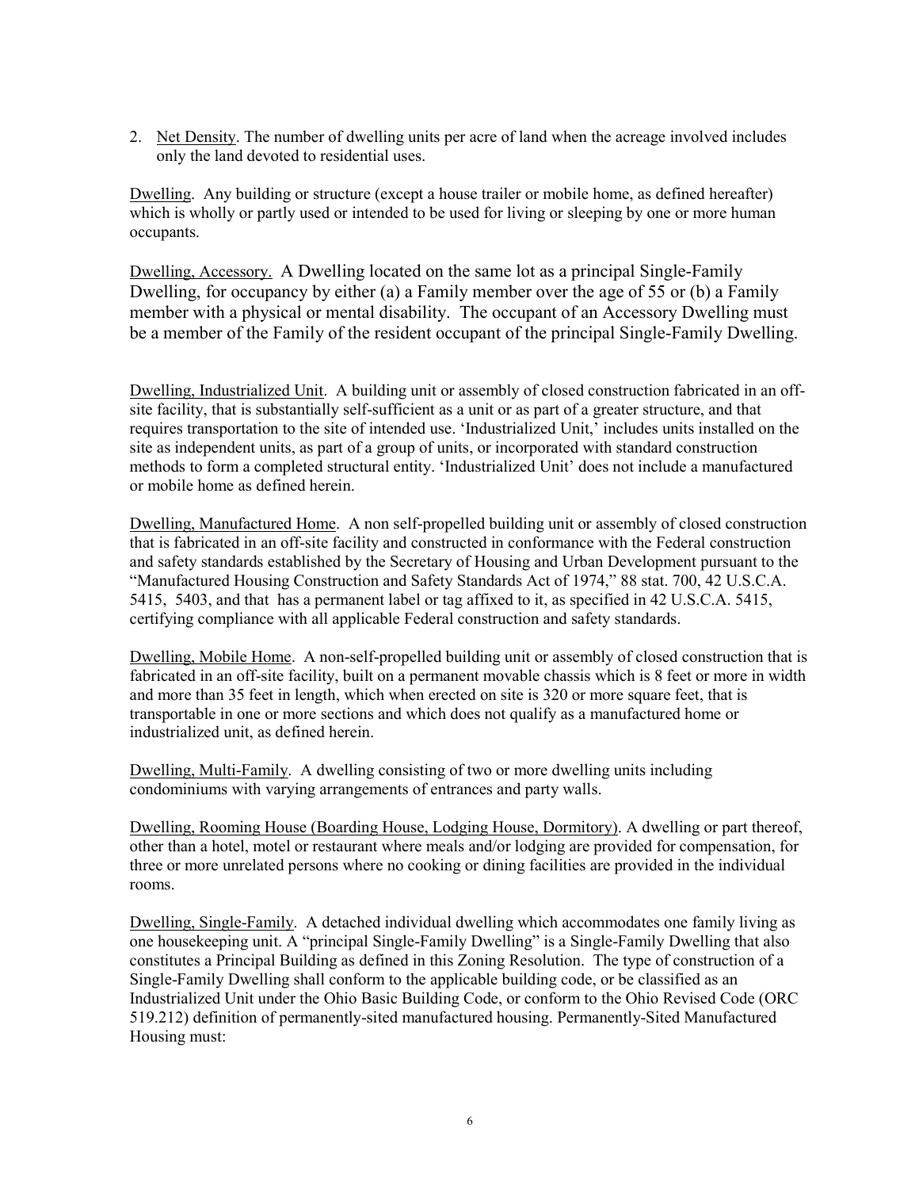2. Net Density. The number of dwelling units per acre of land when the acreage involved includes only the land devoted to residential uses.

Dwelling. Any building or structure (except a house trailer or mobile home, as defined hereafter) which is wholly or partly used or intended to be used for living or sleeping by one or more human occupants.

Dwelling, Accessory. A Dwelling located on the same lot as a principal Single-Family Dwelling, for occupancy by either (a) a Family member over the age of 55 or (b) a Family member with a physical or mental disability. The occupant of an Accessory Dwelling must be a member of the Family of the resident occupant of the principal Single-Family Dwelling.

Dwelling, Industrialized Unit. A building unit or assembly of closed construction fabricated in an off-site facility, that is substantially self-sufficient as a unit or as part of a greater structure, and that requires transportation to the site of intended use. 'Industrialized Unit,' includes units installed on the site as independent units, as part of a group of units, or incorporated with standard construction methods to form a completed structural entity. 'Industrialized Unit' does not include a manufactured or mobile home as defined herein.

Dwelling, Manufactured Home. A non self-propelled building unit or assembly of closed construction that is fabricated in an off-site facility and constructed in conformance with the Federal construction and safety standards established by the Secretary of Housing and Urban Development pursuant to the "Manufactured Housing Construction and Safety Standards Act of 1974," 88 stat. 700, 42 U.S.C.A. 5415, 5403, and that has a permanent label or tag affixed to it, as specified in 42 U.S.C.A. 5415, certifying compliance with all applicable Federal construction and safety standards.

Dwelling, Mobile Home. A non-self-propelled building unit or assembly of closed construction that is fabricated in an off-site facility, built on a permanent movable chassis which is 8 feet or more in width and more than 35 feet in length, which when erected on site is 320 or more square feet, that is transportable in one or more sections and which does not qualify as a manufactured home or industrialized unit, as defined herein.

Dwelling, Multi-Family. A dwelling consisting of two or more dwelling units including condominiums with varying arrangements of entrances and party walls.

Dwelling, Rooming House (Boarding House, Lodging House, Dormitory). A dwelling or part thereof, other than a hotel, motel or restaurant where meals and/or lodging are provided for compensation, for three or more unrelated persons where no cooking or dining facilities are provided in the individual rooms.

Dwelling, Single-Family. A detached individual dwelling which accommodates one family living as one housekeeping unit. A "principal Single-Family Dwelling" is a Single-Family Dwelling that also constitutes a Principal Building as defined in this Zoning Resolution. The type of construction of a Single-Family Dwelling shall conform to the applicable building code, or be classified as an Industrialized Unit under the Ohio Basic Building Code, or conform to the Ohio Revised Code (ORC 519.212) definition of permanently-sited manufactured housing. Permanently-Sited Manufactured Housing must: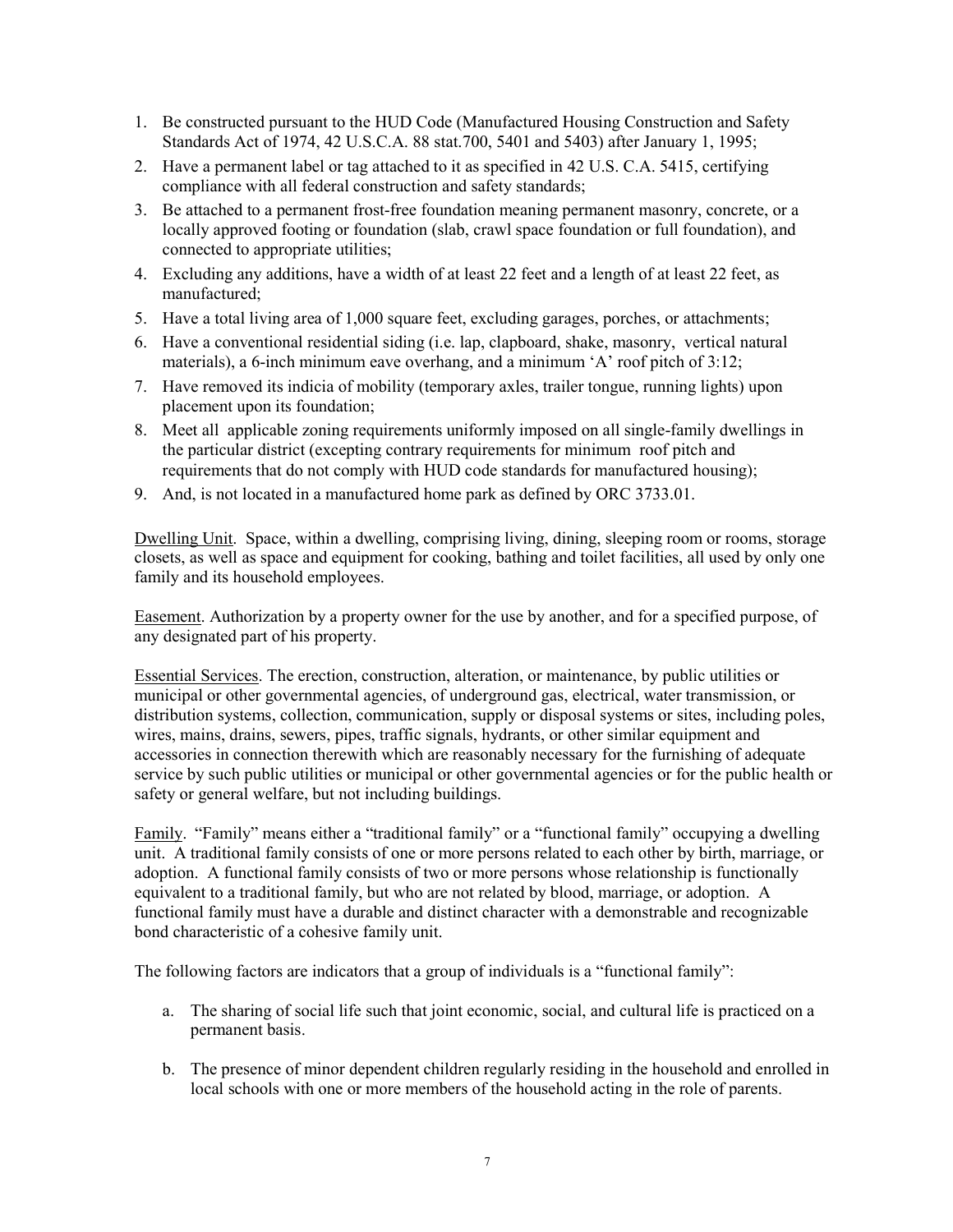1. Be constructed pursuant to the HUD Code (Manufactured Housing Construction and Safety Standards Act of 1974, 42 U.S.C.A. 88 stat.700, 5401 and 5403) after January 1, 1995;
2. Have a permanent label or tag attached to it as specified in 42 U.S. C.A. 5415, certifying compliance with all federal construction and safety standards;
3. Be attached to a permanent frost-free foundation meaning permanent masonry, concrete, or a locally approved footing or foundation (slab, crawl space foundation or full foundation), and connected to appropriate utilities;
4. Excluding any additions, have a width of at least 22 feet and a length of at least 22 feet, as manufactured;
5. Have a total living area of 1,000 square feet, excluding garages, porches, or attachments;
6. Have a conventional residential siding (i.e. lap, clapboard, shake, masonry, vertical natural materials), a 6-inch minimum eave overhang, and a minimum 'A' roof pitch of 3:12;
7. Have removed its indicia of mobility (temporary axles, trailer tongue, running lights) upon placement upon its foundation;
8. Meet all applicable zoning requirements uniformly imposed on all single-family dwellings in the particular district (excepting contrary requirements for minimum roof pitch and requirements that do not comply with HUD code standards for manufactured housing);
9. And, is not located in a manufactured home park as defined by ORC 3733.01.

Dwelling Unit. Space, within a dwelling, comprising living, dining, sleeping room or rooms, storage closets, as well as space and equipment for cooking, bathing and toilet facilities, all used by only one family and its household employees.

Easement. Authorization by a property owner for the use by another, and for a specified purpose, of any designated part of his property.

Essential Services. The erection, construction, alteration, or maintenance, by public utilities or municipal or other governmental agencies, of underground gas, electrical, water transmission, or distribution systems, collection, communication, supply or disposal systems or sites, including poles, wires, mains, drains, sewers, pipes, traffic signals, hydrants, or other similar equipment and accessories in connection therewith which are reasonably necessary for the furnishing of adequate service by such public utilities or municipal or other governmental agencies or for the public health or safety or general welfare, but not including buildings.

Family. "Family" means either a "traditional family" or a "functional family" occupying a dwelling unit. A traditional family consists of one or more persons related to each other by birth, marriage, or adoption. A functional family consists of two or more persons whose relationship is functionally equivalent to a traditional family, but who are not related by blood, marriage, or adoption. A functional family must have a durable and distinct character with a demonstrable and recognizable bond characteristic of a cohesive family unit.

The following factors are indicators that a group of individuals is a "functional family":

a. The sharing of social life such that joint economic, social, and cultural life is practiced on a permanent basis.

b. The presence of minor dependent children regularly residing in the household and enrolled in local schools with one or more members of the household acting in the role of parents.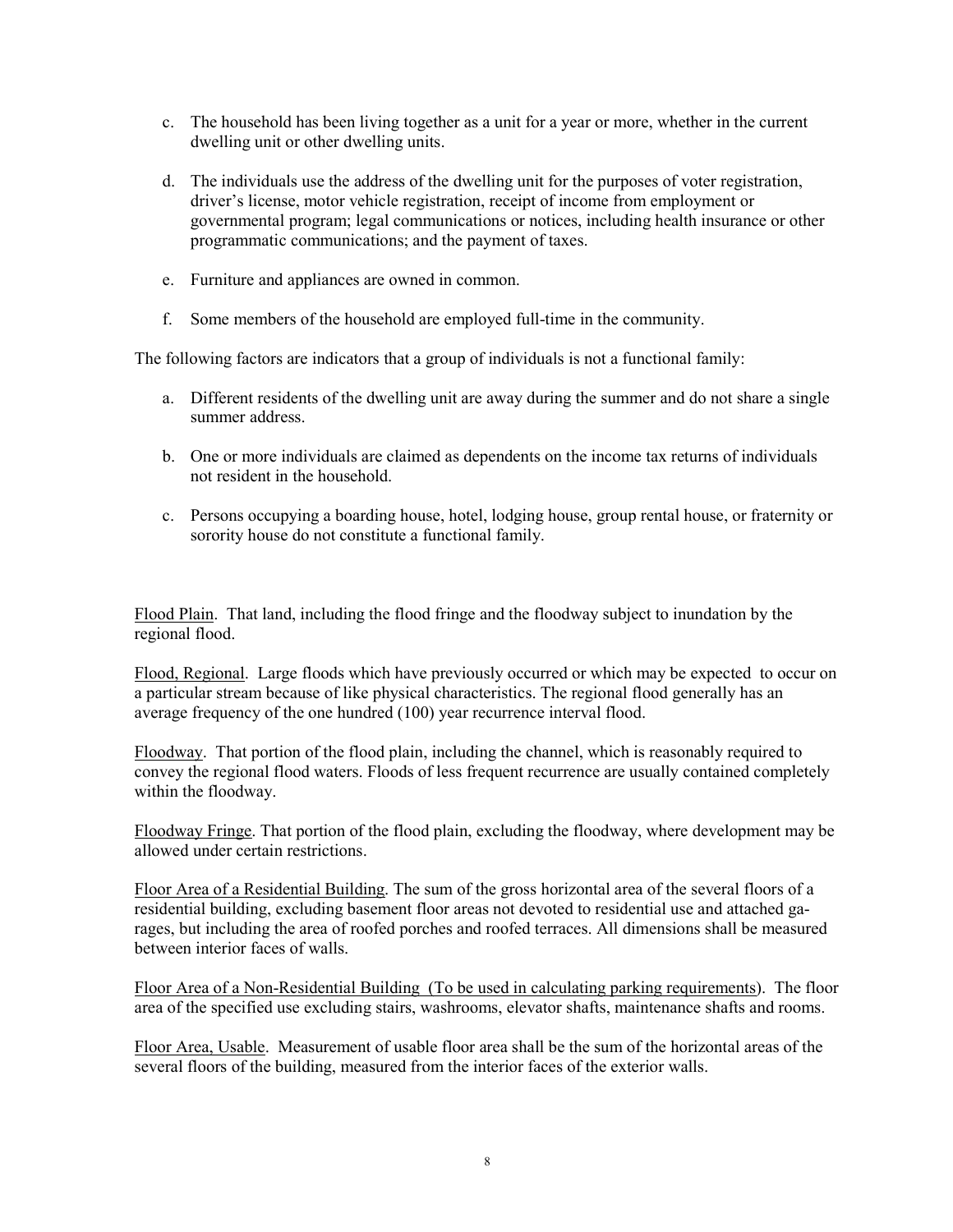c. The household has been living together as a unit for a year or more, whether in the current dwelling unit or other dwelling units.

d. The individuals use the address of the dwelling unit for the purposes of voter registration, driver's license, motor vehicle registration, receipt of income from employment or governmental program; legal communications or notices, including health insurance or other programmatic communications; and the payment of taxes.

e. Furniture and appliances are owned in common.

f. Some members of the household are employed full-time in the community.

The following factors are indicators that a group of individuals is not a functional family:

a. Different residents of the dwelling unit are away during the summer and do not share a single summer address.

b. One or more individuals are claimed as dependents on the income tax returns of individuals not resident in the household.

c. Persons occupying a boarding house, hotel, lodging house, group rental house, or fraternity or sorority house do not constitute a functional family.

<u>Flood Plain</u>. That land, including the flood fringe and the floodway subject to inundation by the regional flood.

<u>Flood, Regional</u>. Large floods which have previously occurred or which may be expected to occur on a particular stream because of like physical characteristics. The regional flood generally has an average frequency of the one hundred (100) year recurrence interval flood.

<u>Floodway</u>. That portion of the flood plain, including the channel, which is reasonably required to convey the regional flood waters. Floods of less frequent recurrence are usually contained completely within the floodway.

<u>Floodway Fringe</u>. That portion of the flood plain, excluding the floodway, where development may be allowed under certain restrictions.

<u>Floor Area of a Residential Building</u>. The sum of the gross horizontal area of the several floors of a residential building, excluding basement floor areas not devoted to residential use and attached garages, but including the area of roofed porches and roofed terraces. All dimensions shall be measured between interior faces of walls.

<u>Floor Area of a Non-Residential Building (To be used in calculating parking requirements)</u>. The floor area of the specified use excluding stairs, washrooms, elevator shafts, maintenance shafts and rooms.

<u>Floor Area, Usable</u>. Measurement of usable floor area shall be the sum of the horizontal areas of the several floors of the building, measured from the interior faces of the exterior walls.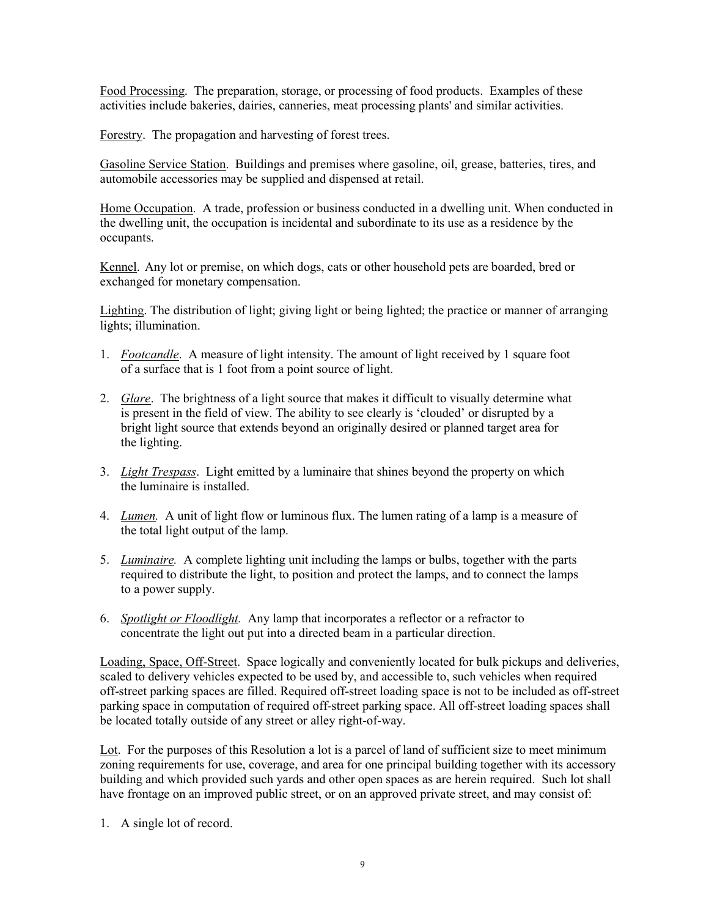<u>Food Processing</u>. The preparation, storage, or processing of food products. Examples of these activities include bakeries, dairies, canneries, meat processing plants' and similar activities.

<u>Forestry</u>. The propagation and harvesting of forest trees.

<u>Gasoline Service Station</u>. Buildings and premises where gasoline, oil, grease, batteries, tires, and automobile accessories may be supplied and dispensed at retail.

<u>Home Occupation</u>. A trade, profession or business conducted in a dwelling unit. When conducted in the dwelling unit, the occupation is incidental and subordinate to its use as a residence by the occupants.

<u>Kennel</u>. Any lot or premise, on which dogs, cats or other household pets are boarded, bred or exchanged for monetary compensation.

<u>Lighting</u>. The distribution of light; giving light or being lighted; the practice or manner of arranging lights; illumination.

1. <u>*Footcandle*</u>. A measure of light intensity. The amount of light received by 1 square foot of a surface that is 1 foot from a point source of light.

2. <u>*Glare*</u>. The brightness of a light source that makes it difficult to visually determine what is present in the field of view. The ability to see clearly is 'clouded' or disrupted by a bright light source that extends beyond an originally desired or planned target area for the lighting.

3. <u>*Light Trespass*</u>. Light emitted by a luminaire that shines beyond the property on which the luminaire is installed.

4. <u>*Lumen.*</u> A unit of light flow or luminous flux. The lumen rating of a lamp is a measure of the total light output of the lamp.

5. <u>*Luminaire.*</u> A complete lighting unit including the lamps or bulbs, together with the parts required to distribute the light, to position and protect the lamps, and to connect the lamps to a power supply.

6. <u>*Spotlight or Floodlight.*</u> Any lamp that incorporates a reflector or a refractor to concentrate the light out put into a directed beam in a particular direction.

<u>Loading, Space, Off-Street</u>. Space logically and conveniently located for bulk pickups and deliveries, scaled to delivery vehicles expected to be used by, and accessible to, such vehicles when required off-street parking spaces are filled. Required off-street loading space is not to be included as off-street parking space in computation of required off-street parking space. All off-street loading spaces shall be located totally outside of any street or alley right-of-way.

<u>Lot</u>. For the purposes of this Resolution a lot is a parcel of land of sufficient size to meet minimum zoning requirements for use, coverage, and area for one principal building together with its accessory building and which provided such yards and other open spaces as are herein required. Such lot shall have frontage on an improved public street, or on an approved private street, and may consist of:

1. A single lot of record.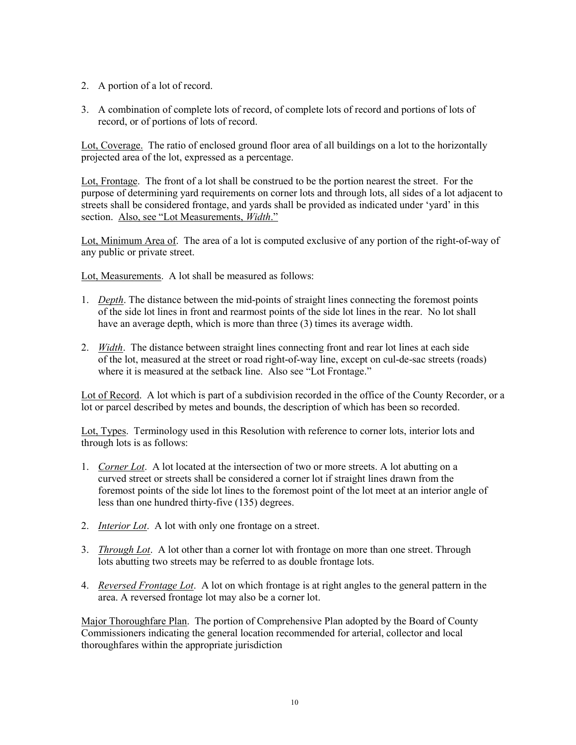2. A portion of a lot of record.

3. A combination of complete lots of record, of complete lots of record and portions of lots of record, or of portions of lots of record.

Lot, Coverage. The ratio of enclosed ground floor area of all buildings on a lot to the horizontally projected area of the lot, expressed as a percentage.

Lot, Frontage. The front of a lot shall be construed to be the portion nearest the street. For the purpose of determining yard requirements on corner lots and through lots, all sides of a lot adjacent to streets shall be considered frontage, and yards shall be provided as indicated under 'yard' in this section. Also, see "Lot Measurements, *Width*."

Lot, Minimum Area of. The area of a lot is computed exclusive of any portion of the right-of-way of any public or private street.

Lot, Measurements. A lot shall be measured as follows:

1. *Depth*. The distance between the mid-points of straight lines connecting the foremost points of the side lot lines in front and rearmost points of the side lot lines in the rear. No lot shall have an average depth, which is more than three (3) times its average width.

2. *Width*. The distance between straight lines connecting front and rear lot lines at each side of the lot, measured at the street or road right-of-way line, except on cul-de-sac streets (roads) where it is measured at the setback line. Also see "Lot Frontage."

Lot of Record. A lot which is part of a subdivision recorded in the office of the County Recorder, or a lot or parcel described by metes and bounds, the description of which has been so recorded.

Lot, Types. Terminology used in this Resolution with reference to corner lots, interior lots and through lots is as follows:

1. *Corner Lot*. A lot located at the intersection of two or more streets. A lot abutting on a curved street or streets shall be considered a corner lot if straight lines drawn from the foremost points of the side lot lines to the foremost point of the lot meet at an interior angle of less than one hundred thirty-five (135) degrees.

2. *Interior Lot*. A lot with only one frontage on a street.

3. *Through Lot*. A lot other than a corner lot with frontage on more than one street. Through lots abutting two streets may be referred to as double frontage lots.

4. *Reversed Frontage Lot*. A lot on which frontage is at right angles to the general pattern in the area. A reversed frontage lot may also be a corner lot.

Major Thoroughfare Plan. The portion of Comprehensive Plan adopted by the Board of County Commissioners indicating the general location recommended for arterial, collector and local thoroughfares within the appropriate jurisdiction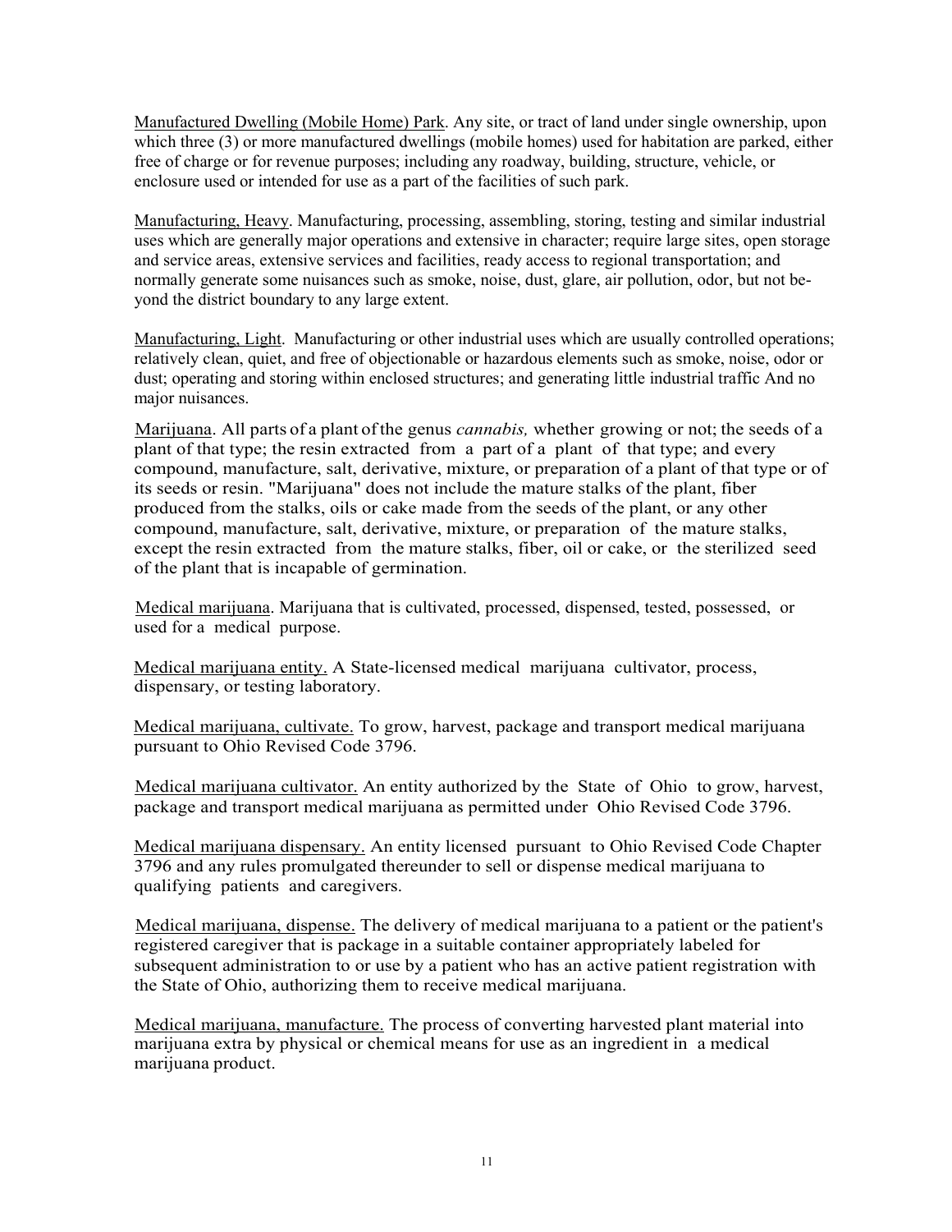Manufactured Dwelling (Mobile Home) Park. Any site, or tract of land under single ownership, upon which three (3) or more manufactured dwellings (mobile homes) used for habitation are parked, either free of charge or for revenue purposes; including any roadway, building, structure, vehicle, or enclosure used or intended for use as a part of the facilities of such park.

Manufacturing, Heavy. Manufacturing, processing, assembling, storing, testing and similar industrial uses which are generally major operations and extensive in character; require large sites, open storage and service areas, extensive services and facilities, ready access to regional transportation; and normally generate some nuisances such as smoke, noise, dust, glare, air pollution, odor, but not beyond the district boundary to any large extent.

Manufacturing, Light. Manufacturing or other industrial uses which are usually controlled operations; relatively clean, quiet, and free of objectionable or hazardous elements such as smoke, noise, odor or dust; operating and storing within enclosed structures; and generating little industrial traffic And no major nuisances.

Marijuana. All parts of a plant of the genus *cannabis,* whether growing or not; the seeds of a plant of that type; the resin extracted from a part of a plant of that type; and every compound, manufacture, salt, derivative, mixture, or preparation of a plant of that type or of its seeds or resin. "Marijuana" does not include the mature stalks of the plant, fiber produced from the stalks, oils or cake made from the seeds of the plant, or any other compound, manufacture, salt, derivative, mixture, or preparation of the mature stalks, except the resin extracted from the mature stalks, fiber, oil or cake, or the sterilized seed of the plant that is incapable of germination.

Medical marijuana. Marijuana that is cultivated, processed, dispensed, tested, possessed, or used for a medical purpose.

Medical marijuana entity. A State-licensed medical marijuana cultivator, process, dispensary, or testing laboratory.

Medical marijuana, cultivate. To grow, harvest, package and transport medical marijuana pursuant to Ohio Revised Code 3796.

Medical marijuana cultivator. An entity authorized by the State of Ohio to grow, harvest, package and transport medical marijuana as permitted under Ohio Revised Code 3796.

Medical marijuana dispensary. An entity licensed pursuant to Ohio Revised Code Chapter 3796 and any rules promulgated thereunder to sell or dispense medical marijuana to qualifying patients and caregivers.

Medical marijuana, dispense. The delivery of medical marijuana to a patient or the patient's registered caregiver that is package in a suitable container appropriately labeled for subsequent administration to or use by a patient who has an active patient registration with the State of Ohio, authorizing them to receive medical marijuana.

Medical marijuana, manufacture. The process of converting harvested plant material into marijuana extra by physical or chemical means for use as an ingredient in a medical marijuana product.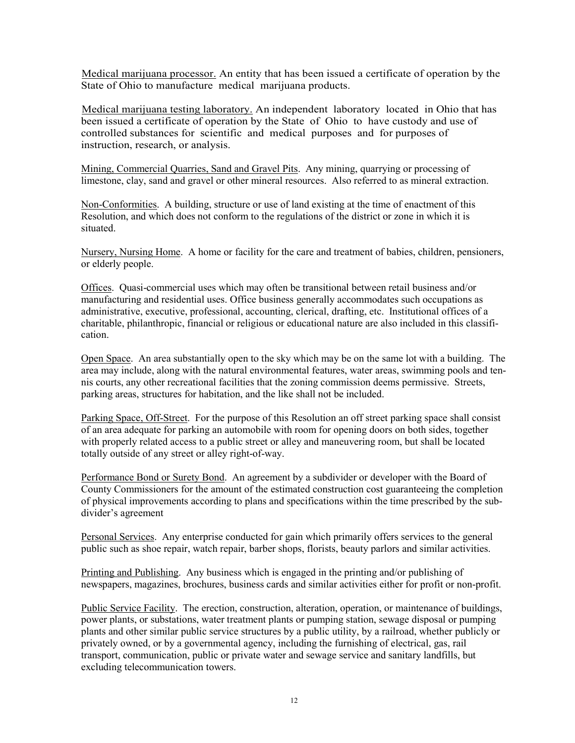Medical marijuana processor. An entity that has been issued a certificate of operation by the State of Ohio to manufacture medical marijuana products.

Medical marijuana testing laboratory. An independent laboratory located in Ohio that has been issued a certificate of operation by the State of Ohio to have custody and use of controlled substances for scientific and medical purposes and for purposes of instruction, research, or analysis.

Mining, Commercial Quarries, Sand and Gravel Pits. Any mining, quarrying or processing of limestone, clay, sand and gravel or other mineral resources. Also referred to as mineral extraction.

Non-Conformities. A building, structure or use of land existing at the time of enactment of this Resolution, and which does not conform to the regulations of the district or zone in which it is situated.

Nursery, Nursing Home. A home or facility for the care and treatment of babies, children, pensioners, or elderly people.

Offices. Quasi-commercial uses which may often be transitional between retail business and/or manufacturing and residential uses. Office business generally accommodates such occupations as administrative, executive, professional, accounting, clerical, drafting, etc. Institutional offices of a charitable, philanthropic, financial or religious or educational nature are also included in this classification.

Open Space. An area substantially open to the sky which may be on the same lot with a building. The area may include, along with the natural environmental features, water areas, swimming pools and tennis courts, any other recreational facilities that the zoning commission deems permissive. Streets, parking areas, structures for habitation, and the like shall not be included.

Parking Space, Off-Street. For the purpose of this Resolution an off street parking space shall consist of an area adequate for parking an automobile with room for opening doors on both sides, together with properly related access to a public street or alley and maneuvering room, but shall be located totally outside of any street or alley right-of-way.

Performance Bond or Surety Bond. An agreement by a subdivider or developer with the Board of County Commissioners for the amount of the estimated construction cost guaranteeing the completion of physical improvements according to plans and specifications within the time prescribed by the subdivider's agreement

Personal Services. Any enterprise conducted for gain which primarily offers services to the general public such as shoe repair, watch repair, barber shops, florists, beauty parlors and similar activities.

Printing and Publishing. Any business which is engaged in the printing and/or publishing of newspapers, magazines, brochures, business cards and similar activities either for profit or non-profit.

Public Service Facility. The erection, construction, alteration, operation, or maintenance of buildings, power plants, or substations, water treatment plants or pumping station, sewage disposal or pumping plants and other similar public service structures by a public utility, by a railroad, whether publicly or privately owned, or by a governmental agency, including the furnishing of electrical, gas, rail transport, communication, public or private water and sewage service and sanitary landfills, but excluding telecommunication towers.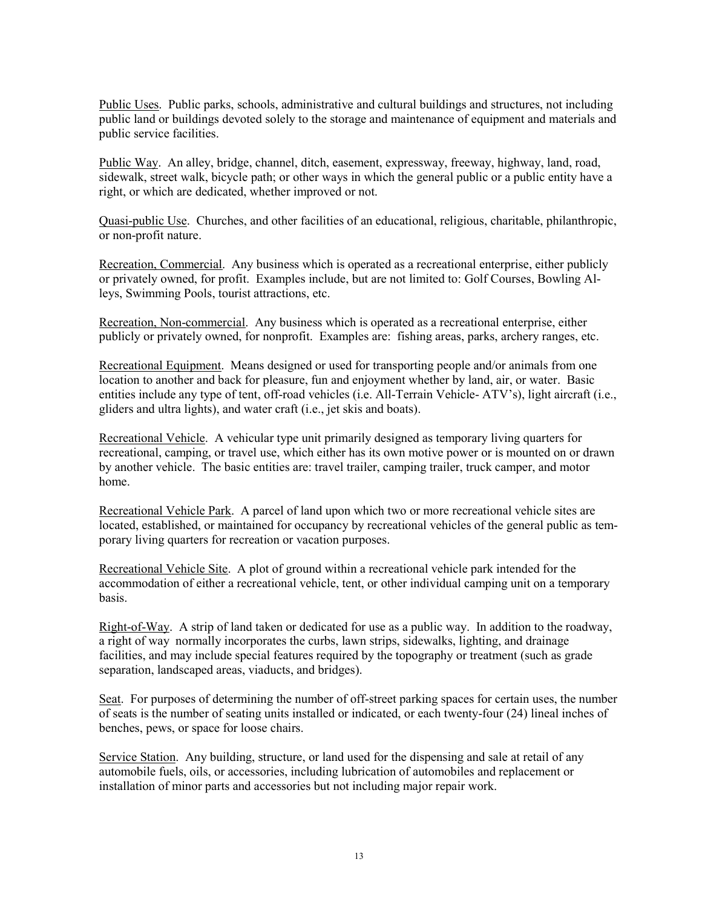Public Uses. Public parks, schools, administrative and cultural buildings and structures, not including public land or buildings devoted solely to the storage and maintenance of equipment and materials and public service facilities.

Public Way. An alley, bridge, channel, ditch, easement, expressway, freeway, highway, land, road, sidewalk, street walk, bicycle path; or other ways in which the general public or a public entity have a right, or which are dedicated, whether improved or not.

Quasi-public Use. Churches, and other facilities of an educational, religious, charitable, philanthropic, or non-profit nature.

Recreation, Commercial. Any business which is operated as a recreational enterprise, either publicly or privately owned, for profit. Examples include, but are not limited to: Golf Courses, Bowling Alleys, Swimming Pools, tourist attractions, etc.

Recreation, Non-commercial. Any business which is operated as a recreational enterprise, either publicly or privately owned, for nonprofit. Examples are: fishing areas, parks, archery ranges, etc.

Recreational Equipment. Means designed or used for transporting people and/or animals from one location to another and back for pleasure, fun and enjoyment whether by land, air, or water. Basic entities include any type of tent, off-road vehicles (i.e. All-Terrain Vehicle- ATV's), light aircraft (i.e., gliders and ultra lights), and water craft (i.e., jet skis and boats).

Recreational Vehicle. A vehicular type unit primarily designed as temporary living quarters for recreational, camping, or travel use, which either has its own motive power or is mounted on or drawn by another vehicle. The basic entities are: travel trailer, camping trailer, truck camper, and motor home.

Recreational Vehicle Park. A parcel of land upon which two or more recreational vehicle sites are located, established, or maintained for occupancy by recreational vehicles of the general public as temporary living quarters for recreation or vacation purposes.

Recreational Vehicle Site. A plot of ground within a recreational vehicle park intended for the accommodation of either a recreational vehicle, tent, or other individual camping unit on a temporary basis.

Right-of-Way. A strip of land taken or dedicated for use as a public way. In addition to the roadway, a right of way normally incorporates the curbs, lawn strips, sidewalks, lighting, and drainage facilities, and may include special features required by the topography or treatment (such as grade separation, landscaped areas, viaducts, and bridges).

Seat. For purposes of determining the number of off-street parking spaces for certain uses, the number of seats is the number of seating units installed or indicated, or each twenty-four (24) lineal inches of benches, pews, or space for loose chairs.

Service Station. Any building, structure, or land used for the dispensing and sale at retail of any automobile fuels, oils, or accessories, including lubrication of automobiles and replacement or installation of minor parts and accessories but not including major repair work.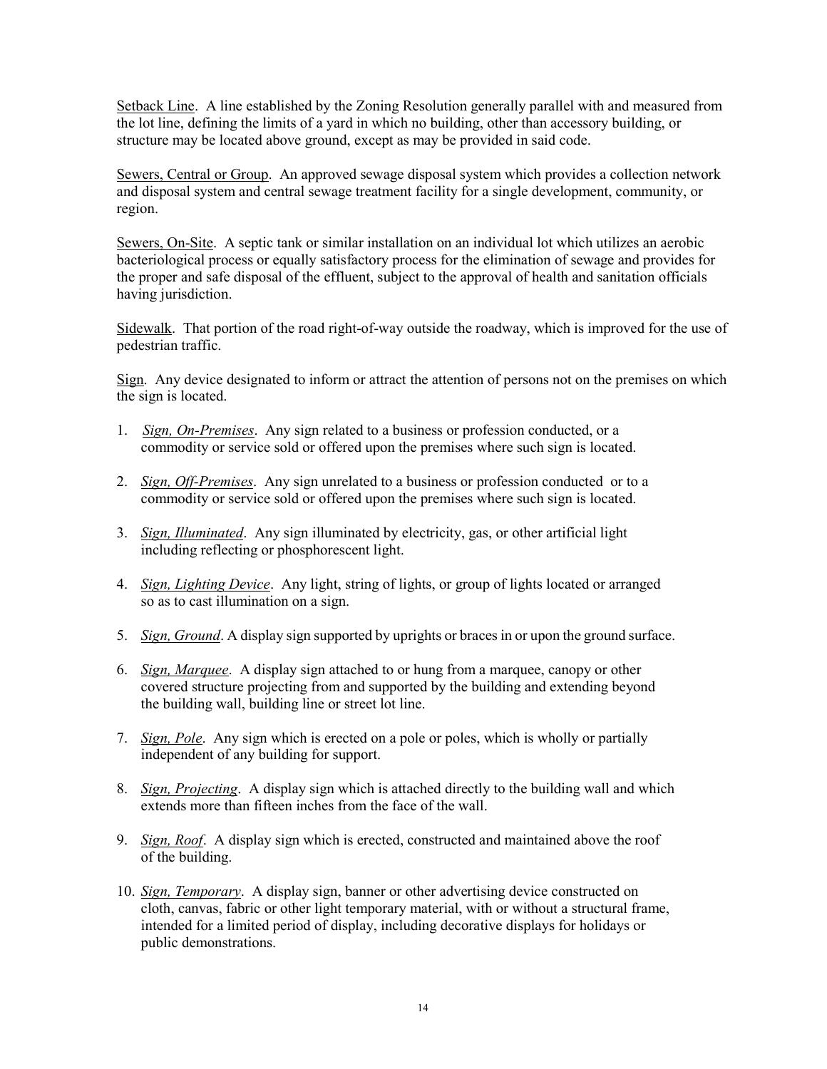Setback Line. A line established by the Zoning Resolution generally parallel with and measured from the lot line, defining the limits of a yard in which no building, other than accessory building, or structure may be located above ground, except as may be provided in said code.

Sewers, Central or Group. An approved sewage disposal system which provides a collection network and disposal system and central sewage treatment facility for a single development, community, or region.

Sewers, On-Site. A septic tank or similar installation on an individual lot which utilizes an aerobic bacteriological process or equally satisfactory process for the elimination of sewage and provides for the proper and safe disposal of the effluent, subject to the approval of health and sanitation officials having jurisdiction.

Sidewalk. That portion of the road right-of-way outside the roadway, which is improved for the use of pedestrian traffic.

Sign. Any device designated to inform or attract the attention of persons not on the premises on which the sign is located.

1. *Sign, On-Premises*. Any sign related to a business or profession conducted, or a commodity or service sold or offered upon the premises where such sign is located.
2. *Sign, Off-Premises*. Any sign unrelated to a business or profession conducted or to a commodity or service sold or offered upon the premises where such sign is located.
3. *Sign, Illuminated*. Any sign illuminated by electricity, gas, or other artificial light including reflecting or phosphorescent light.
4. *Sign, Lighting Device*. Any light, string of lights, or group of lights located or arranged so as to cast illumination on a sign.
5. *Sign, Ground*. A display sign supported by uprights or braces in or upon the ground surface.
6. *Sign, Marquee*. A display sign attached to or hung from a marquee, canopy or other covered structure projecting from and supported by the building and extending beyond the building wall, building line or street lot line.
7. *Sign, Pole*. Any sign which is erected on a pole or poles, which is wholly or partially independent of any building for support.
8. *Sign, Projecting*. A display sign which is attached directly to the building wall and which extends more than fifteen inches from the face of the wall.
9. *Sign, Roof*. A display sign which is erected, constructed and maintained above the roof of the building.
10. *Sign, Temporary*. A display sign, banner or other advertising device constructed on cloth, canvas, fabric or other light temporary material, with or without a structural frame, intended for a limited period of display, including decorative displays for holidays or public demonstrations.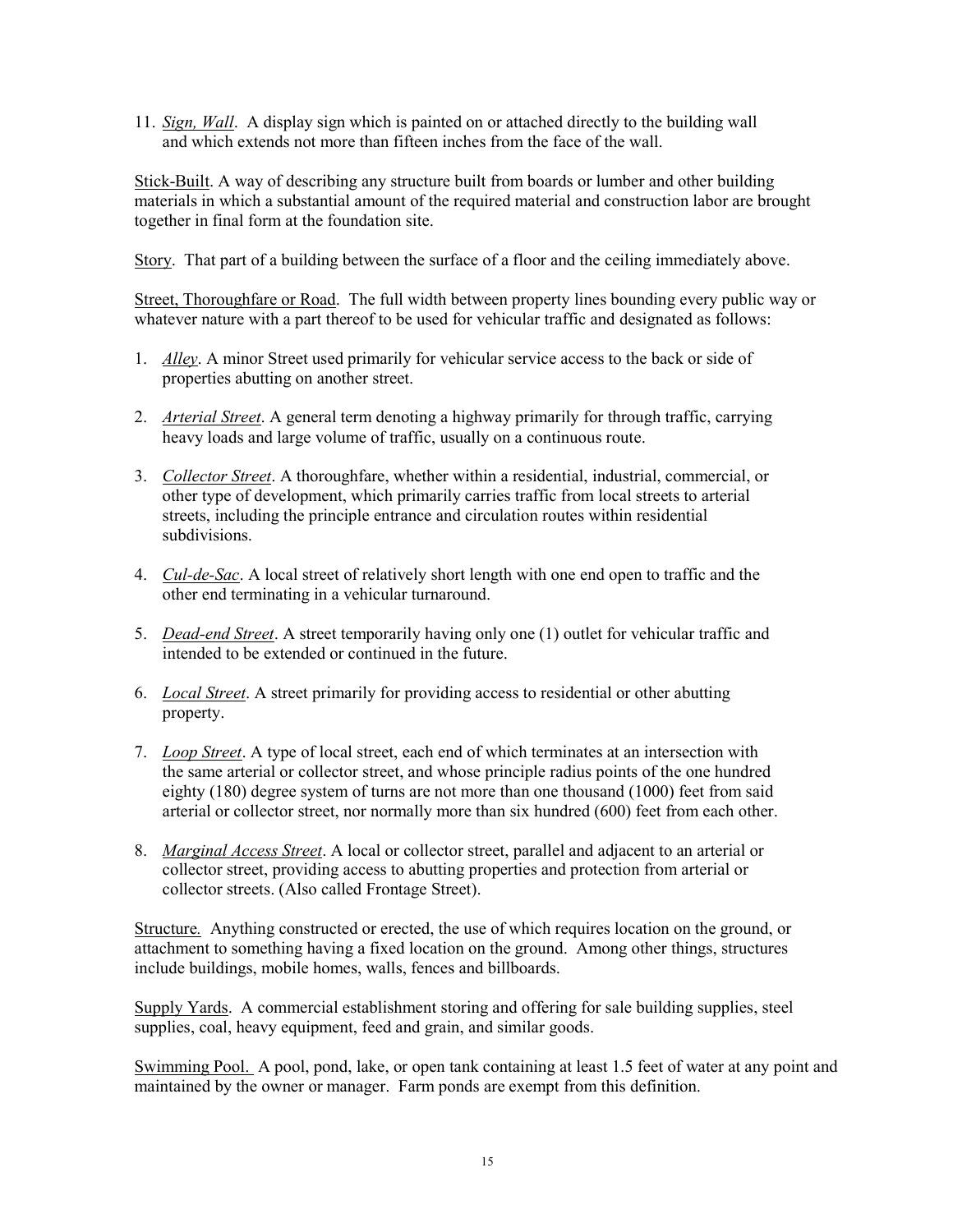11. *Sign, Wall*. A display sign which is painted on or attached directly to the building wall and which extends not more than fifteen inches from the face of the wall.

Stick-Built. A way of describing any structure built from boards or lumber and other building materials in which a substantial amount of the required material and construction labor are brought together in final form at the foundation site.

Story. That part of a building between the surface of a floor and the ceiling immediately above.

Street, Thoroughfare or Road. The full width between property lines bounding every public way or whatever nature with a part thereof to be used for vehicular traffic and designated as follows:

1. *Alley*. A minor Street used primarily for vehicular service access to the back or side of properties abutting on another street.

2. *Arterial Street*. A general term denoting a highway primarily for through traffic, carrying heavy loads and large volume of traffic, usually on a continuous route.

3. *Collector Street*. A thoroughfare, whether within a residential, industrial, commercial, or other type of development, which primarily carries traffic from local streets to arterial streets, including the principle entrance and circulation routes within residential subdivisions.

4. *Cul-de-Sac*. A local street of relatively short length with one end open to traffic and the other end terminating in a vehicular turnaround.

5. *Dead-end Street*. A street temporarily having only one (1) outlet for vehicular traffic and intended to be extended or continued in the future.

6. *Local Street*. A street primarily for providing access to residential or other abutting property.

7. *Loop Street*. A type of local street, each end of which terminates at an intersection with the same arterial or collector street, and whose principle radius points of the one hundred eighty (180) degree system of turns are not more than one thousand (1000) feet from said arterial or collector street, nor normally more than six hundred (600) feet from each other.

8. *Marginal Access Street*. A local or collector street, parallel and adjacent to an arterial or collector street, providing access to abutting properties and protection from arterial or collector streets. (Also called Frontage Street).

Structure. Anything constructed or erected, the use of which requires location on the ground, or attachment to something having a fixed location on the ground. Among other things, structures include buildings, mobile homes, walls, fences and billboards.

Supply Yards. A commercial establishment storing and offering for sale building supplies, steel supplies, coal, heavy equipment, feed and grain, and similar goods.

Swimming Pool. A pool, pond, lake, or open tank containing at least 1.5 feet of water at any point and maintained by the owner or manager. Farm ponds are exempt from this definition.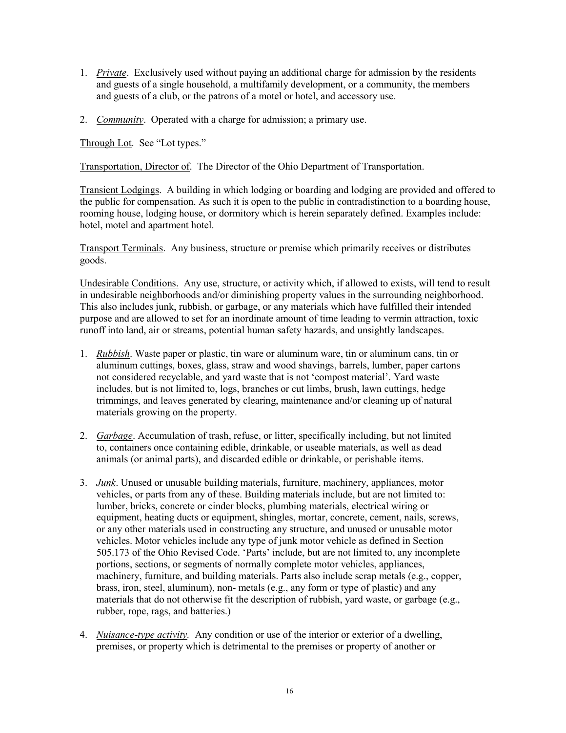1. *Private*. Exclusively used without paying an additional charge for admission by the residents and guests of a single household, a multifamily development, or a community, the members and guests of a club, or the patrons of a motel or hotel, and accessory use.

2. *Community*. Operated with a charge for admission; a primary use.

Through Lot. See "Lot types."

Transportation, Director of. The Director of the Ohio Department of Transportation.

Transient Lodgings. A building in which lodging or boarding and lodging are provided and offered to the public for compensation. As such it is open to the public in contradistinction to a boarding house, rooming house, lodging house, or dormitory which is herein separately defined. Examples include: hotel, motel and apartment hotel.

Transport Terminals. Any business, structure or premise which primarily receives or distributes goods.

Undesirable Conditions. Any use, structure, or activity which, if allowed to exists, will tend to result in undesirable neighborhoods and/or diminishing property values in the surrounding neighborhood. This also includes junk, rubbish, or garbage, or any materials which have fulfilled their intended purpose and are allowed to set for an inordinate amount of time leading to vermin attraction, toxic runoff into land, air or streams, potential human safety hazards, and unsightly landscapes.

1. *Rubbish*. Waste paper or plastic, tin ware or aluminum ware, tin or aluminum cans, tin or aluminum cuttings, boxes, glass, straw and wood shavings, barrels, lumber, paper cartons not considered recyclable, and yard waste that is not 'compost material'. Yard waste includes, but is not limited to, logs, branches or cut limbs, brush, lawn cuttings, hedge trimmings, and leaves generated by clearing, maintenance and/or cleaning up of natural materials growing on the property.

2. *Garbage*. Accumulation of trash, refuse, or litter, specifically including, but not limited to, containers once containing edible, drinkable, or useable materials, as well as dead animals (or animal parts), and discarded edible or drinkable, or perishable items.

3. *Junk*. Unused or unusable building materials, furniture, machinery, appliances, motor vehicles, or parts from any of these. Building materials include, but are not limited to: lumber, bricks, concrete or cinder blocks, plumbing materials, electrical wiring or equipment, heating ducts or equipment, shingles, mortar, concrete, cement, nails, screws, or any other materials used in constructing any structure, and unused or unusable motor vehicles. Motor vehicles include any type of junk motor vehicle as defined in Section 505.173 of the Ohio Revised Code. 'Parts' include, but are not limited to, any incomplete portions, sections, or segments of normally complete motor vehicles, appliances, machinery, furniture, and building materials. Parts also include scrap metals (e.g., copper, brass, iron, steel, aluminum), non- metals (e.g., any form or type of plastic) and any materials that do not otherwise fit the description of rubbish, yard waste, or garbage (e.g., rubber, rope, rags, and batteries.)

4. *Nuisance-type activity*. Any condition or use of the interior or exterior of a dwelling, premises, or property which is detrimental to the premises or property of another or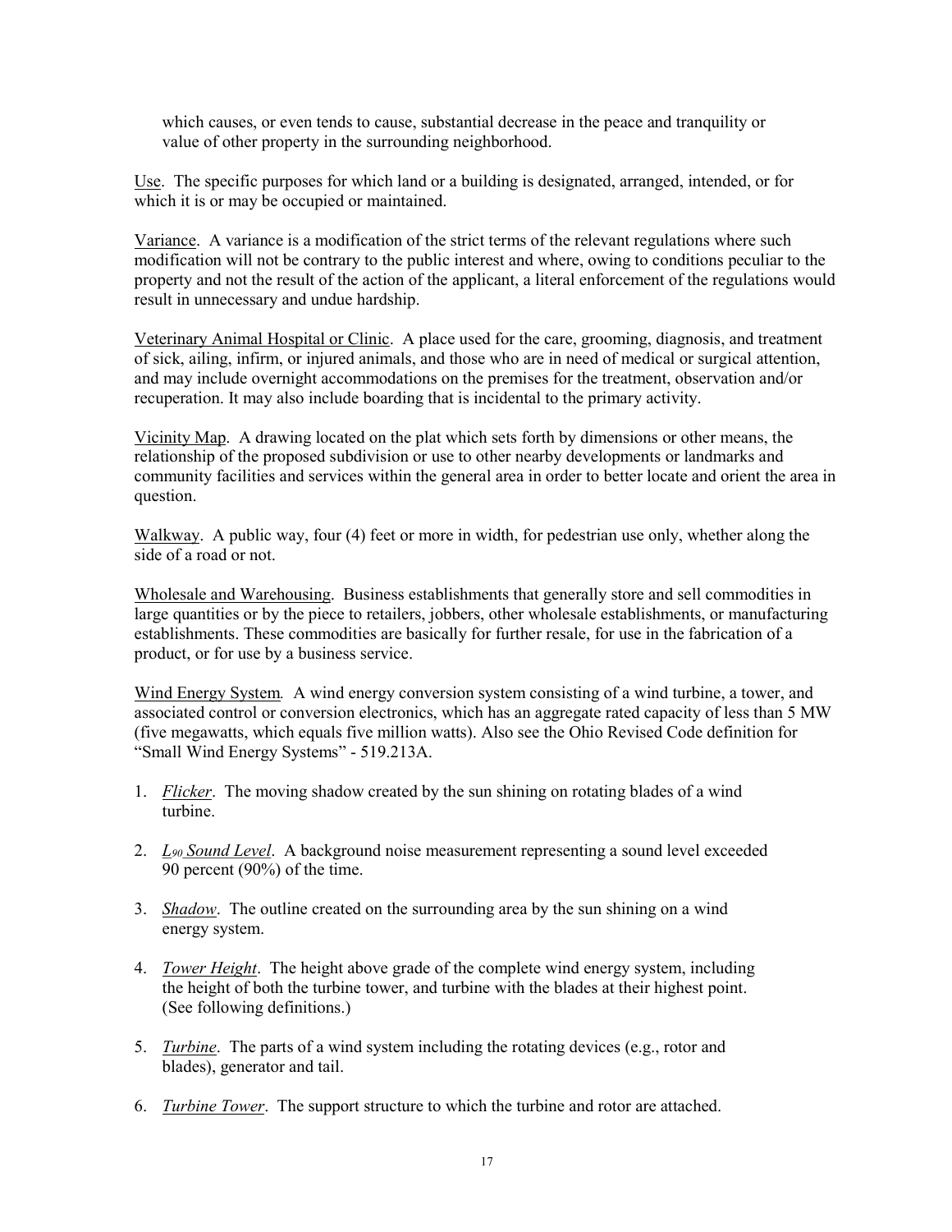which causes, or even tends to cause, substantial decrease in the peace and tranquility or value of other property in the surrounding neighborhood.

Use. The specific purposes for which land or a building is designated, arranged, intended, or for which it is or may be occupied or maintained.

Variance. A variance is a modification of the strict terms of the relevant regulations where such modification will not be contrary to the public interest and where, owing to conditions peculiar to the property and not the result of the action of the applicant, a literal enforcement of the regulations would result in unnecessary and undue hardship.

Veterinary Animal Hospital or Clinic. A place used for the care, grooming, diagnosis, and treatment of sick, ailing, infirm, or injured animals, and those who are in need of medical or surgical attention, and may include overnight accommodations on the premises for the treatment, observation and/or recuperation. It may also include boarding that is incidental to the primary activity.

Vicinity Map. A drawing located on the plat which sets forth by dimensions or other means, the relationship of the proposed subdivision or use to other nearby developments or landmarks and community facilities and services within the general area in order to better locate and orient the area in question.

Walkway. A public way, four (4) feet or more in width, for pedestrian use only, whether along the side of a road or not.

Wholesale and Warehousing. Business establishments that generally store and sell commodities in large quantities or by the piece to retailers, jobbers, other wholesale establishments, or manufacturing establishments. These commodities are basically for further resale, for use in the fabrication of a product, or for use by a business service.

Wind Energy System. A wind energy conversion system consisting of a wind turbine, a tower, and associated control or conversion electronics, which has an aggregate rated capacity of less than 5 MW (five megawatts, which equals five million watts). Also see the Ohio Revised Code definition for "Small Wind Energy Systems" - 519.213A.

1. *Flicker*. The moving shadow created by the sun shining on rotating blades of a wind turbine.
2. *$L_{90}$ Sound Level*. A background noise measurement representing a sound level exceeded 90 percent (90%) of the time.
3. *Shadow*. The outline created on the surrounding area by the sun shining on a wind energy system.
4. *Tower Height*. The height above grade of the complete wind energy system, including the height of both the turbine tower, and turbine with the blades at their highest point. (See following definitions.)
5. *Turbine*. The parts of a wind system including the rotating devices (e.g., rotor and blades), generator and tail.
6. *Turbine Tower*. The support structure to which the turbine and rotor are attached.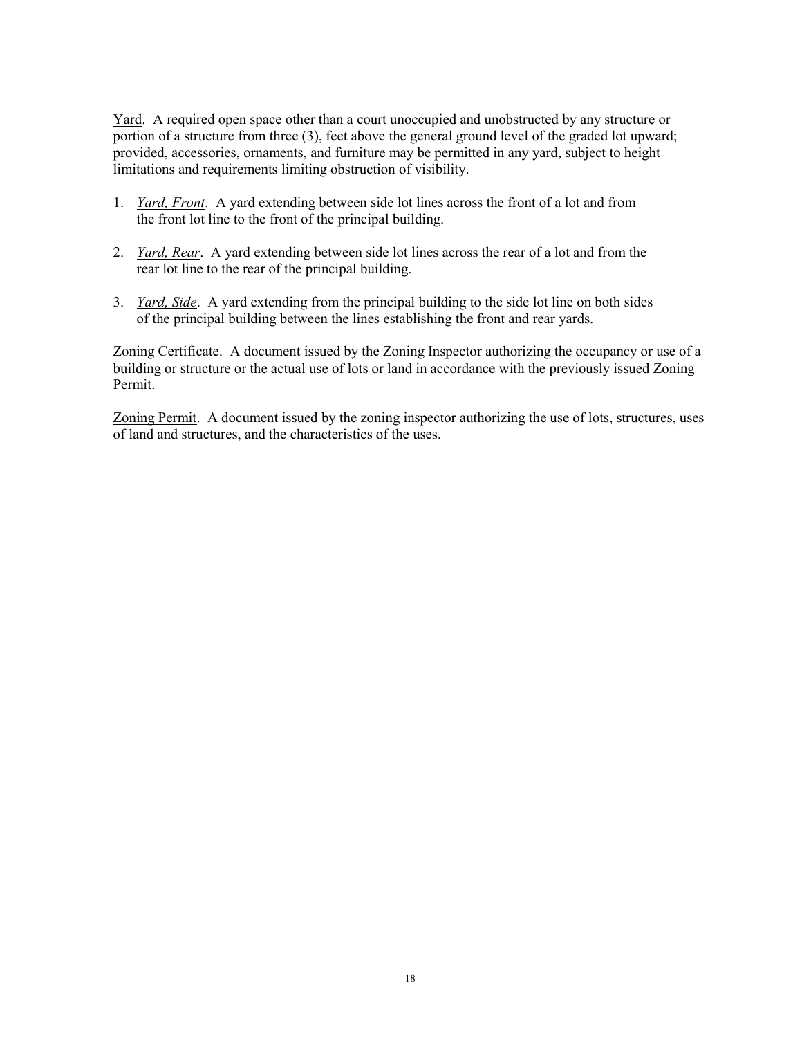<u>Yard</u>. A required open space other than a court unoccupied and unobstructed by any structure or portion of a structure from three (3), feet above the general ground level of the graded lot upward; provided, accessories, ornaments, and furniture may be permitted in any yard, subject to height limitations and requirements limiting obstruction of visibility.

1. <u>*Yard, Front*</u>. A yard extending between side lot lines across the front of a lot and from the front lot line to the front of the principal building.

2. <u>*Yard, Rear*</u>. A yard extending between side lot lines across the rear of a lot and from the rear lot line to the rear of the principal building.

3. <u>*Yard, Side*</u>. A yard extending from the principal building to the side lot line on both sides of the principal building between the lines establishing the front and rear yards.

<u>Zoning Certificate</u>. A document issued by the Zoning Inspector authorizing the occupancy or use of a building or structure or the actual use of lots or land in accordance with the previously issued Zoning Permit.

<u>Zoning Permit</u>. A document issued by the zoning inspector authorizing the use of lots, structures, uses of land and structures, and the characteristics of the uses.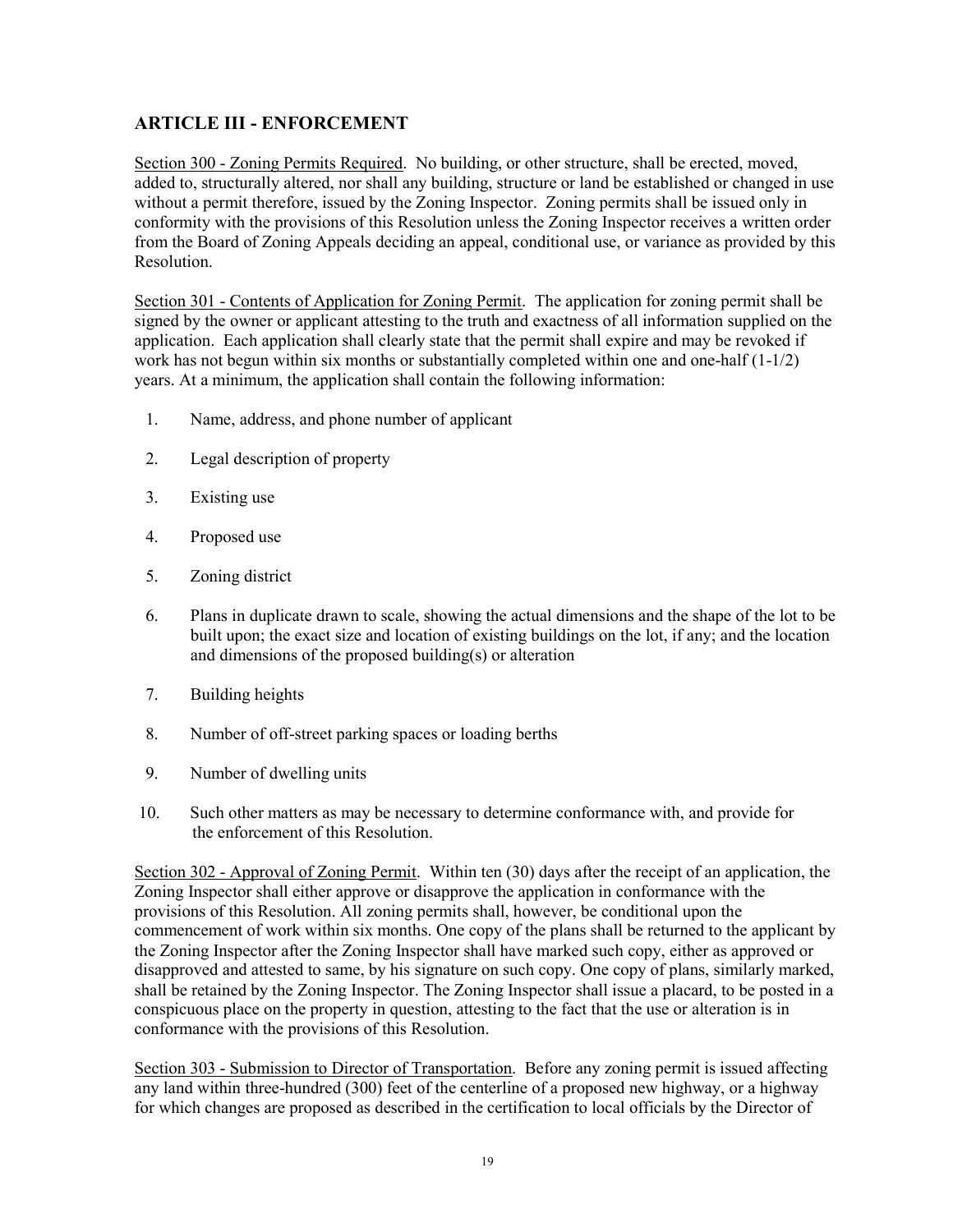## ARTICLE III - ENFORCEMENT

Section 300 - Zoning Permits Required. No building, or other structure, shall be erected, moved, added to, structurally altered, nor shall any building, structure or land be established or changed in use without a permit therefore, issued by the Zoning Inspector. Zoning permits shall be issued only in conformity with the provisions of this Resolution unless the Zoning Inspector receives a written order from the Board of Zoning Appeals deciding an appeal, conditional use, or variance as provided by this Resolution.

Section 301 - Contents of Application for Zoning Permit. The application for zoning permit shall be signed by the owner or applicant attesting to the truth and exactness of all information supplied on the application. Each application shall clearly state that the permit shall expire and may be revoked if work has not begun within six months or substantially completed within one and one-half (1-1/2) years. At a minimum, the application shall contain the following information:

1. Name, address, and phone number of applicant
2. Legal description of property
3. Existing use
4. Proposed use
5. Zoning district
6. Plans in duplicate drawn to scale, showing the actual dimensions and the shape of the lot to be built upon; the exact size and location of existing buildings on the lot, if any; and the location and dimensions of the proposed building(s) or alteration
7. Building heights
8. Number of off-street parking spaces or loading berths
9. Number of dwelling units
10. Such other matters as may be necessary to determine conformance with, and provide for the enforcement of this Resolution.

Section 302 - Approval of Zoning Permit. Within ten (30) days after the receipt of an application, the Zoning Inspector shall either approve or disapprove the application in conformance with the provisions of this Resolution. All zoning permits shall, however, be conditional upon the commencement of work within six months. One copy of the plans shall be returned to the applicant by the Zoning Inspector after the Zoning Inspector shall have marked such copy, either as approved or disapproved and attested to same, by his signature on such copy. One copy of plans, similarly marked, shall be retained by the Zoning Inspector. The Zoning Inspector shall issue a placard, to be posted in a conspicuous place on the property in question, attesting to the fact that the use or alteration is in conformance with the provisions of this Resolution.

Section 303 - Submission to Director of Transportation. Before any zoning permit is issued affecting any land within three-hundred (300) feet of the centerline of a proposed new highway, or a highway for which changes are proposed as described in the certification to local officials by the Director of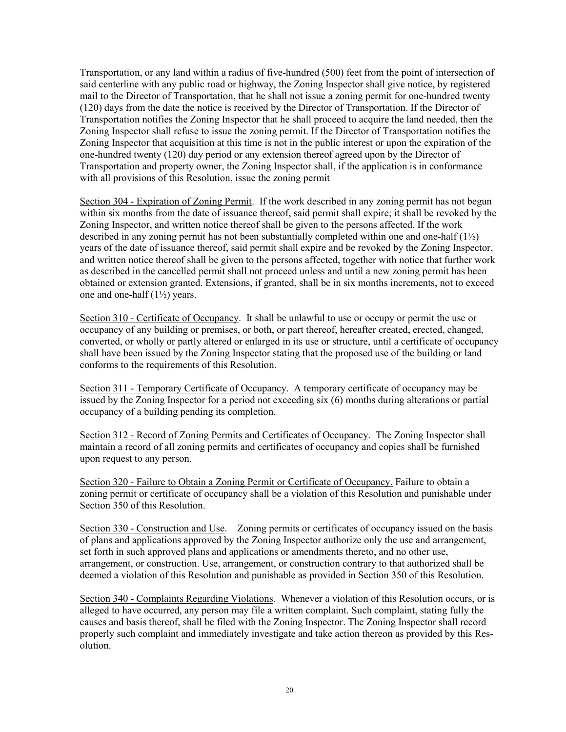Transportation, or any land within a radius of five-hundred (500) feet from the point of intersection of said centerline with any public road or highway, the Zoning Inspector shall give notice, by registered mail to the Director of Transportation, that he shall not issue a zoning permit for one-hundred twenty (120) days from the date the notice is received by the Director of Transportation. If the Director of Transportation notifies the Zoning Inspector that he shall proceed to acquire the land needed, then the Zoning Inspector shall refuse to issue the zoning permit. If the Director of Transportation notifies the Zoning Inspector that acquisition at this time is not in the public interest or upon the expiration of the one-hundred twenty (120) day period or any extension thereof agreed upon by the Director of Transportation and property owner, the Zoning Inspector shall, if the application is in conformance with all provisions of this Resolution, issue the zoning permit

<u>Section 304 - Expiration of Zoning Permit</u>. If the work described in any zoning permit has not begun within six months from the date of issuance thereof, said permit shall expire; it shall be revoked by the Zoning Inspector, and written notice thereof shall be given to the persons affected. If the work described in any zoning permit has not been substantially completed within one and one-half (1½) years of the date of issuance thereof, said permit shall expire and be revoked by the Zoning Inspector, and written notice thereof shall be given to the persons affected, together with notice that further work as described in the cancelled permit shall not proceed unless and until a new zoning permit has been obtained or extension granted. Extensions, if granted, shall be in six months increments, not to exceed one and one-half (1½) years.

<u>Section 310 - Certificate of Occupancy</u>. It shall be unlawful to use or occupy or permit the use or occupancy of any building or premises, or both, or part thereof, hereafter created, erected, changed, converted, or wholly or partly altered or enlarged in its use or structure, until a certificate of occupancy shall have been issued by the Zoning Inspector stating that the proposed use of the building or land conforms to the requirements of this Resolution.

<u>Section 311 - Temporary Certificate of Occupancy</u>. A temporary certificate of occupancy may be issued by the Zoning Inspector for a period not exceeding six (6) months during alterations or partial occupancy of a building pending its completion.

<u>Section 312 - Record of Zoning Permits and Certificates of Occupancy</u>. The Zoning Inspector shall maintain a record of all zoning permits and certificates of occupancy and copies shall be furnished upon request to any person.

<u>Section 320 - Failure to Obtain a Zoning Permit or Certificate of Occupancy.</u> Failure to obtain a zoning permit or certificate of occupancy shall be a violation of this Resolution and punishable under Section 350 of this Resolution.

<u>Section 330 - Construction and Use</u>. Zoning permits or certificates of occupancy issued on the basis of plans and applications approved by the Zoning Inspector authorize only the use and arrangement, set forth in such approved plans and applications or amendments thereto, and no other use, arrangement, or construction. Use, arrangement, or construction contrary to that authorized shall be deemed a violation of this Resolution and punishable as provided in Section 350 of this Resolution.

<u>Section 340 - Complaints Regarding Violations</u>. Whenever a violation of this Resolution occurs, or is alleged to have occurred, any person may file a written complaint. Such complaint, stating fully the causes and basis thereof, shall be filed with the Zoning Inspector. The Zoning Inspector shall record properly such complaint and immediately investigate and take action thereon as provided by this Resolution.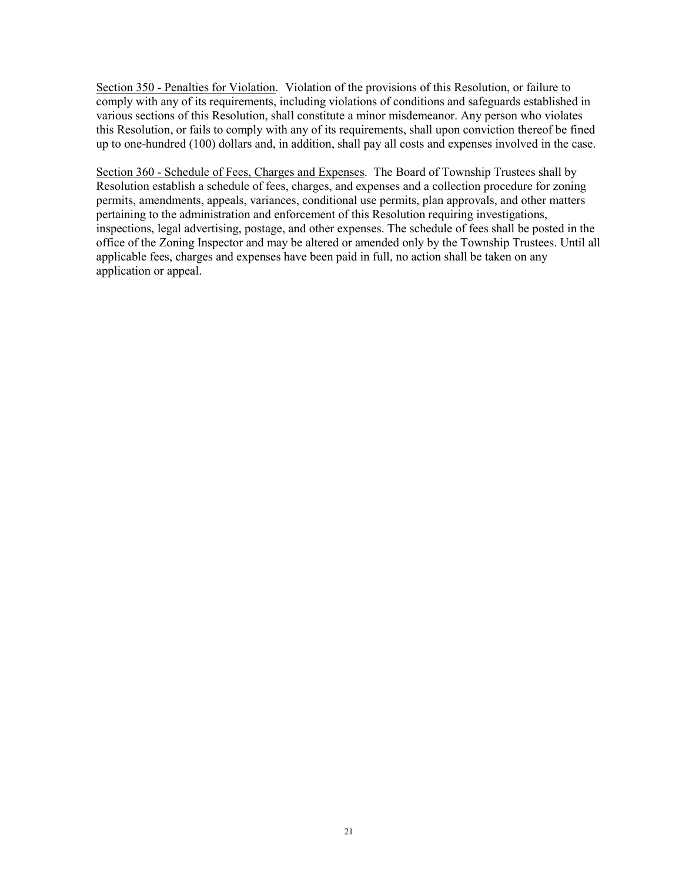Section 350 - Penalties for Violation. Violation of the provisions of this Resolution, or failure to comply with any of its requirements, including violations of conditions and safeguards established in various sections of this Resolution, shall constitute a minor misdemeanor. Any person who violates this Resolution, or fails to comply with any of its requirements, shall upon conviction thereof be fined up to one-hundred (100) dollars and, in addition, shall pay all costs and expenses involved in the case.

Section 360 - Schedule of Fees, Charges and Expenses. The Board of Township Trustees shall by Resolution establish a schedule of fees, charges, and expenses and a collection procedure for zoning permits, amendments, appeals, variances, conditional use permits, plan approvals, and other matters pertaining to the administration and enforcement of this Resolution requiring investigations, inspections, legal advertising, postage, and other expenses. The schedule of fees shall be posted in the office of the Zoning Inspector and may be altered or amended only by the Township Trustees. Until all applicable fees, charges and expenses have been paid in full, no action shall be taken on any application or appeal.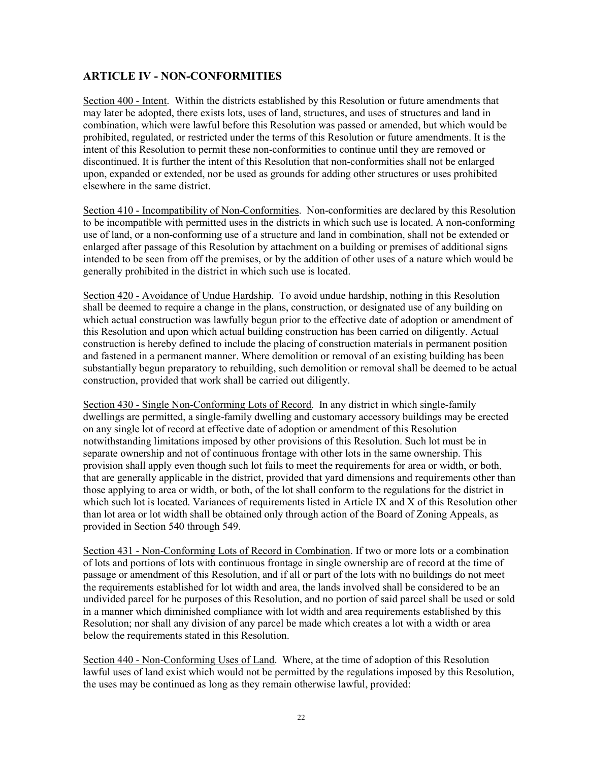## ARTICLE IV - NON-CONFORMITIES

Section 400 - Intent. Within the districts established by this Resolution or future amendments that may later be adopted, there exists lots, uses of land, structures, and uses of structures and land in combination, which were lawful before this Resolution was passed or amended, but which would be prohibited, regulated, or restricted under the terms of this Resolution or future amendments. It is the intent of this Resolution to permit these non-conformities to continue until they are removed or discontinued. It is further the intent of this Resolution that non-conformities shall not be enlarged upon, expanded or extended, nor be used as grounds for adding other structures or uses prohibited elsewhere in the same district.

Section 410 - Incompatibility of Non-Conformities. Non-conformities are declared by this Resolution to be incompatible with permitted uses in the districts in which such use is located. A non-conforming use of land, or a non-conforming use of a structure and land in combination, shall not be extended or enlarged after passage of this Resolution by attachment on a building or premises of additional signs intended to be seen from off the premises, or by the addition of other uses of a nature which would be generally prohibited in the district in which such use is located.

Section 420 - Avoidance of Undue Hardship. To avoid undue hardship, nothing in this Resolution shall be deemed to require a change in the plans, construction, or designated use of any building on which actual construction was lawfully begun prior to the effective date of adoption or amendment of this Resolution and upon which actual building construction has been carried on diligently. Actual construction is hereby defined to include the placing of construction materials in permanent position and fastened in a permanent manner. Where demolition or removal of an existing building has been substantially begun preparatory to rebuilding, such demolition or removal shall be deemed to be actual construction, provided that work shall be carried out diligently.

Section 430 - Single Non-Conforming Lots of Record. In any district in which single-family dwellings are permitted, a single-family dwelling and customary accessory buildings may be erected on any single lot of record at effective date of adoption or amendment of this Resolution notwithstanding limitations imposed by other provisions of this Resolution. Such lot must be in separate ownership and not of continuous frontage with other lots in the same ownership. This provision shall apply even though such lot fails to meet the requirements for area or width, or both, that are generally applicable in the district, provided that yard dimensions and requirements other than those applying to area or width, or both, of the lot shall conform to the regulations for the district in which such lot is located. Variances of requirements listed in Article IX and X of this Resolution other than lot area or lot width shall be obtained only through action of the Board of Zoning Appeals, as provided in Section 540 through 549.

Section 431 - Non-Conforming Lots of Record in Combination. If two or more lots or a combination of lots and portions of lots with continuous frontage in single ownership are of record at the time of passage or amendment of this Resolution, and if all or part of the lots with no buildings do not meet the requirements established for lot width and area, the lands involved shall be considered to be an undivided parcel for he purposes of this Resolution, and no portion of said parcel shall be used or sold in a manner which diminished compliance with lot width and area requirements established by this Resolution; nor shall any division of any parcel be made which creates a lot with a width or area below the requirements stated in this Resolution.

Section 440 - Non-Conforming Uses of Land. Where, at the time of adoption of this Resolution lawful uses of land exist which would not be permitted by the regulations imposed by this Resolution, the uses may be continued as long as they remain otherwise lawful, provided: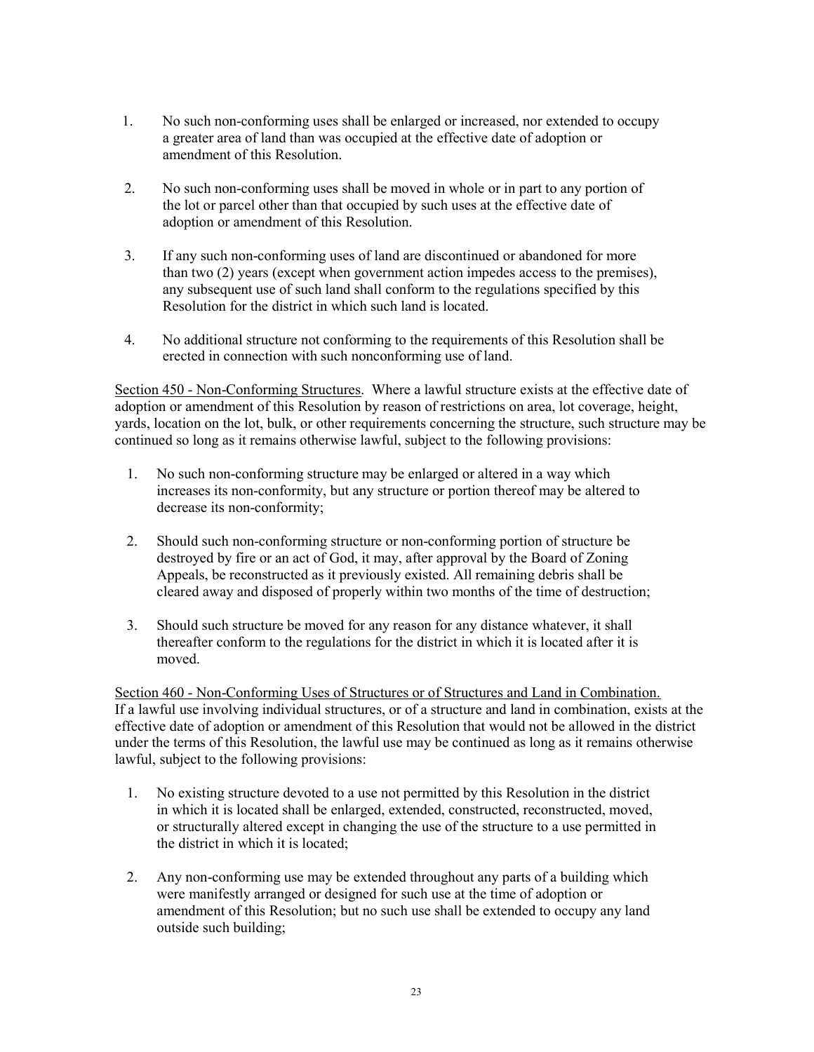1. No such non-conforming uses shall be enlarged or increased, nor extended to occupy a greater area of land than was occupied at the effective date of adoption or amendment of this Resolution.

2. No such non-conforming uses shall be moved in whole or in part to any portion of the lot or parcel other than that occupied by such uses at the effective date of adoption or amendment of this Resolution.

3. If any such non-conforming uses of land are discontinued or abandoned for more than two (2) years (except when government action impedes access to the premises), any subsequent use of such land shall conform to the regulations specified by this Resolution for the district in which such land is located.

4. No additional structure not conforming to the requirements of this Resolution shall be erected in connection with such nonconforming use of land.

Section 450 - Non-Conforming Structures. Where a lawful structure exists at the effective date of adoption or amendment of this Resolution by reason of restrictions on area, lot coverage, height, yards, location on the lot, bulk, or other requirements concerning the structure, such structure may be continued so long as it remains otherwise lawful, subject to the following provisions:

1. No such non-conforming structure may be enlarged or altered in a way which increases its non-conformity, but any structure or portion thereof may be altered to decrease its non-conformity;

2. Should such non-conforming structure or non-conforming portion of structure be destroyed by fire or an act of God, it may, after approval by the Board of Zoning Appeals, be reconstructed as it previously existed. All remaining debris shall be cleared away and disposed of properly within two months of the time of destruction;

3. Should such structure be moved for any reason for any distance whatever, it shall thereafter conform to the regulations for the district in which it is located after it is moved.

Section 460 - Non-Conforming Uses of Structures or of Structures and Land in Combination. If a lawful use involving individual structures, or of a structure and land in combination, exists at the effective date of adoption or amendment of this Resolution that would not be allowed in the district under the terms of this Resolution, the lawful use may be continued as long as it remains otherwise lawful, subject to the following provisions:

1. No existing structure devoted to a use not permitted by this Resolution in the district in which it is located shall be enlarged, extended, constructed, reconstructed, moved, or structurally altered except in changing the use of the structure to a use permitted in the district in which it is located;

2. Any non-conforming use may be extended throughout any parts of a building which were manifestly arranged or designed for such use at the time of adoption or amendment of this Resolution; but no such use shall be extended to occupy any land outside such building;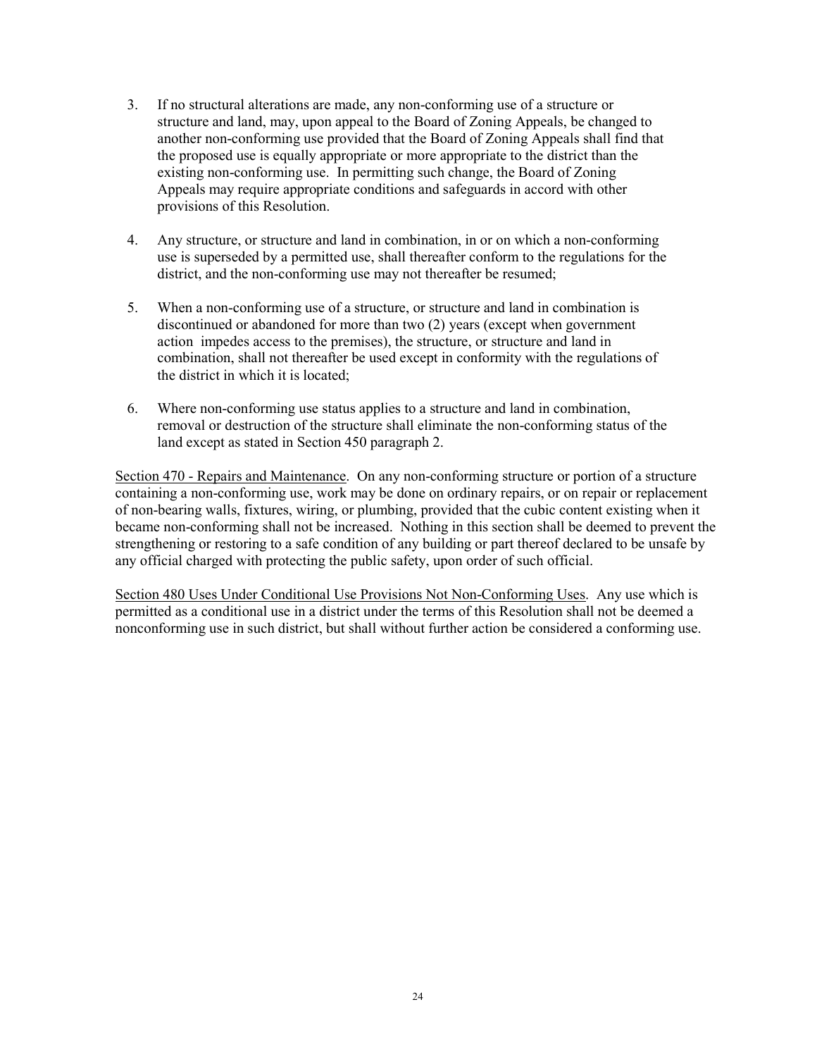3. If no structural alterations are made, any non-conforming use of a structure or structure and land, may, upon appeal to the Board of Zoning Appeals, be changed to another non-conforming use provided that the Board of Zoning Appeals shall find that the proposed use is equally appropriate or more appropriate to the district than the existing non-conforming use. In permitting such change, the Board of Zoning Appeals may require appropriate conditions and safeguards in accord with other provisions of this Resolution.

4. Any structure, or structure and land in combination, in or on which a non-conforming use is superseded by a permitted use, shall thereafter conform to the regulations for the district, and the non-conforming use may not thereafter be resumed;

5. When a non-conforming use of a structure, or structure and land in combination is discontinued or abandoned for more than two (2) years (except when government action impedes access to the premises), the structure, or structure and land in combination, shall not thereafter be used except in conformity with the regulations of the district in which it is located;

6. Where non-conforming use status applies to a structure and land in combination, removal or destruction of the structure shall eliminate the non-conforming status of the land except as stated in Section 450 paragraph 2.

Section 470 - Repairs and Maintenance. On any non-conforming structure or portion of a structure containing a non-conforming use, work may be done on ordinary repairs, or on repair or replacement of non-bearing walls, fixtures, wiring, or plumbing, provided that the cubic content existing when it became non-conforming shall not be increased. Nothing in this section shall be deemed to prevent the strengthening or restoring to a safe condition of any building or part thereof declared to be unsafe by any official charged with protecting the public safety, upon order of such official.

Section 480 Uses Under Conditional Use Provisions Not Non-Conforming Uses. Any use which is permitted as a conditional use in a district under the terms of this Resolution shall not be deemed a nonconforming use in such district, but shall without further action be considered a conforming use.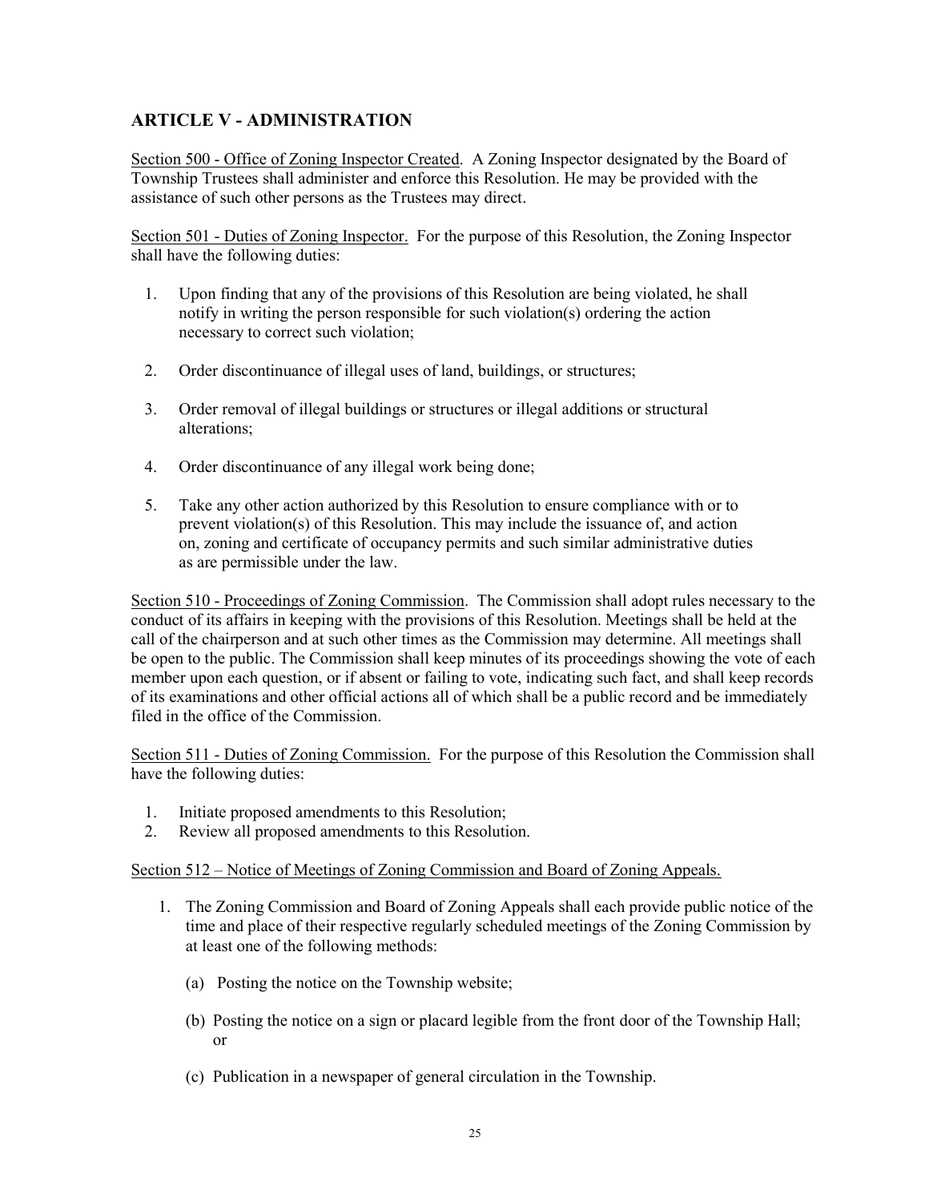## ARTICLE V - ADMINISTRATION

Section 500 - Office of Zoning Inspector Created. A Zoning Inspector designated by the Board of Township Trustees shall administer and enforce this Resolution. He may be provided with the assistance of such other persons as the Trustees may direct.

Section 501 - Duties of Zoning Inspector. For the purpose of this Resolution, the Zoning Inspector shall have the following duties:

1. Upon finding that any of the provisions of this Resolution are being violated, he shall notify in writing the person responsible for such violation(s) ordering the action necessary to correct such violation;

2. Order discontinuance of illegal uses of land, buildings, or structures;

3. Order removal of illegal buildings or structures or illegal additions or structural alterations;

4. Order discontinuance of any illegal work being done;

5. Take any other action authorized by this Resolution to ensure compliance with or to prevent violation(s) of this Resolution. This may include the issuance of, and action on, zoning and certificate of occupancy permits and such similar administrative duties as are permissible under the law.

Section 510 - Proceedings of Zoning Commission. The Commission shall adopt rules necessary to the conduct of its affairs in keeping with the provisions of this Resolution. Meetings shall be held at the call of the chairperson and at such other times as the Commission may determine. All meetings shall be open to the public. The Commission shall keep minutes of its proceedings showing the vote of each member upon each question, or if absent or failing to vote, indicating such fact, and shall keep records of its examinations and other official actions all of which shall be a public record and be immediately filed in the office of the Commission.

Section 511 - Duties of Zoning Commission. For the purpose of this Resolution the Commission shall have the following duties:

1. Initiate proposed amendments to this Resolution;
2. Review all proposed amendments to this Resolution.

Section 512 – Notice of Meetings of Zoning Commission and Board of Zoning Appeals.

1. The Zoning Commission and Board of Zoning Appeals shall each provide public notice of the time and place of their respective regularly scheduled meetings of the Zoning Commission by at least one of the following methods:

   (a) Posting the notice on the Township website;

   (b) Posting the notice on a sign or placard legible from the front door of the Township Hall; or

   (c) Publication in a newspaper of general circulation in the Township.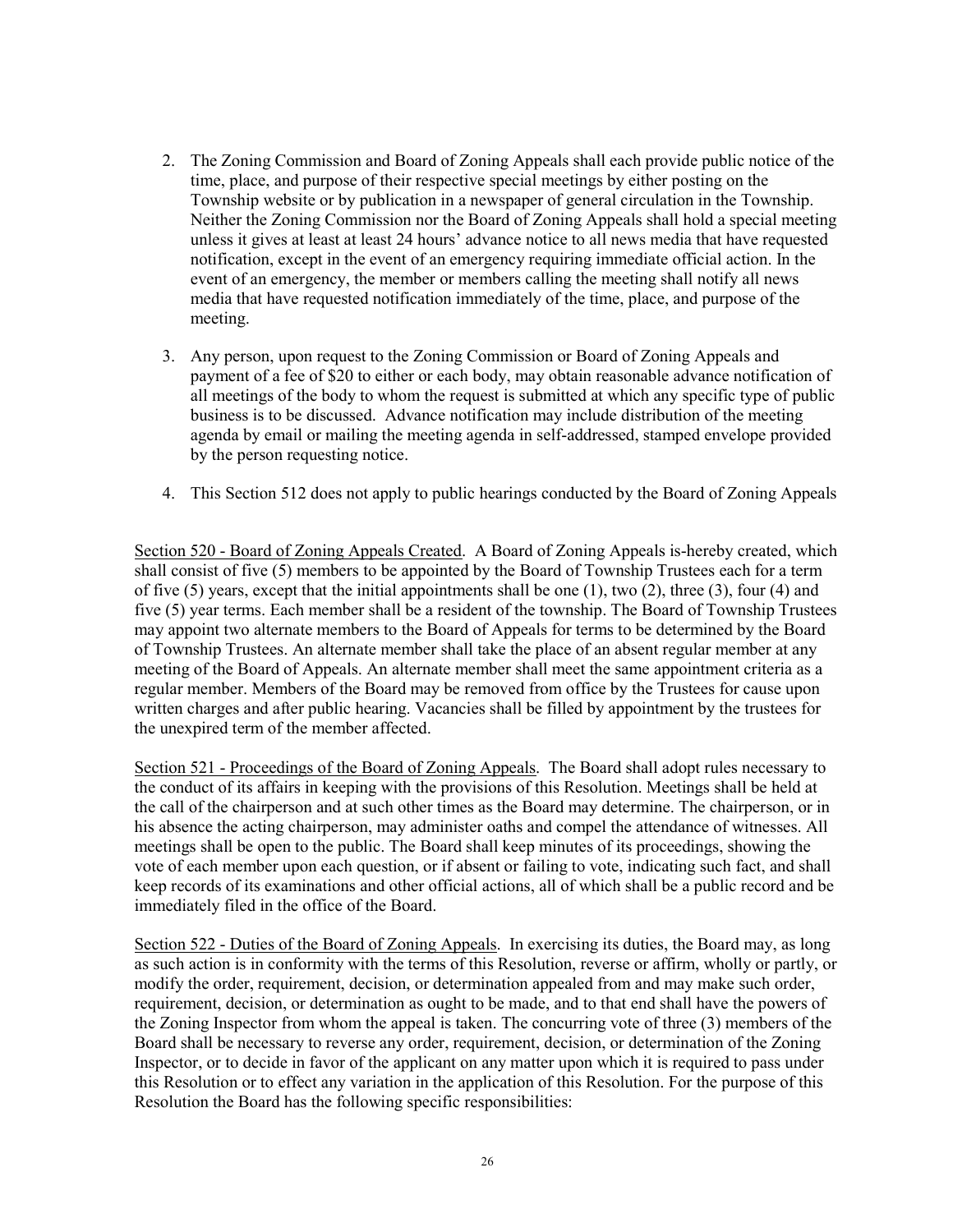2. The Zoning Commission and Board of Zoning Appeals shall each provide public notice of the time, place, and purpose of their respective special meetings by either posting on the Township website or by publication in a newspaper of general circulation in the Township. Neither the Zoning Commission nor the Board of Zoning Appeals shall hold a special meeting unless it gives at least at least 24 hours' advance notice to all news media that have requested notification, except in the event of an emergency requiring immediate official action. In the event of an emergency, the member or members calling the meeting shall notify all news media that have requested notification immediately of the time, place, and purpose of the meeting.

3. Any person, upon request to the Zoning Commission or Board of Zoning Appeals and payment of a fee of $20 to either or each body, may obtain reasonable advance notification of all meetings of the body to whom the request is submitted at which any specific type of public business is to be discussed. Advance notification may include distribution of the meeting agenda by email or mailing the meeting agenda in self-addressed, stamped envelope provided by the person requesting notice.

4. This Section 512 does not apply to public hearings conducted by the Board of Zoning Appeals

Section 520 - Board of Zoning Appeals Created. A Board of Zoning Appeals is-hereby created, which shall consist of five (5) members to be appointed by the Board of Township Trustees each for a term of five (5) years, except that the initial appointments shall be one (1), two (2), three (3), four (4) and five (5) year terms. Each member shall be a resident of the township. The Board of Township Trustees may appoint two alternate members to the Board of Appeals for terms to be determined by the Board of Township Trustees. An alternate member shall take the place of an absent regular member at any meeting of the Board of Appeals. An alternate member shall meet the same appointment criteria as a regular member. Members of the Board may be removed from office by the Trustees for cause upon written charges and after public hearing. Vacancies shall be filled by appointment by the trustees for the unexpired term of the member affected.

Section 521 - Proceedings of the Board of Zoning Appeals. The Board shall adopt rules necessary to the conduct of its affairs in keeping with the provisions of this Resolution. Meetings shall be held at the call of the chairperson and at such other times as the Board may determine. The chairperson, or in his absence the acting chairperson, may administer oaths and compel the attendance of witnesses. All meetings shall be open to the public. The Board shall keep minutes of its proceedings, showing the vote of each member upon each question, or if absent or failing to vote, indicating such fact, and shall keep records of its examinations and other official actions, all of which shall be a public record and be immediately filed in the office of the Board.

Section 522 - Duties of the Board of Zoning Appeals. In exercising its duties, the Board may, as long as such action is in conformity with the terms of this Resolution, reverse or affirm, wholly or partly, or modify the order, requirement, decision, or determination appealed from and may make such order, requirement, decision, or determination as ought to be made, and to that end shall have the powers of the Zoning Inspector from whom the appeal is taken. The concurring vote of three (3) members of the Board shall be necessary to reverse any order, requirement, decision, or determination of the Zoning Inspector, or to decide in favor of the applicant on any matter upon which it is required to pass under this Resolution or to effect any variation in the application of this Resolution. For the purpose of this Resolution the Board has the following specific responsibilities: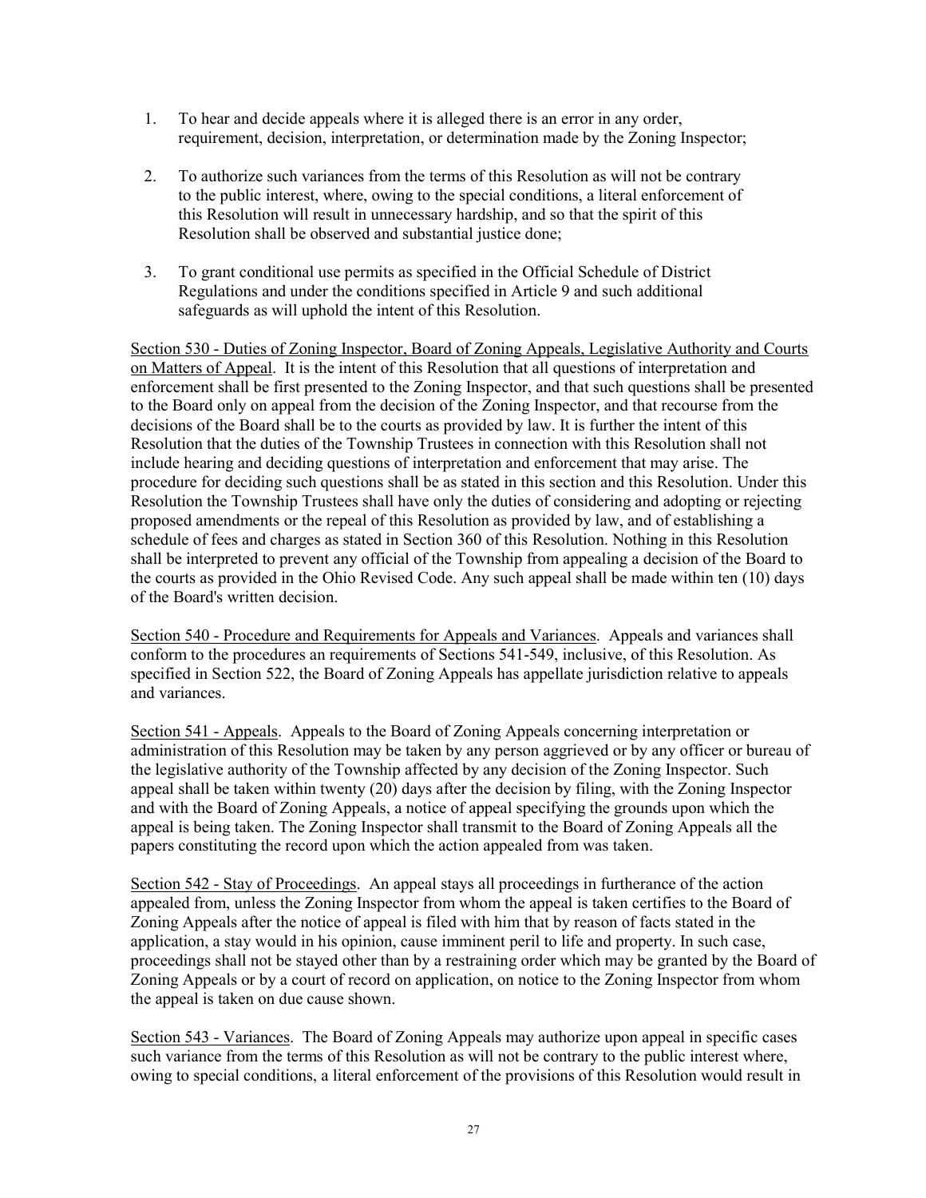1. To hear and decide appeals where it is alleged there is an error in any order, requirement, decision, interpretation, or determination made by the Zoning Inspector;

2. To authorize such variances from the terms of this Resolution as will not be contrary to the public interest, where, owing to the special conditions, a literal enforcement of this Resolution will result in unnecessary hardship, and so that the spirit of this Resolution shall be observed and substantial justice done;

3. To grant conditional use permits as specified in the Official Schedule of District Regulations and under the conditions specified in Article 9 and such additional safeguards as will uphold the intent of this Resolution.

Section 530 - Duties of Zoning Inspector, Board of Zoning Appeals, Legislative Authority and Courts on Matters of Appeal. It is the intent of this Resolution that all questions of interpretation and enforcement shall be first presented to the Zoning Inspector, and that such questions shall be presented to the Board only on appeal from the decision of the Zoning Inspector, and that recourse from the decisions of the Board shall be to the courts as provided by law. It is further the intent of this Resolution that the duties of the Township Trustees in connection with this Resolution shall not include hearing and deciding questions of interpretation and enforcement that may arise. The procedure for deciding such questions shall be as stated in this section and this Resolution. Under this Resolution the Township Trustees shall have only the duties of considering and adopting or rejecting proposed amendments or the repeal of this Resolution as provided by law, and of establishing a schedule of fees and charges as stated in Section 360 of this Resolution. Nothing in this Resolution shall be interpreted to prevent any official of the Township from appealing a decision of the Board to the courts as provided in the Ohio Revised Code. Any such appeal shall be made within ten (10) days of the Board's written decision.

Section 540 - Procedure and Requirements for Appeals and Variances. Appeals and variances shall conform to the procedures an requirements of Sections 541-549, inclusive, of this Resolution. As specified in Section 522, the Board of Zoning Appeals has appellate jurisdiction relative to appeals and variances.

Section 541 - Appeals. Appeals to the Board of Zoning Appeals concerning interpretation or administration of this Resolution may be taken by any person aggrieved or by any officer or bureau of the legislative authority of the Township affected by any decision of the Zoning Inspector. Such appeal shall be taken within twenty (20) days after the decision by filing, with the Zoning Inspector and with the Board of Zoning Appeals, a notice of appeal specifying the grounds upon which the appeal is being taken. The Zoning Inspector shall transmit to the Board of Zoning Appeals all the papers constituting the record upon which the action appealed from was taken.

Section 542 - Stay of Proceedings. An appeal stays all proceedings in furtherance of the action appealed from, unless the Zoning Inspector from whom the appeal is taken certifies to the Board of Zoning Appeals after the notice of appeal is filed with him that by reason of facts stated in the application, a stay would in his opinion, cause imminent peril to life and property. In such case, proceedings shall not be stayed other than by a restraining order which may be granted by the Board of Zoning Appeals or by a court of record on application, on notice to the Zoning Inspector from whom the appeal is taken on due cause shown.

Section 543 - Variances. The Board of Zoning Appeals may authorize upon appeal in specific cases such variance from the terms of this Resolution as will not be contrary to the public interest where, owing to special conditions, a literal enforcement of the provisions of this Resolution would result in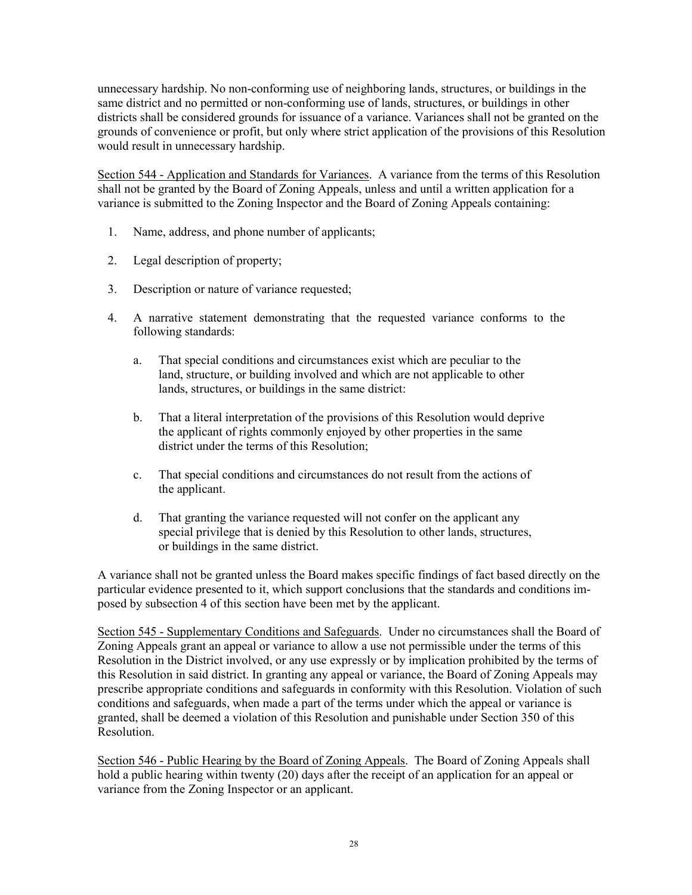unnecessary hardship. No non-conforming use of neighboring lands, structures, or buildings in the same district and no permitted or non-conforming use of lands, structures, or buildings in other districts shall be considered grounds for issuance of a variance. Variances shall not be granted on the grounds of convenience or profit, but only where strict application of the provisions of this Resolution would result in unnecessary hardship.

<u>Section 544 - Application and Standards for Variances</u>. A variance from the terms of this Resolution shall not be granted by the Board of Zoning Appeals, unless and until a written application for a variance is submitted to the Zoning Inspector and the Board of Zoning Appeals containing:

1. Name, address, and phone number of applicants;

2. Legal description of property;

3. Description or nature of variance requested;

4. A narrative statement demonstrating that the requested variance conforms to the following standards:

   a. That special conditions and circumstances exist which are peculiar to the land, structure, or building involved and which are not applicable to other lands, structures, or buildings in the same district:

   b. That a literal interpretation of the provisions of this Resolution would deprive the applicant of rights commonly enjoyed by other properties in the same district under the terms of this Resolution;

   c. That special conditions and circumstances do not result from the actions of the applicant.

   d. That granting the variance requested will not confer on the applicant any special privilege that is denied by this Resolution to other lands, structures, or buildings in the same district.

A variance shall not be granted unless the Board makes specific findings of fact based directly on the particular evidence presented to it, which support conclusions that the standards and conditions imposed by subsection 4 of this section have been met by the applicant.

<u>Section 545 - Supplementary Conditions and Safeguards</u>. Under no circumstances shall the Board of Zoning Appeals grant an appeal or variance to allow a use not permissible under the terms of this Resolution in the District involved, or any use expressly or by implication prohibited by the terms of this Resolution in said district. In granting any appeal or variance, the Board of Zoning Appeals may prescribe appropriate conditions and safeguards in conformity with this Resolution. Violation of such conditions and safeguards, when made a part of the terms under which the appeal or variance is granted, shall be deemed a violation of this Resolution and punishable under Section 350 of this Resolution.

<u>Section 546 - Public Hearing by the Board of Zoning Appeals</u>. The Board of Zoning Appeals shall hold a public hearing within twenty (20) days after the receipt of an application for an appeal or variance from the Zoning Inspector or an applicant.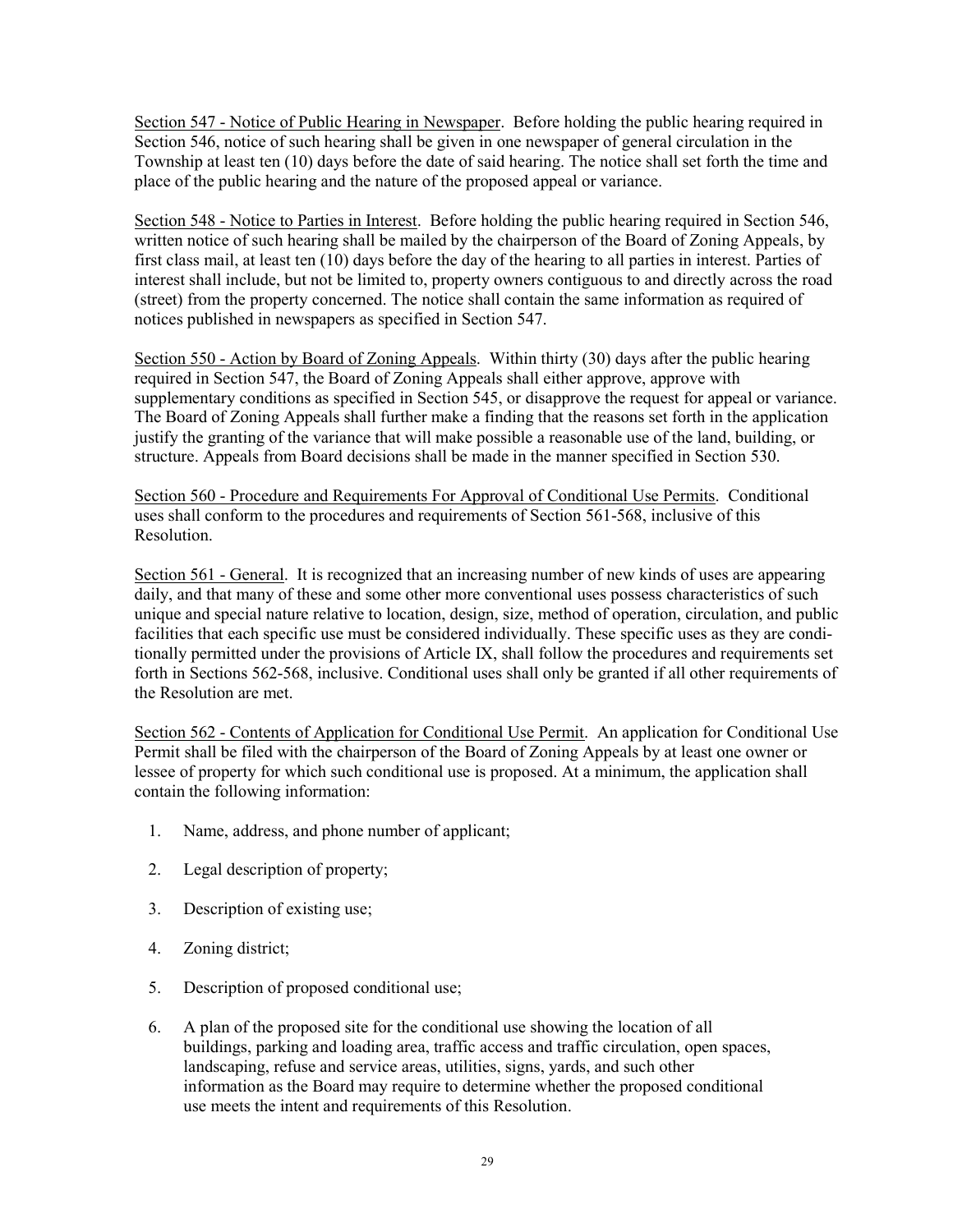Section 547 - Notice of Public Hearing in Newspaper. Before holding the public hearing required in Section 546, notice of such hearing shall be given in one newspaper of general circulation in the Township at least ten (10) days before the date of said hearing. The notice shall set forth the time and place of the public hearing and the nature of the proposed appeal or variance.

Section 548 - Notice to Parties in Interest. Before holding the public hearing required in Section 546, written notice of such hearing shall be mailed by the chairperson of the Board of Zoning Appeals, by first class mail, at least ten (10) days before the day of the hearing to all parties in interest. Parties of interest shall include, but not be limited to, property owners contiguous to and directly across the road (street) from the property concerned. The notice shall contain the same information as required of notices published in newspapers as specified in Section 547.

Section 550 - Action by Board of Zoning Appeals. Within thirty (30) days after the public hearing required in Section 547, the Board of Zoning Appeals shall either approve, approve with supplementary conditions as specified in Section 545, or disapprove the request for appeal or variance. The Board of Zoning Appeals shall further make a finding that the reasons set forth in the application justify the granting of the variance that will make possible a reasonable use of the land, building, or structure. Appeals from Board decisions shall be made in the manner specified in Section 530.

Section 560 - Procedure and Requirements For Approval of Conditional Use Permits. Conditional uses shall conform to the procedures and requirements of Section 561-568, inclusive of this Resolution.

Section 561 - General. It is recognized that an increasing number of new kinds of uses are appearing daily, and that many of these and some other more conventional uses possess characteristics of such unique and special nature relative to location, design, size, method of operation, circulation, and public facilities that each specific use must be considered individually. These specific uses as they are conditionally permitted under the provisions of Article IX, shall follow the procedures and requirements set forth in Sections 562-568, inclusive. Conditional uses shall only be granted if all other requirements of the Resolution are met.

Section 562 - Contents of Application for Conditional Use Permit. An application for Conditional Use Permit shall be filed with the chairperson of the Board of Zoning Appeals by at least one owner or lessee of property for which such conditional use is proposed. At a minimum, the application shall contain the following information:

1. Name, address, and phone number of applicant;
2. Legal description of property;
3. Description of existing use;
4. Zoning district;
5. Description of proposed conditional use;
6. A plan of the proposed site for the conditional use showing the location of all buildings, parking and loading area, traffic access and traffic circulation, open spaces, landscaping, refuse and service areas, utilities, signs, yards, and such other information as the Board may require to determine whether the proposed conditional use meets the intent and requirements of this Resolution.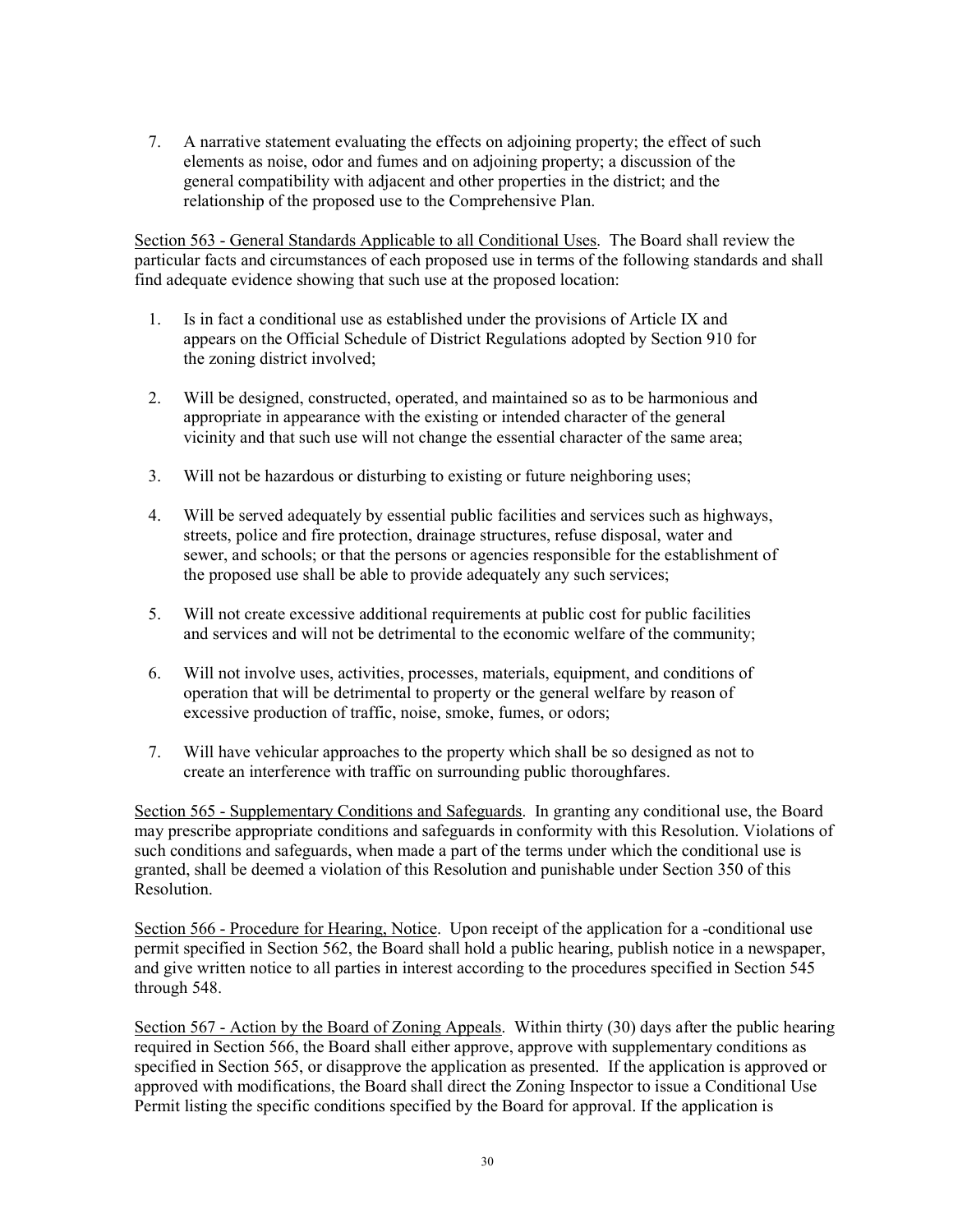7. A narrative statement evaluating the effects on adjoining property; the effect of such elements as noise, odor and fumes and on adjoining property; a discussion of the general compatibility with adjacent and other properties in the district; and the relationship of the proposed use to the Comprehensive Plan.

<u>Section 563 - General Standards Applicable to all Conditional Uses</u>. The Board shall review the particular facts and circumstances of each proposed use in terms of the following standards and shall find adequate evidence showing that such use at the proposed location:

1. Is in fact a conditional use as established under the provisions of Article IX and appears on the Official Schedule of District Regulations adopted by Section 910 for the zoning district involved;

2. Will be designed, constructed, operated, and maintained so as to be harmonious and appropriate in appearance with the existing or intended character of the general vicinity and that such use will not change the essential character of the same area;

3. Will not be hazardous or disturbing to existing or future neighboring uses;

4. Will be served adequately by essential public facilities and services such as highways, streets, police and fire protection, drainage structures, refuse disposal, water and sewer, and schools; or that the persons or agencies responsible for the establishment of the proposed use shall be able to provide adequately any such services;

5. Will not create excessive additional requirements at public cost for public facilities and services and will not be detrimental to the economic welfare of the community;

6. Will not involve uses, activities, processes, materials, equipment, and conditions of operation that will be detrimental to property or the general welfare by reason of excessive production of traffic, noise, smoke, fumes, or odors;

7. Will have vehicular approaches to the property which shall be so designed as not to create an interference with traffic on surrounding public thoroughfares.

<u>Section 565 - Supplementary Conditions and Safeguards</u>. In granting any conditional use, the Board may prescribe appropriate conditions and safeguards in conformity with this Resolution. Violations of such conditions and safeguards, when made a part of the terms under which the conditional use is granted, shall be deemed a violation of this Resolution and punishable under Section 350 of this Resolution.

<u>Section 566 - Procedure for Hearing, Notice</u>. Upon receipt of the application for a -conditional use permit specified in Section 562, the Board shall hold a public hearing, publish notice in a newspaper, and give written notice to all parties in interest according to the procedures specified in Section 545 through 548.

<u>Section 567 - Action by the Board of Zoning Appeals</u>. Within thirty (30) days after the public hearing required in Section 566, the Board shall either approve, approve with supplementary conditions as specified in Section 565, or disapprove the application as presented. If the application is approved or approved with modifications, the Board shall direct the Zoning Inspector to issue a Conditional Use Permit listing the specific conditions specified by the Board for approval. If the application is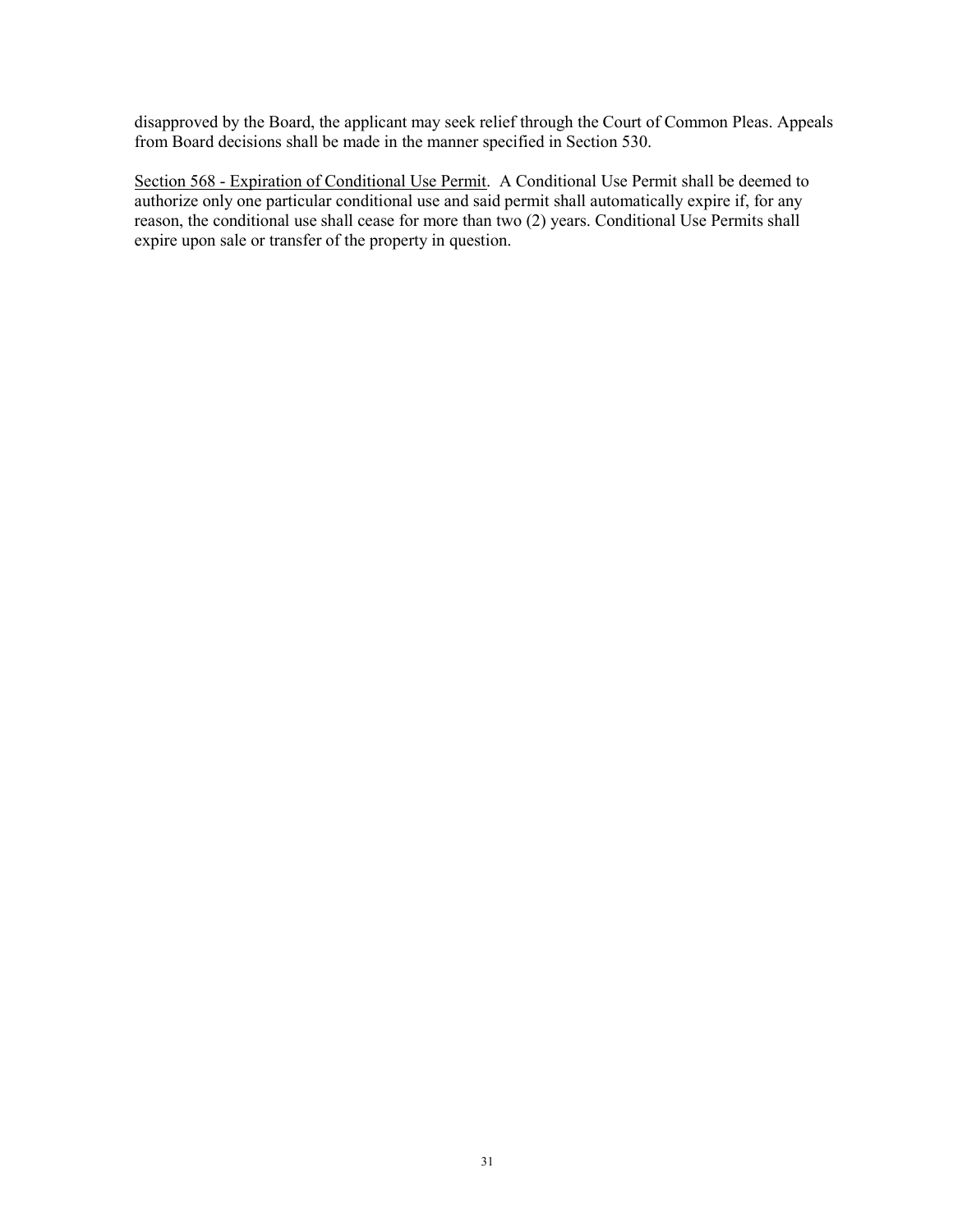disapproved by the Board, the applicant may seek relief through the Court of Common Pleas. Appeals from Board decisions shall be made in the manner specified in Section 530.

<u>Section 568 - Expiration of Conditional Use Permit</u>. A Conditional Use Permit shall be deemed to authorize only one particular conditional use and said permit shall automatically expire if, for any reason, the conditional use shall cease for more than two (2) years. Conditional Use Permits shall expire upon sale or transfer of the property in question.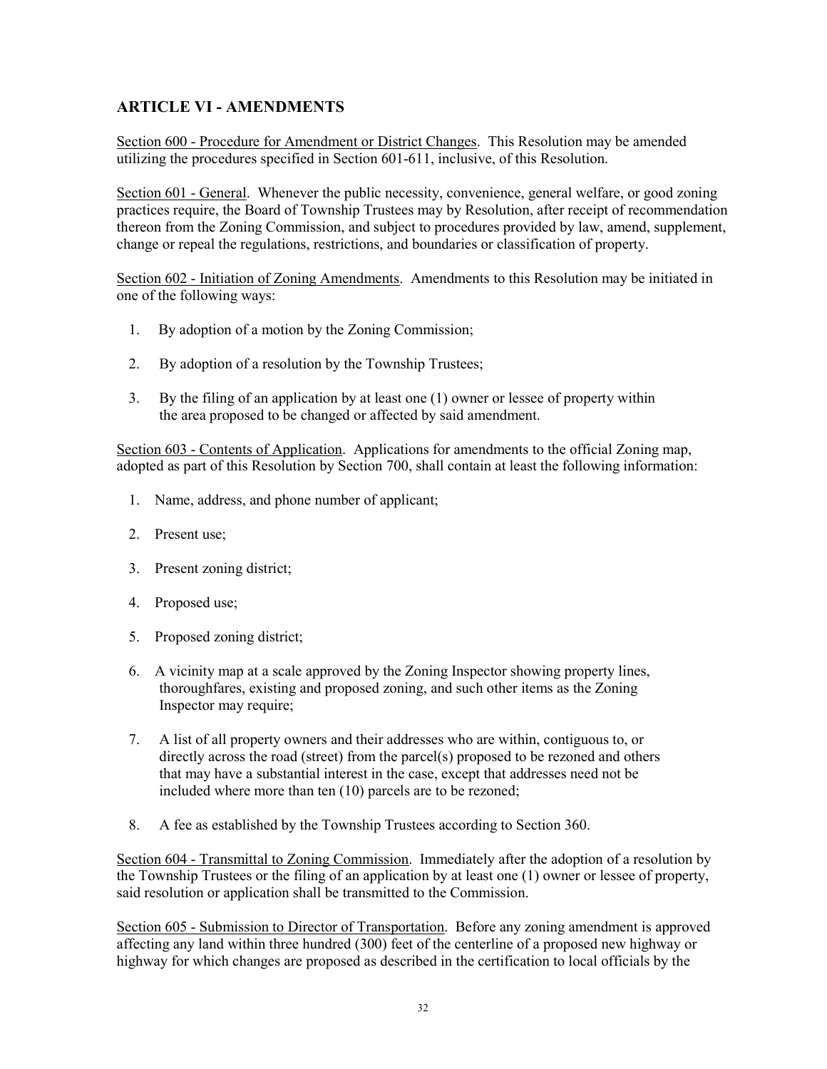## ARTICLE VI - AMENDMENTS

Section 600 - Procedure for Amendment or District Changes. This Resolution may be amended utilizing the procedures specified in Section 601-611, inclusive, of this Resolution.

Section 601 - General. Whenever the public necessity, convenience, general welfare, or good zoning practices require, the Board of Township Trustees may by Resolution, after receipt of recommendation thereon from the Zoning Commission, and subject to procedures provided by law, amend, supplement, change or repeal the regulations, restrictions, and boundaries or classification of property.

Section 602 - Initiation of Zoning Amendments. Amendments to this Resolution may be initiated in one of the following ways:

1. By adoption of a motion by the Zoning Commission;
2. By adoption of a resolution by the Township Trustees;
3. By the filing of an application by at least one (1) owner or lessee of property within the area proposed to be changed or affected by said amendment.

Section 603 - Contents of Application. Applications for amendments to the official Zoning map, adopted as part of this Resolution by Section 700, shall contain at least the following information:

1. Name, address, and phone number of applicant;
2. Present use;
3. Present zoning district;
4. Proposed use;
5. Proposed zoning district;
6. A vicinity map at a scale approved by the Zoning Inspector showing property lines, thoroughfares, existing and proposed zoning, and such other items as the Zoning Inspector may require;
7. A list of all property owners and their addresses who are within, contiguous to, or directly across the road (street) from the parcel(s) proposed to be rezoned and others that may have a substantial interest in the case, except that addresses need not be included where more than ten (10) parcels are to be rezoned;
8. A fee as established by the Township Trustees according to Section 360.

Section 604 - Transmittal to Zoning Commission. Immediately after the adoption of a resolution by the Township Trustees or the filing of an application by at least one (1) owner or lessee of property, said resolution or application shall be transmitted to the Commission.

Section 605 - Submission to Director of Transportation. Before any zoning amendment is approved affecting any land within three hundred (300) feet of the centerline of a proposed new highway or highway for which changes are proposed as described in the certification to local officials by the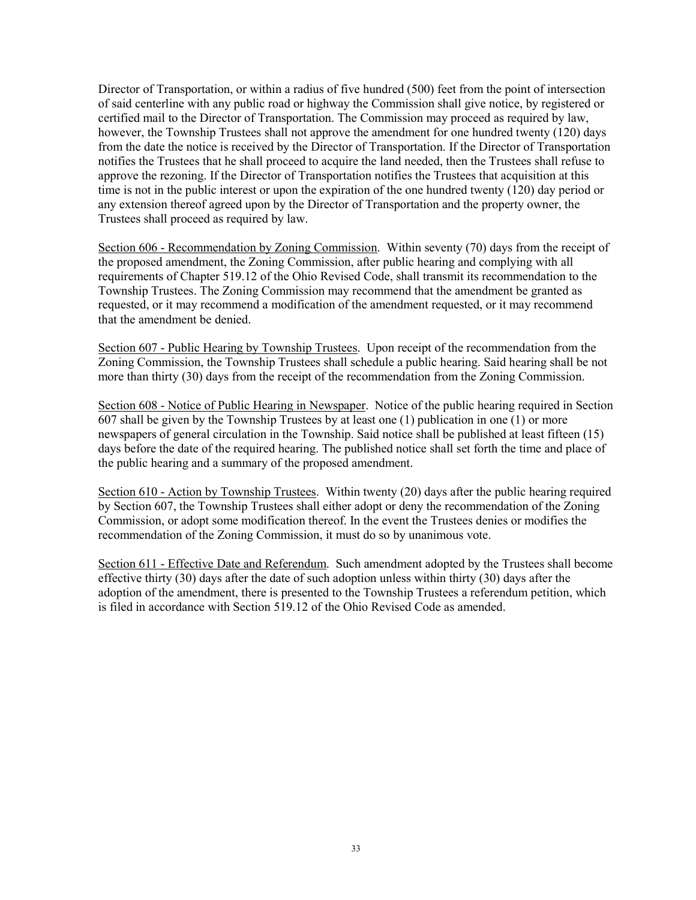Director of Transportation, or within a radius of five hundred (500) feet from the point of intersection of said centerline with any public road or highway the Commission shall give notice, by registered or certified mail to the Director of Transportation. The Commission may proceed as required by law, however, the Township Trustees shall not approve the amendment for one hundred twenty (120) days from the date the notice is received by the Director of Transportation. If the Director of Transportation notifies the Trustees that he shall proceed to acquire the land needed, then the Trustees shall refuse to approve the rezoning. If the Director of Transportation notifies the Trustees that acquisition at this time is not in the public interest or upon the expiration of the one hundred twenty (120) day period or any extension thereof agreed upon by the Director of Transportation and the property owner, the Trustees shall proceed as required by law.

<u>Section 606 - Recommendation by Zoning Commission</u>. Within seventy (70) days from the receipt of the proposed amendment, the Zoning Commission, after public hearing and complying with all requirements of Chapter 519.12 of the Ohio Revised Code, shall transmit its recommendation to the Township Trustees. The Zoning Commission may recommend that the amendment be granted as requested, or it may recommend a modification of the amendment requested, or it may recommend that the amendment be denied.

<u>Section 607 - Public Hearing by Township Trustees</u>. Upon receipt of the recommendation from the Zoning Commission, the Township Trustees shall schedule a public hearing. Said hearing shall be not more than thirty (30) days from the receipt of the recommendation from the Zoning Commission.

<u>Section 608 - Notice of Public Hearing in Newspaper</u>. Notice of the public hearing required in Section 607 shall be given by the Township Trustees by at least one (1) publication in one (1) or more newspapers of general circulation in the Township. Said notice shall be published at least fifteen (15) days before the date of the required hearing. The published notice shall set forth the time and place of the public hearing and a summary of the proposed amendment.

<u>Section 610 - Action by Township Trustees</u>. Within twenty (20) days after the public hearing required by Section 607, the Township Trustees shall either adopt or deny the recommendation of the Zoning Commission, or adopt some modification thereof. In the event the Trustees denies or modifies the recommendation of the Zoning Commission, it must do so by unanimous vote.

<u>Section 611 - Effective Date and Referendum</u>. Such amendment adopted by the Trustees shall become effective thirty (30) days after the date of such adoption unless within thirty (30) days after the adoption of the amendment, there is presented to the Township Trustees a referendum petition, which is filed in accordance with Section 519.12 of the Ohio Revised Code as amended.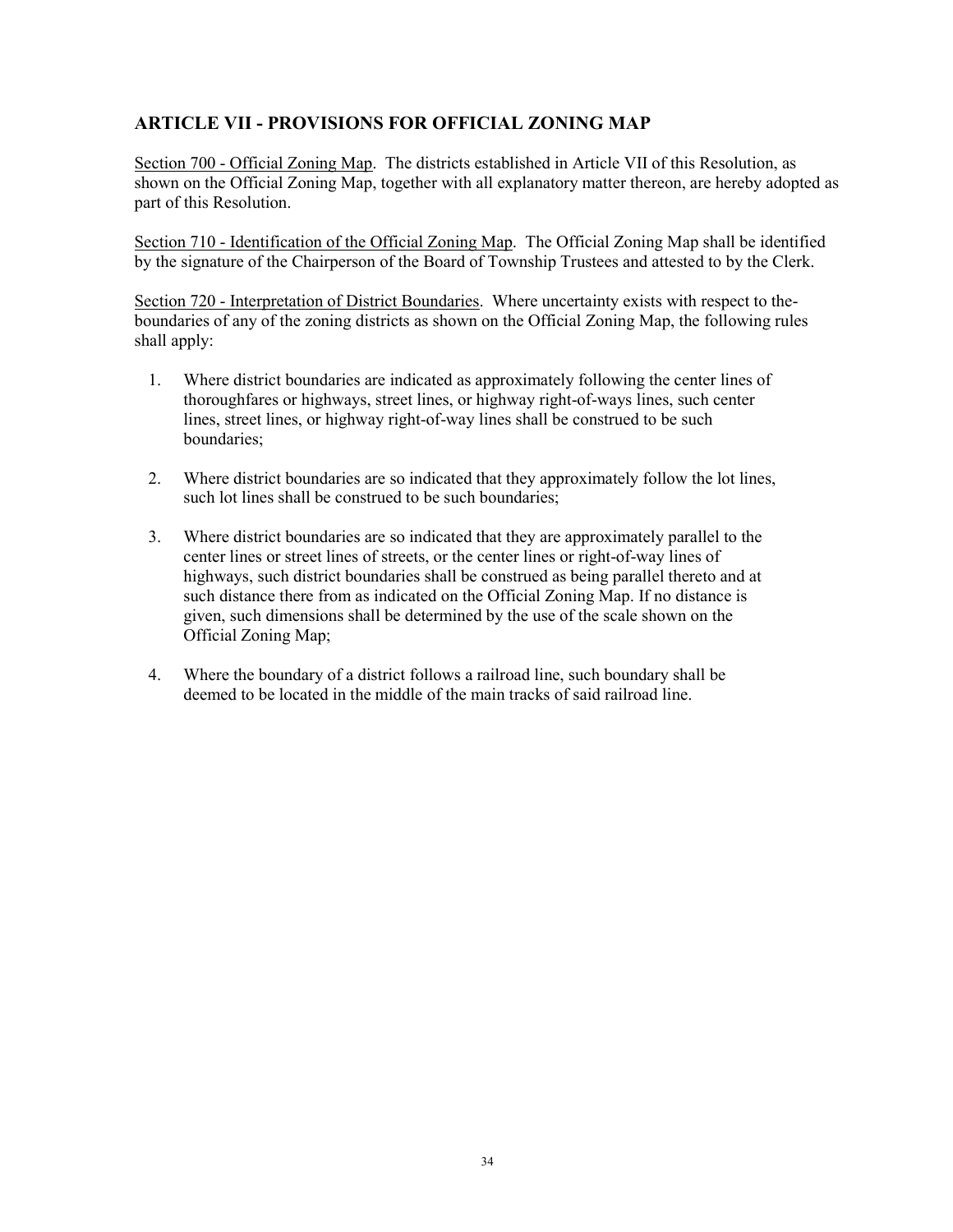## ARTICLE VII - PROVISIONS FOR OFFICIAL ZONING MAP

<u>Section 700 - Official Zoning Map</u>. The districts established in Article VII of this Resolution, as shown on the Official Zoning Map, together with all explanatory matter thereon, are hereby adopted as part of this Resolution.

<u>Section 710 - Identification of the Official Zoning Map</u>. The Official Zoning Map shall be identified by the signature of the Chairperson of the Board of Township Trustees and attested to by the Clerk.

<u>Section 720 - Interpretation of District Boundaries</u>. Where uncertainty exists with respect to the-boundaries of any of the zoning districts as shown on the Official Zoning Map, the following rules shall apply:

1. Where district boundaries are indicated as approximately following the center lines of thoroughfares or highways, street lines, or highway right-of-ways lines, such center lines, street lines, or highway right-of-way lines shall be construed to be such boundaries;

2. Where district boundaries are so indicated that they approximately follow the lot lines, such lot lines shall be construed to be such boundaries;

3. Where district boundaries are so indicated that they are approximately parallel to the center lines or street lines of streets, or the center lines or right-of-way lines of highways, such district boundaries shall be construed as being parallel thereto and at such distance there from as indicated on the Official Zoning Map. If no distance is given, such dimensions shall be determined by the use of the scale shown on the Official Zoning Map;

4. Where the boundary of a district follows a railroad line, such boundary shall be deemed to be located in the middle of the main tracks of said railroad line.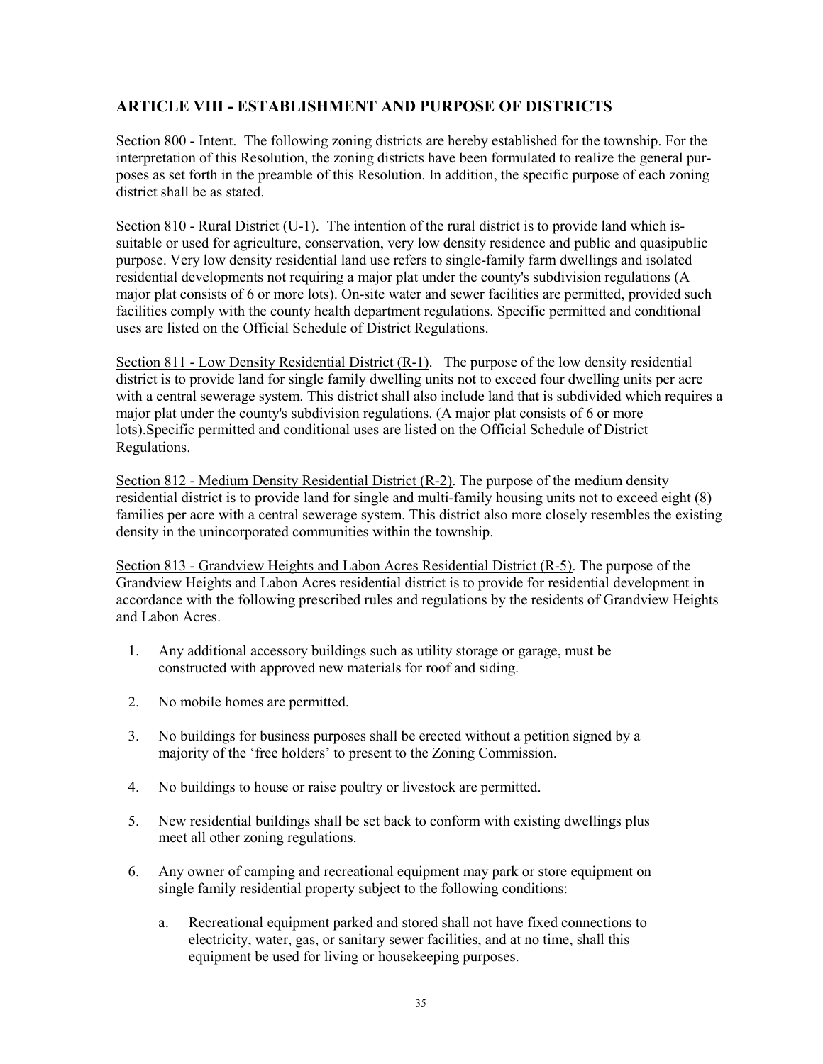## ARTICLE VIII - ESTABLISHMENT AND PURPOSE OF DISTRICTS

Section 800 - Intent. The following zoning districts are hereby established for the township. For the interpretation of this Resolution, the zoning districts have been formulated to realize the general purposes as set forth in the preamble of this Resolution. In addition, the specific purpose of each zoning district shall be as stated.

Section 810 - Rural District (U-1). The intention of the rural district is to provide land which is suitable or used for agriculture, conservation, very low density residence and public and quasipublic purpose. Very low density residential land use refers to single-family farm dwellings and isolated residential developments not requiring a major plat under the county's subdivision regulations (A major plat consists of 6 or more lots). On-site water and sewer facilities are permitted, provided such facilities comply with the county health department regulations. Specific permitted and conditional uses are listed on the Official Schedule of District Regulations.

Section 811 - Low Density Residential District (R-1). The purpose of the low density residential district is to provide land for single family dwelling units not to exceed four dwelling units per acre with a central sewerage system. This district shall also include land that is subdivided which requires a major plat under the county's subdivision regulations. (A major plat consists of 6 or more lots).Specific permitted and conditional uses are listed on the Official Schedule of District Regulations.

Section 812 - Medium Density Residential District (R-2). The purpose of the medium density residential district is to provide land for single and multi-family housing units not to exceed eight (8) families per acre with a central sewerage system. This district also more closely resembles the existing density in the unincorporated communities within the township.

Section 813 - Grandview Heights and Labon Acres Residential District (R-5). The purpose of the Grandview Heights and Labon Acres residential district is to provide for residential development in accordance with the following prescribed rules and regulations by the residents of Grandview Heights and Labon Acres.

1. Any additional accessory buildings such as utility storage or garage, must be constructed with approved new materials for roof and siding.

2. No mobile homes are permitted.

3. No buildings for business purposes shall be erected without a petition signed by a majority of the 'free holders' to present to the Zoning Commission.

4. No buildings to house or raise poultry or livestock are permitted.

5. New residential buildings shall be set back to conform with existing dwellings plus meet all other zoning regulations.

6. Any owner of camping and recreational equipment may park or store equipment on single family residential property subject to the following conditions:

   a. Recreational equipment parked and stored shall not have fixed connections to electricity, water, gas, or sanitary sewer facilities, and at no time, shall this equipment be used for living or housekeeping purposes.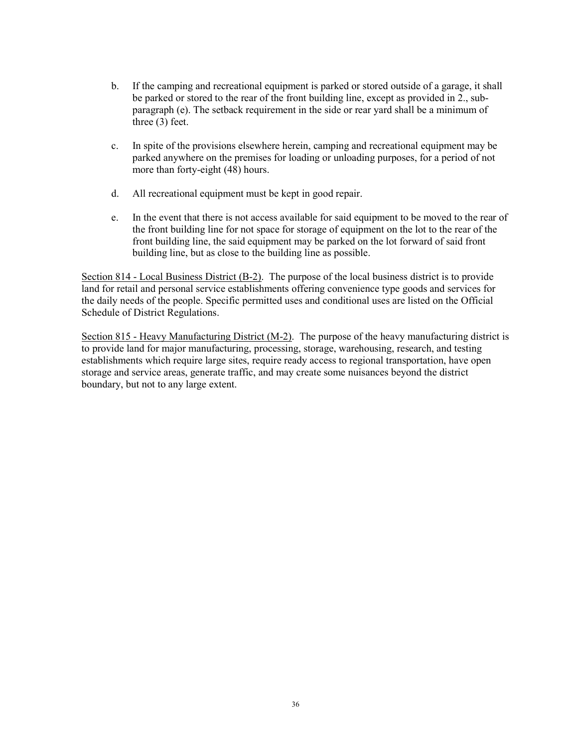b. If the camping and recreational equipment is parked or stored outside of a garage, it shall be parked or stored to the rear of the front building line, except as provided in 2., sub-paragraph (e). The setback requirement in the side or rear yard shall be a minimum of three (3) feet.

c. In spite of the provisions elsewhere herein, camping and recreational equipment may be parked anywhere on the premises for loading or unloading purposes, for a period of not more than forty-eight (48) hours.

d. All recreational equipment must be kept in good repair.

e. In the event that there is not access available for said equipment to be moved to the rear of the front building line for not space for storage of equipment on the lot to the rear of the front building line, the said equipment may be parked on the lot forward of said front building line, but as close to the building line as possible.

<u>Section 814 - Local Business District (B-2)</u>. The purpose of the local business district is to provide land for retail and personal service establishments offering convenience type goods and services for the daily needs of the people. Specific permitted uses and conditional uses are listed on the Official Schedule of District Regulations.

<u>Section 815 - Heavy Manufacturing District (M-2)</u>. The purpose of the heavy manufacturing district is to provide land for major manufacturing, processing, storage, warehousing, research, and testing establishments which require large sites, require ready access to regional transportation, have open storage and service areas, generate traffic, and may create some nuisances beyond the district boundary, but not to any large extent.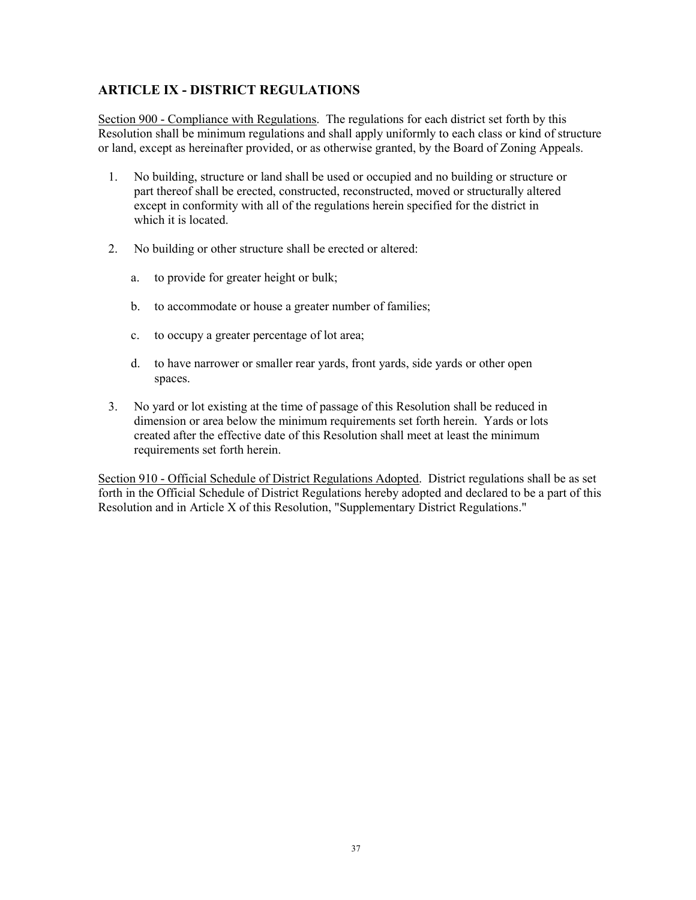## ARTICLE IX - DISTRICT REGULATIONS

Section 900 - Compliance with Regulations. The regulations for each district set forth by this Resolution shall be minimum regulations and shall apply uniformly to each class or kind of structure or land, except as hereinafter provided, or as otherwise granted, by the Board of Zoning Appeals.

1. No building, structure or land shall be used or occupied and no building or structure or part thereof shall be erected, constructed, reconstructed, moved or structurally altered except in conformity with all of the regulations herein specified for the district in which it is located.

2. No building or other structure shall be erected or altered:

   a. to provide for greater height or bulk;

   b. to accommodate or house a greater number of families;

   c. to occupy a greater percentage of lot area;

   d. to have narrower or smaller rear yards, front yards, side yards or other open spaces.

3. No yard or lot existing at the time of passage of this Resolution shall be reduced in dimension or area below the minimum requirements set forth herein. Yards or lots created after the effective date of this Resolution shall meet at least the minimum requirements set forth herein.

Section 910 - Official Schedule of District Regulations Adopted. District regulations shall be as set forth in the Official Schedule of District Regulations hereby adopted and declared to be a part of this Resolution and in Article X of this Resolution, "Supplementary District Regulations."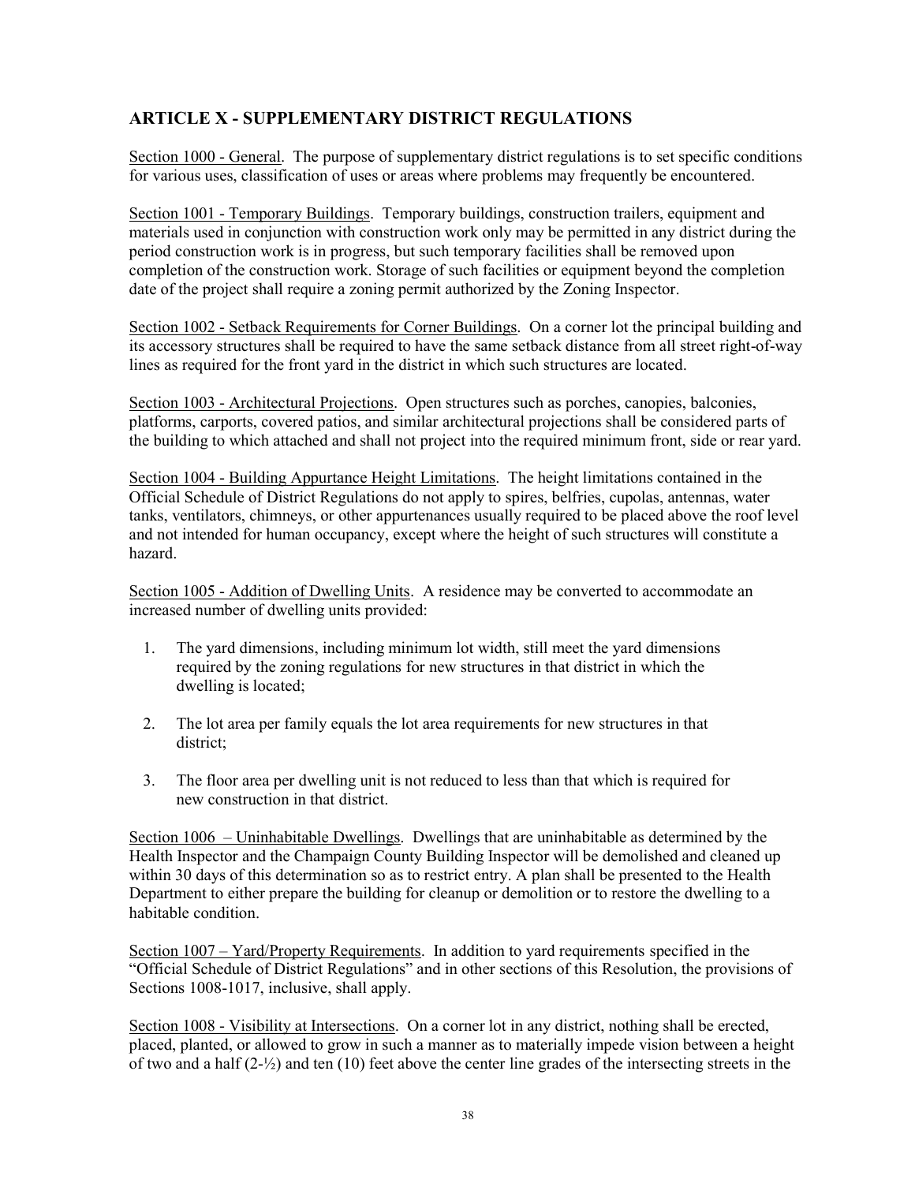## ARTICLE X - SUPPLEMENTARY DISTRICT REGULATIONS

Section 1000 - General. The purpose of supplementary district regulations is to set specific conditions for various uses, classification of uses or areas where problems may frequently be encountered.

Section 1001 - Temporary Buildings. Temporary buildings, construction trailers, equipment and materials used in conjunction with construction work only may be permitted in any district during the period construction work is in progress, but such temporary facilities shall be removed upon completion of the construction work. Storage of such facilities or equipment beyond the completion date of the project shall require a zoning permit authorized by the Zoning Inspector.

Section 1002 - Setback Requirements for Corner Buildings. On a corner lot the principal building and its accessory structures shall be required to have the same setback distance from all street right-of-way lines as required for the front yard in the district in which such structures are located.

Section 1003 - Architectural Projections. Open structures such as porches, canopies, balconies, platforms, carports, covered patios, and similar architectural projections shall be considered parts of the building to which attached and shall not project into the required minimum front, side or rear yard.

Section 1004 - Building Appurtance Height Limitations. The height limitations contained in the Official Schedule of District Regulations do not apply to spires, belfries, cupolas, antennas, water tanks, ventilators, chimneys, or other appurtenances usually required to be placed above the roof level and not intended for human occupancy, except where the height of such structures will constitute a hazard.

Section 1005 - Addition of Dwelling Units. A residence may be converted to accommodate an increased number of dwelling units provided:

1. The yard dimensions, including minimum lot width, still meet the yard dimensions required by the zoning regulations for new structures in that district in which the dwelling is located;

2. The lot area per family equals the lot area requirements for new structures in that district;

3. The floor area per dwelling unit is not reduced to less than that which is required for new construction in that district.

Section 1006 – Uninhabitable Dwellings. Dwellings that are uninhabitable as determined by the Health Inspector and the Champaign County Building Inspector will be demolished and cleaned up within 30 days of this determination so as to restrict entry. A plan shall be presented to the Health Department to either prepare the building for cleanup or demolition or to restore the dwelling to a habitable condition.

Section 1007 – Yard/Property Requirements. In addition to yard requirements specified in the "Official Schedule of District Regulations" and in other sections of this Resolution, the provisions of Sections 1008-1017, inclusive, shall apply.

Section 1008 - Visibility at Intersections. On a corner lot in any district, nothing shall be erected, placed, planted, or allowed to grow in such a manner as to materially impede vision between a height of two and a half (2-½) and ten (10) feet above the center line grades of the intersecting streets in the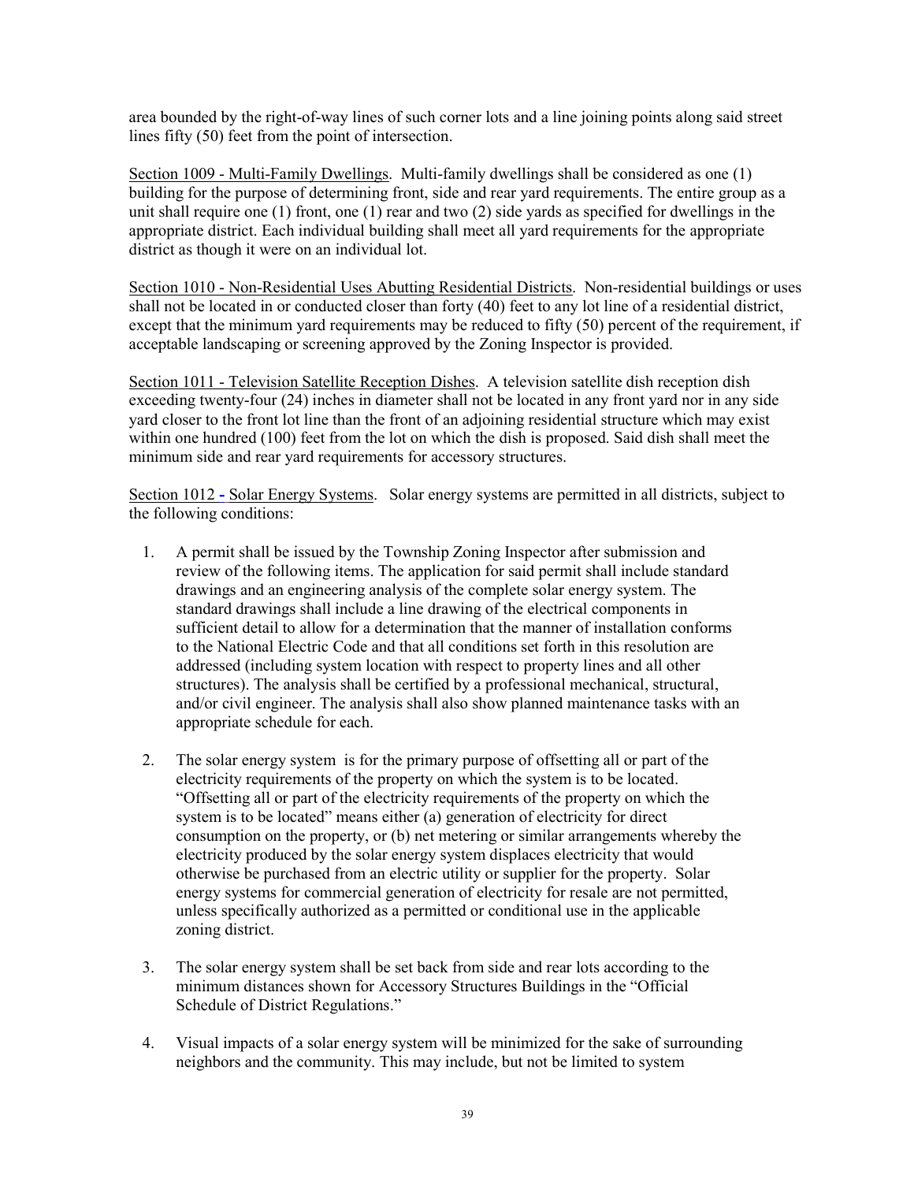area bounded by the right-of-way lines of such corner lots and a line joining points along said street lines fifty (50) feet from the point of intersection.

Section 1009 - Multi-Family Dwellings. Multi-family dwellings shall be considered as one (1) building for the purpose of determining front, side and rear yard requirements. The entire group as a unit shall require one (1) front, one (1) rear and two (2) side yards as specified for dwellings in the appropriate district. Each individual building shall meet all yard requirements for the appropriate district as though it were on an individual lot.

Section 1010 - Non-Residential Uses Abutting Residential Districts. Non-residential buildings or uses shall not be located in or conducted closer than forty (40) feet to any lot line of a residential district, except that the minimum yard requirements may be reduced to fifty (50) percent of the requirement, if acceptable landscaping or screening approved by the Zoning Inspector is provided.

Section 1011 - Television Satellite Reception Dishes. A television satellite dish reception dish exceeding twenty-four (24) inches in diameter shall not be located in any front yard nor in any side yard closer to the front lot line than the front of an adjoining residential structure which may exist within one hundred (100) feet from the lot on which the dish is proposed. Said dish shall meet the minimum side and rear yard requirements for accessory structures.

Section 1012 - Solar Energy Systems. Solar energy systems are permitted in all districts, subject to the following conditions:

1. A permit shall be issued by the Township Zoning Inspector after submission and review of the following items. The application for said permit shall include standard drawings and an engineering analysis of the complete solar energy system. The standard drawings shall include a line drawing of the electrical components in sufficient detail to allow for a determination that the manner of installation conforms to the National Electric Code and that all conditions set forth in this resolution are addressed (including system location with respect to property lines and all other structures). The analysis shall be certified by a professional mechanical, structural, and/or civil engineer. The analysis shall also show planned maintenance tasks with an appropriate schedule for each.

2. The solar energy system is for the primary purpose of offsetting all or part of the electricity requirements of the property on which the system is to be located. "Offsetting all or part of the electricity requirements of the property on which the system is to be located" means either (a) generation of electricity for direct consumption on the property, or (b) net metering or similar arrangements whereby the electricity produced by the solar energy system displaces electricity that would otherwise be purchased from an electric utility or supplier for the property. Solar energy systems for commercial generation of electricity for resale are not permitted, unless specifically authorized as a permitted or conditional use in the applicable zoning district.

3. The solar energy system shall be set back from side and rear lots according to the minimum distances shown for Accessory Structures Buildings in the "Official Schedule of District Regulations."

4. Visual impacts of a solar energy system will be minimized for the sake of surrounding neighbors and the community. This may include, but not be limited to system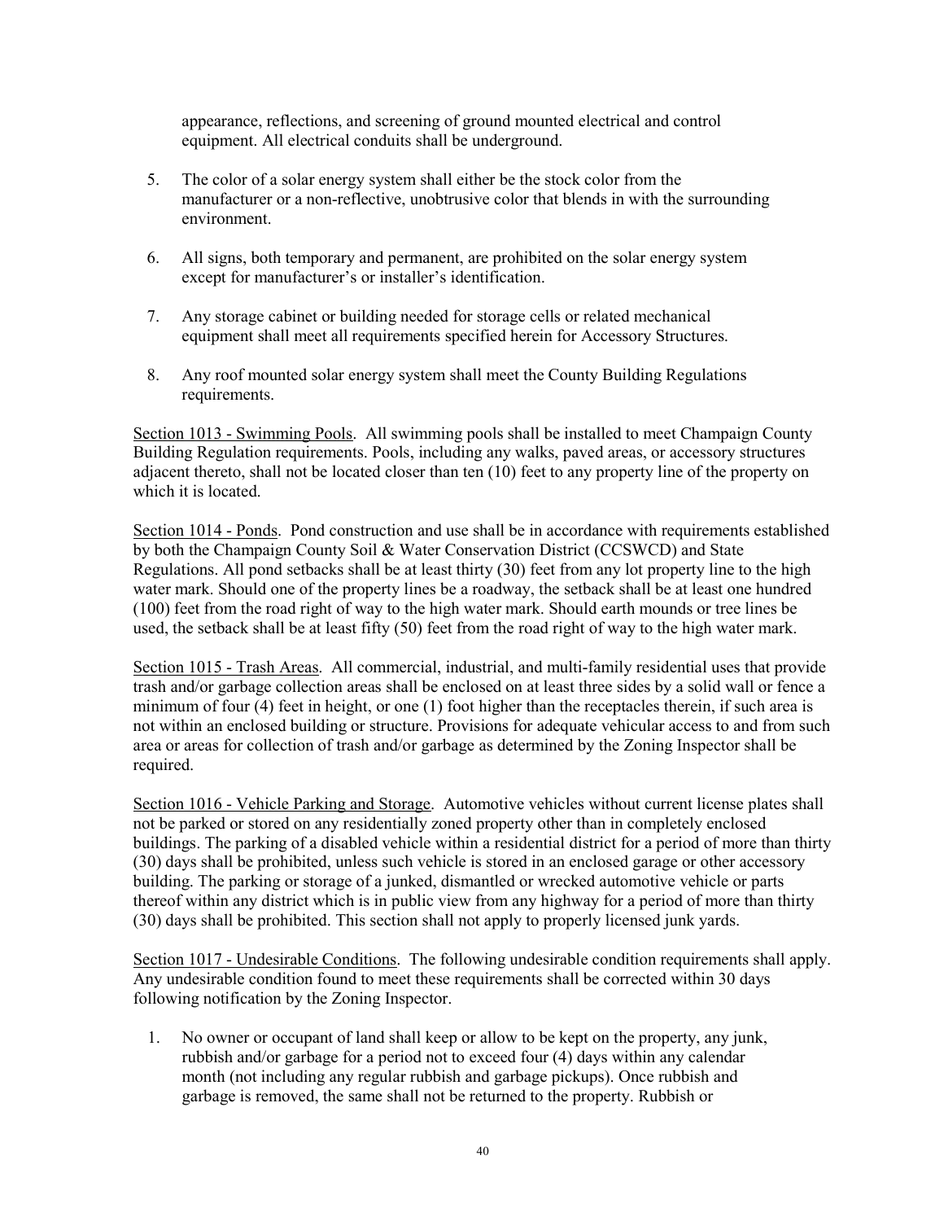appearance, reflections, and screening of ground mounted electrical and control equipment. All electrical conduits shall be underground.

5. The color of a solar energy system shall either be the stock color from the manufacturer or a non-reflective, unobtrusive color that blends in with the surrounding environment.

6. All signs, both temporary and permanent, are prohibited on the solar energy system except for manufacturer's or installer's identification.

7. Any storage cabinet or building needed for storage cells or related mechanical equipment shall meet all requirements specified herein for Accessory Structures.

8. Any roof mounted solar energy system shall meet the County Building Regulations requirements.

Section 1013 - Swimming Pools. All swimming pools shall be installed to meet Champaign County Building Regulation requirements. Pools, including any walks, paved areas, or accessory structures adjacent thereto, shall not be located closer than ten (10) feet to any property line of the property on which it is located.

Section 1014 - Ponds. Pond construction and use shall be in accordance with requirements established by both the Champaign County Soil & Water Conservation District (CCSWCD) and State Regulations. All pond setbacks shall be at least thirty (30) feet from any lot property line to the high water mark. Should one of the property lines be a roadway, the setback shall be at least one hundred (100) feet from the road right of way to the high water mark. Should earth mounds or tree lines be used, the setback shall be at least fifty (50) feet from the road right of way to the high water mark.

Section 1015 - Trash Areas. All commercial, industrial, and multi-family residential uses that provide trash and/or garbage collection areas shall be enclosed on at least three sides by a solid wall or fence a minimum of four (4) feet in height, or one (1) foot higher than the receptacles therein, if such area is not within an enclosed building or structure. Provisions for adequate vehicular access to and from such area or areas for collection of trash and/or garbage as determined by the Zoning Inspector shall be required.

Section 1016 - Vehicle Parking and Storage. Automotive vehicles without current license plates shall not be parked or stored on any residentially zoned property other than in completely enclosed buildings. The parking of a disabled vehicle within a residential district for a period of more than thirty (30) days shall be prohibited, unless such vehicle is stored in an enclosed garage or other accessory building. The parking or storage of a junked, dismantled or wrecked automotive vehicle or parts thereof within any district which is in public view from any highway for a period of more than thirty (30) days shall be prohibited. This section shall not apply to properly licensed junk yards.

Section 1017 - Undesirable Conditions. The following undesirable condition requirements shall apply. Any undesirable condition found to meet these requirements shall be corrected within 30 days following notification by the Zoning Inspector.

1. No owner or occupant of land shall keep or allow to be kept on the property, any junk, rubbish and/or garbage for a period not to exceed four (4) days within any calendar month (not including any regular rubbish and garbage pickups). Once rubbish and garbage is removed, the same shall not be returned to the property. Rubbish or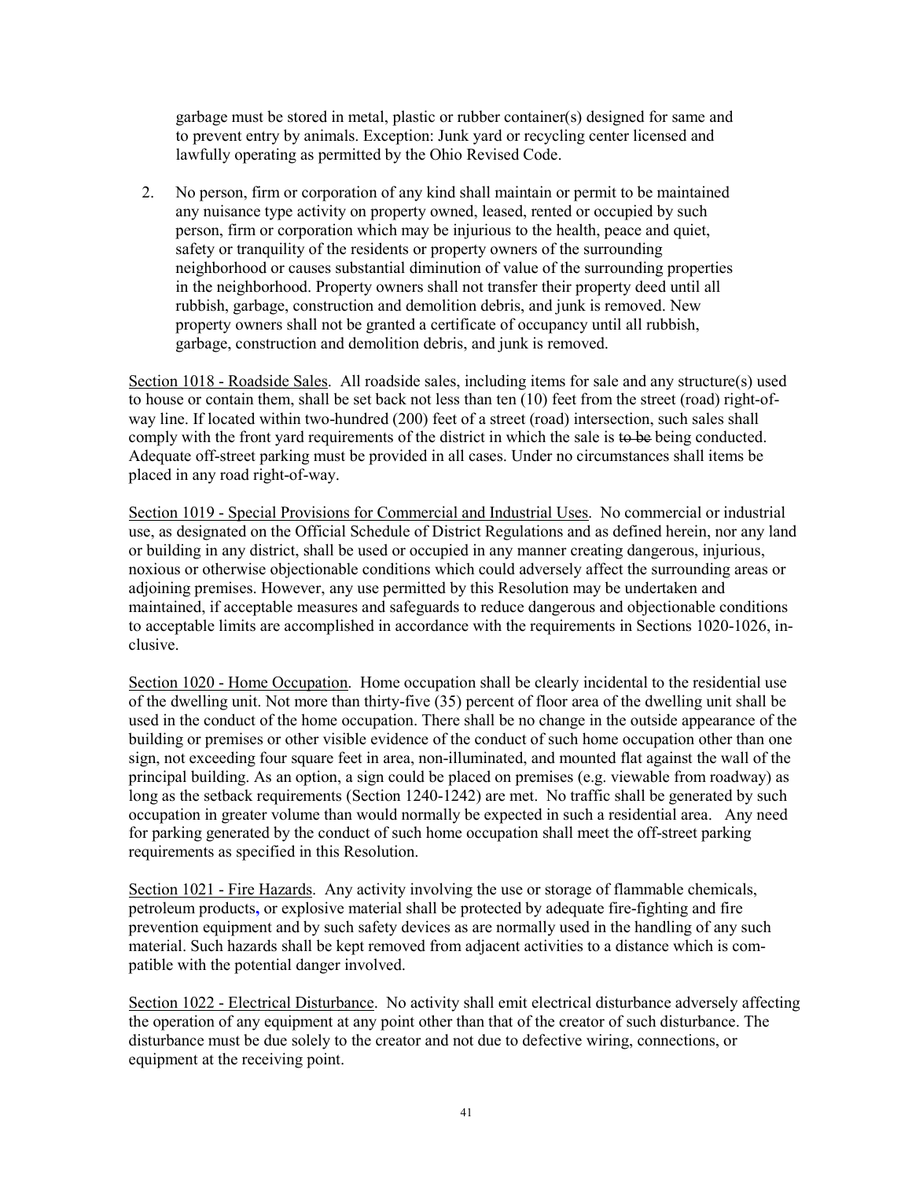garbage must be stored in metal, plastic or rubber container(s) designed for same and to prevent entry by animals. Exception: Junk yard or recycling center licensed and lawfully operating as permitted by the Ohio Revised Code.

2. No person, firm or corporation of any kind shall maintain or permit to be maintained any nuisance type activity on property owned, leased, rented or occupied by such person, firm or corporation which may be injurious to the health, peace and quiet, safety or tranquility of the residents or property owners of the surrounding neighborhood or causes substantial diminution of value of the surrounding properties in the neighborhood. Property owners shall not transfer their property deed until all rubbish, garbage, construction and demolition debris, and junk is removed. New property owners shall not be granted a certificate of occupancy until all rubbish, garbage, construction and demolition debris, and junk is removed.

Section 1018 - Roadside Sales. All roadside sales, including items for sale and any structure(s) used to house or contain them, shall be set back not less than ten (10) feet from the street (road) right-of-way line. If located within two-hundred (200) feet of a street (road) intersection, such sales shall comply with the front yard requirements of the district in which the sale is ~~to be~~ being conducted. Adequate off-street parking must be provided in all cases. Under no circumstances shall items be placed in any road right-of-way.

Section 1019 - Special Provisions for Commercial and Industrial Uses. No commercial or industrial use, as designated on the Official Schedule of District Regulations and as defined herein, nor any land or building in any district, shall be used or occupied in any manner creating dangerous, injurious, noxious or otherwise objectionable conditions which could adversely affect the surrounding areas or adjoining premises. However, any use permitted by this Resolution may be undertaken and maintained, if acceptable measures and safeguards to reduce dangerous and objectionable conditions to acceptable limits are accomplished in accordance with the requirements in Sections 1020-1026, inclusive.

Section 1020 - Home Occupation. Home occupation shall be clearly incidental to the residential use of the dwelling unit. Not more than thirty-five (35) percent of floor area of the dwelling unit shall be used in the conduct of the home occupation. There shall be no change in the outside appearance of the building or premises or other visible evidence of the conduct of such home occupation other than one sign, not exceeding four square feet in area, non-illuminated, and mounted flat against the wall of the principal building. As an option, a sign could be placed on premises (e.g. viewable from roadway) as long as the setback requirements (Section 1240-1242) are met. No traffic shall be generated by such occupation in greater volume than would normally be expected in such a residential area. Any need for parking generated by the conduct of such home occupation shall meet the off-street parking requirements as specified in this Resolution.

Section 1021 - Fire Hazards. Any activity involving the use or storage of flammable chemicals, petroleum products, or explosive material shall be protected by adequate fire-fighting and fire prevention equipment and by such safety devices as are normally used in the handling of any such material. Such hazards shall be kept removed from adjacent activities to a distance which is compatible with the potential danger involved.

Section 1022 - Electrical Disturbance. No activity shall emit electrical disturbance adversely affecting the operation of any equipment at any point other than that of the creator of such disturbance. The disturbance must be due solely to the creator and not due to defective wiring, connections, or equipment at the receiving point.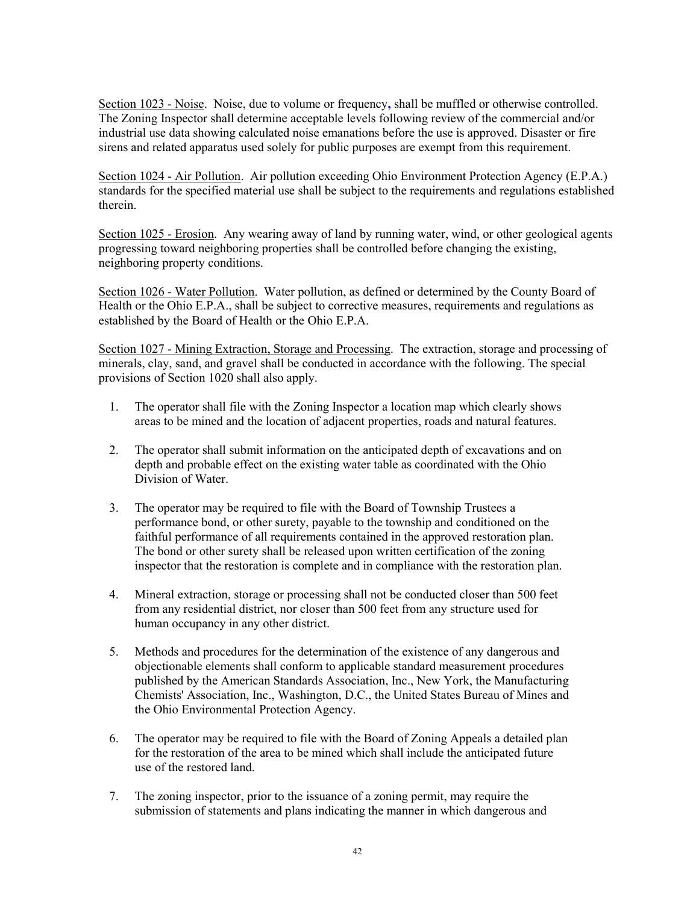Section 1023 - Noise. Noise, due to volume or frequency, shall be muffled or otherwise controlled. The Zoning Inspector shall determine acceptable levels following review of the commercial and/or industrial use data showing calculated noise emanations before the use is approved. Disaster or fire sirens and related apparatus used solely for public purposes are exempt from this requirement.

Section 1024 - Air Pollution. Air pollution exceeding Ohio Environment Protection Agency (E.P.A.) standards for the specified material use shall be subject to the requirements and regulations established therein.

Section 1025 - Erosion. Any wearing away of land by running water, wind, or other geological agents progressing toward neighboring properties shall be controlled before changing the existing, neighboring property conditions.

Section 1026 - Water Pollution. Water pollution, as defined or determined by the County Board of Health or the Ohio E.P.A., shall be subject to corrective measures, requirements and regulations as established by the Board of Health or the Ohio E.P.A.

Section 1027 - Mining Extraction, Storage and Processing. The extraction, storage and processing of minerals, clay, sand, and gravel shall be conducted in accordance with the following. The special provisions of Section 1020 shall also apply.

1. The operator shall file with the Zoning Inspector a location map which clearly shows areas to be mined and the location of adjacent properties, roads and natural features.

2. The operator shall submit information on the anticipated depth of excavations and on depth and probable effect on the existing water table as coordinated with the Ohio Division of Water.

3. The operator may be required to file with the Board of Township Trustees a performance bond, or other surety, payable to the township and conditioned on the faithful performance of all requirements contained in the approved restoration plan. The bond or other surety shall be released upon written certification of the zoning inspector that the restoration is complete and in compliance with the restoration plan.

4. Mineral extraction, storage or processing shall not be conducted closer than 500 feet from any residential district, nor closer than 500 feet from any structure used for human occupancy in any other district.

5. Methods and procedures for the determination of the existence of any dangerous and objectionable elements shall conform to applicable standard measurement procedures published by the American Standards Association, Inc., New York, the Manufacturing Chemists' Association, Inc., Washington, D.C., the United States Bureau of Mines and the Ohio Environmental Protection Agency.

6. The operator may be required to file with the Board of Zoning Appeals a detailed plan for the restoration of the area to be mined which shall include the anticipated future use of the restored land.

7. The zoning inspector, prior to the issuance of a zoning permit, may require the submission of statements and plans indicating the manner in which dangerous and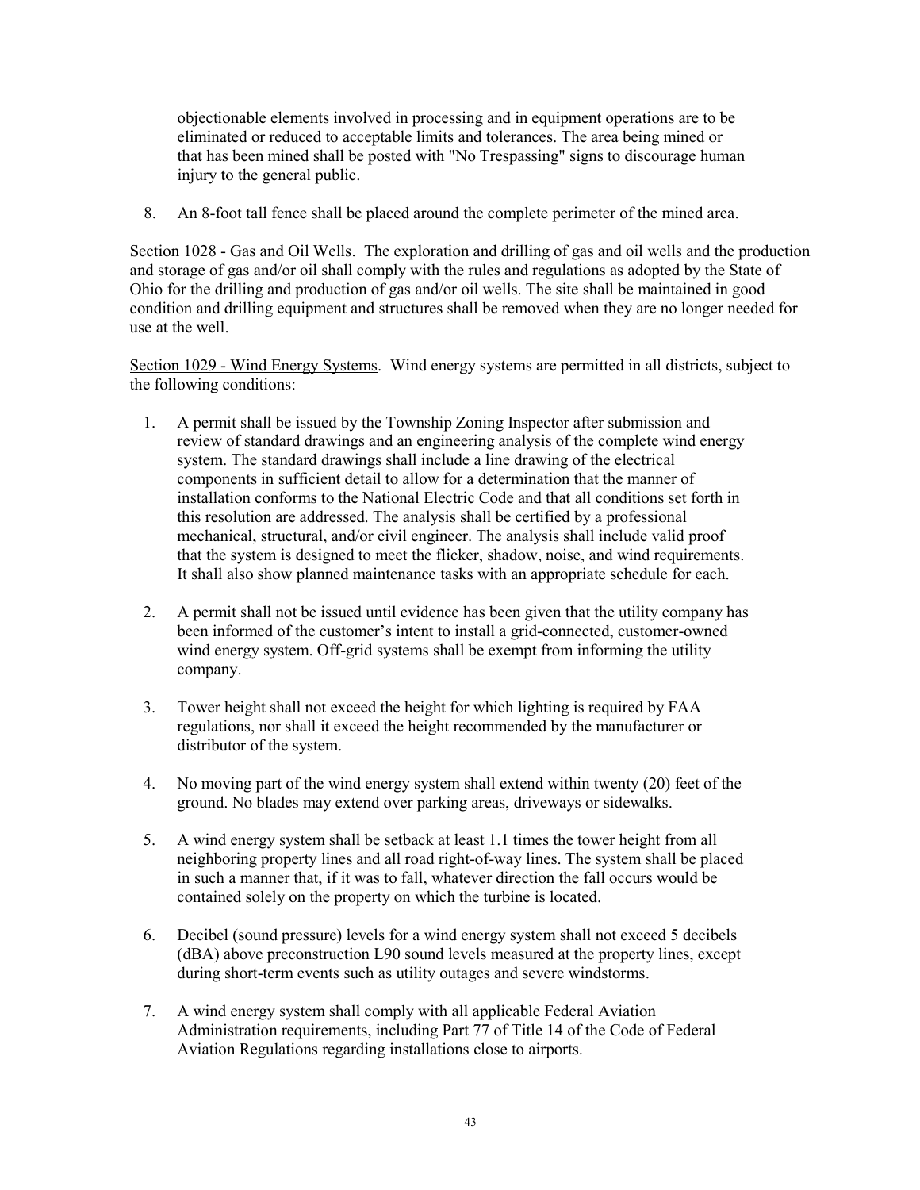objectionable elements involved in processing and in equipment operations are to be eliminated or reduced to acceptable limits and tolerances. The area being mined or that has been mined shall be posted with "No Trespassing" signs to discourage human injury to the general public.

8. An 8-foot tall fence shall be placed around the complete perimeter of the mined area.

Section 1028 - Gas and Oil Wells. The exploration and drilling of gas and oil wells and the production and storage of gas and/or oil shall comply with the rules and regulations as adopted by the State of Ohio for the drilling and production of gas and/or oil wells. The site shall be maintained in good condition and drilling equipment and structures shall be removed when they are no longer needed for use at the well.

Section 1029 - Wind Energy Systems. Wind energy systems are permitted in all districts, subject to the following conditions:

1. A permit shall be issued by the Township Zoning Inspector after submission and review of standard drawings and an engineering analysis of the complete wind energy system. The standard drawings shall include a line drawing of the electrical components in sufficient detail to allow for a determination that the manner of installation conforms to the National Electric Code and that all conditions set forth in this resolution are addressed. The analysis shall be certified by a professional mechanical, structural, and/or civil engineer. The analysis shall include valid proof that the system is designed to meet the flicker, shadow, noise, and wind requirements. It shall also show planned maintenance tasks with an appropriate schedule for each.

2. A permit shall not be issued until evidence has been given that the utility company has been informed of the customer's intent to install a grid-connected, customer-owned wind energy system. Off-grid systems shall be exempt from informing the utility company.

3. Tower height shall not exceed the height for which lighting is required by FAA regulations, nor shall it exceed the height recommended by the manufacturer or distributor of the system.

4. No moving part of the wind energy system shall extend within twenty (20) feet of the ground. No blades may extend over parking areas, driveways or sidewalks.

5. A wind energy system shall be setback at least 1.1 times the tower height from all neighboring property lines and all road right-of-way lines. The system shall be placed in such a manner that, if it was to fall, whatever direction the fall occurs would be contained solely on the property on which the turbine is located.

6. Decibel (sound pressure) levels for a wind energy system shall not exceed 5 decibels (dBA) above preconstruction L90 sound levels measured at the property lines, except during short-term events such as utility outages and severe windstorms.

7. A wind energy system shall comply with all applicable Federal Aviation Administration requirements, including Part 77 of Title 14 of the Code of Federal Aviation Regulations regarding installations close to airports.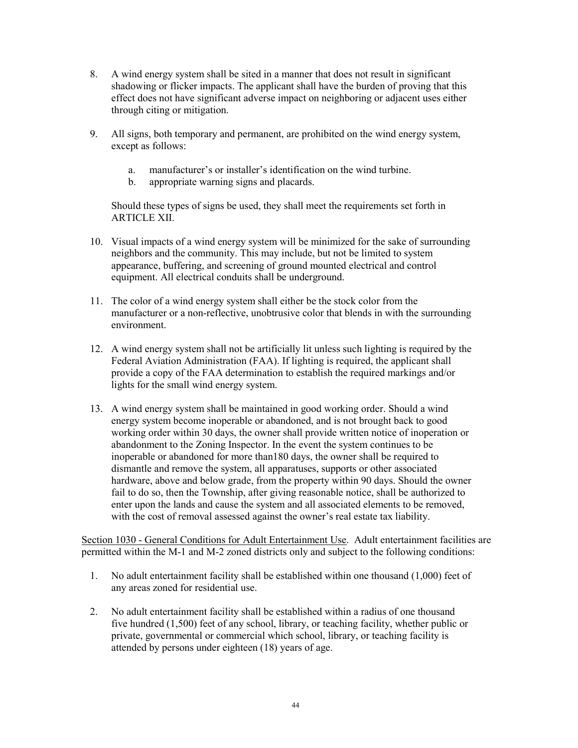8. A wind energy system shall be sited in a manner that does not result in significant shadowing or flicker impacts. The applicant shall have the burden of proving that this effect does not have significant adverse impact on neighboring or adjacent uses either through citing or mitigation.

9. All signs, both temporary and permanent, are prohibited on the wind energy system, except as follows:

   a. manufacturer's or installer's identification on the wind turbine.
   b. appropriate warning signs and placards.

   Should these types of signs be used, they shall meet the requirements set forth in ARTICLE XII.

10. Visual impacts of a wind energy system will be minimized for the sake of surrounding neighbors and the community. This may include, but not be limited to system appearance, buffering, and screening of ground mounted electrical and control equipment. All electrical conduits shall be underground.

11. The color of a wind energy system shall either be the stock color from the manufacturer or a non-reflective, unobtrusive color that blends in with the surrounding environment.

12. A wind energy system shall not be artificially lit unless such lighting is required by the Federal Aviation Administration (FAA). If lighting is required, the applicant shall provide a copy of the FAA determination to establish the required markings and/or lights for the small wind energy system.

13. A wind energy system shall be maintained in good working order. Should a wind energy system become inoperable or abandoned, and is not brought back to good working order within 30 days, the owner shall provide written notice of inoperation or abandonment to the Zoning Inspector. In the event the system continues to be inoperable or abandoned for more than180 days, the owner shall be required to dismantle and remove the system, all apparatuses, supports or other associated hardware, above and below grade, from the property within 90 days. Should the owner fail to do so, then the Township, after giving reasonable notice, shall be authorized to enter upon the lands and cause the system and all associated elements to be removed, with the cost of removal assessed against the owner's real estate tax liability.

Section 1030 - General Conditions for Adult Entertainment Use. Adult entertainment facilities are permitted within the M-1 and M-2 zoned districts only and subject to the following conditions:

1. No adult entertainment facility shall be established within one thousand (1,000) feet of any areas zoned for residential use.

2. No adult entertainment facility shall be established within a radius of one thousand five hundred (1,500) feet of any school, library, or teaching facility, whether public or private, governmental or commercial which school, library, or teaching facility is attended by persons under eighteen (18) years of age.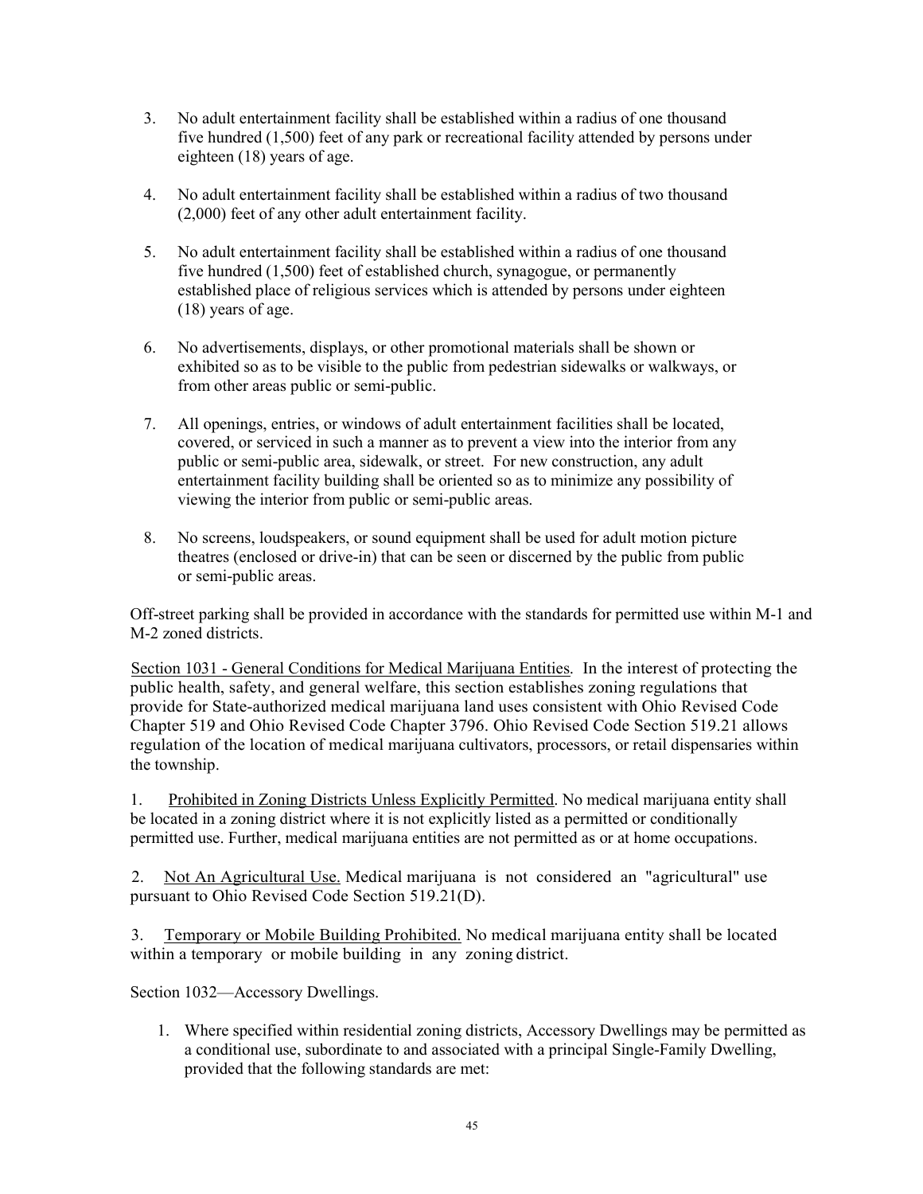3. No adult entertainment facility shall be established within a radius of one thousand five hundred (1,500) feet of any park or recreational facility attended by persons under eighteen (18) years of age.

4. No adult entertainment facility shall be established within a radius of two thousand (2,000) feet of any other adult entertainment facility.

5. No adult entertainment facility shall be established within a radius of one thousand five hundred (1,500) feet of established church, synagogue, or permanently established place of religious services which is attended by persons under eighteen (18) years of age.

6. No advertisements, displays, or other promotional materials shall be shown or exhibited so as to be visible to the public from pedestrian sidewalks or walkways, or from other areas public or semi-public.

7. All openings, entries, or windows of adult entertainment facilities shall be located, covered, or serviced in such a manner as to prevent a view into the interior from any public or semi-public area, sidewalk, or street. For new construction, any adult entertainment facility building shall be oriented so as to minimize any possibility of viewing the interior from public or semi-public areas.

8. No screens, loudspeakers, or sound equipment shall be used for adult motion picture theatres (enclosed or drive-in) that can be seen or discerned by the public from public or semi-public areas.

Off-street parking shall be provided in accordance with the standards for permitted use within M-1 and M-2 zoned districts.

Section 1031 - General Conditions for Medical Marijuana Entities. In the interest of protecting the public health, safety, and general welfare, this section establishes zoning regulations that provide for State-authorized medical marijuana land uses consistent with Ohio Revised Code Chapter 519 and Ohio Revised Code Chapter 3796. Ohio Revised Code Section 519.21 allows regulation of the location of medical marijuana cultivators, processors, or retail dispensaries within the township.

1. Prohibited in Zoning Districts Unless Explicitly Permitted. No medical marijuana entity shall be located in a zoning district where it is not explicitly listed as a permitted or conditionally permitted use. Further, medical marijuana entities are not permitted as or at home occupations.

2. Not An Agricultural Use. Medical marijuana is not considered an "agricultural" use pursuant to Ohio Revised Code Section 519.21(D).

3. Temporary or Mobile Building Prohibited. No medical marijuana entity shall be located within a temporary or mobile building in any zoning district.

Section 1032—Accessory Dwellings.

1. Where specified within residential zoning districts, Accessory Dwellings may be permitted as a conditional use, subordinate to and associated with a principal Single-Family Dwelling, provided that the following standards are met: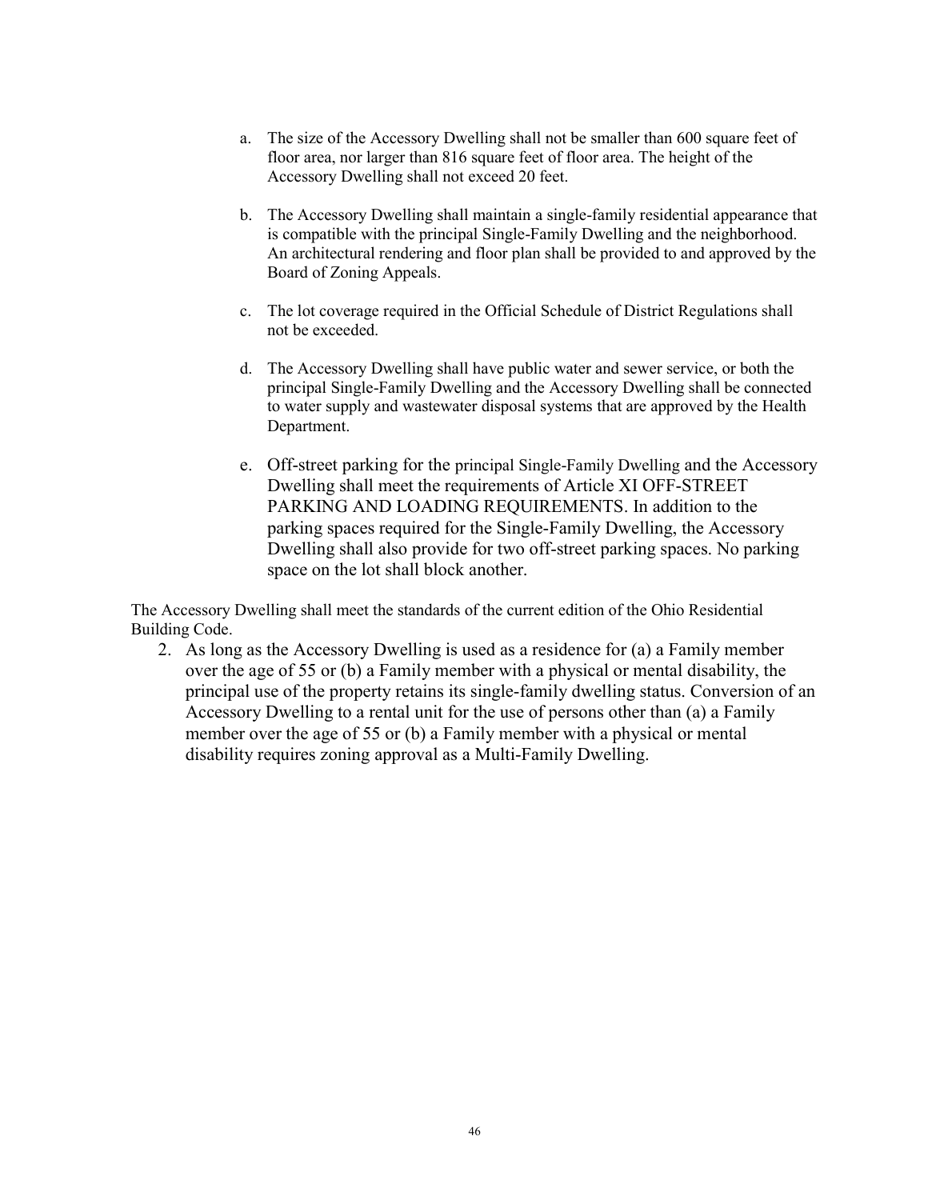a. The size of the Accessory Dwelling shall not be smaller than 600 square feet of floor area, nor larger than 816 square feet of floor area. The height of the Accessory Dwelling shall not exceed 20 feet.

b. The Accessory Dwelling shall maintain a single-family residential appearance that is compatible with the principal Single-Family Dwelling and the neighborhood. An architectural rendering and floor plan shall be provided to and approved by the Board of Zoning Appeals.

c. The lot coverage required in the Official Schedule of District Regulations shall not be exceeded.

d. The Accessory Dwelling shall have public water and sewer service, or both the principal Single-Family Dwelling and the Accessory Dwelling shall be connected to water supply and wastewater disposal systems that are approved by the Health Department.

e. Off-street parking for the principal Single-Family Dwelling and the Accessory Dwelling shall meet the requirements of Article XI OFF-STREET PARKING AND LOADING REQUIREMENTS. In addition to the parking spaces required for the Single-Family Dwelling, the Accessory Dwelling shall also provide for two off-street parking spaces. No parking space on the lot shall block another.

The Accessory Dwelling shall meet the standards of the current edition of the Ohio Residential Building Code.

2. As long as the Accessory Dwelling is used as a residence for (a) a Family member over the age of 55 or (b) a Family member with a physical or mental disability, the principal use of the property retains its single-family dwelling status. Conversion of an Accessory Dwelling to a rental unit for the use of persons other than (a) a Family member over the age of 55 or (b) a Family member with a physical or mental disability requires zoning approval as a Multi-Family Dwelling.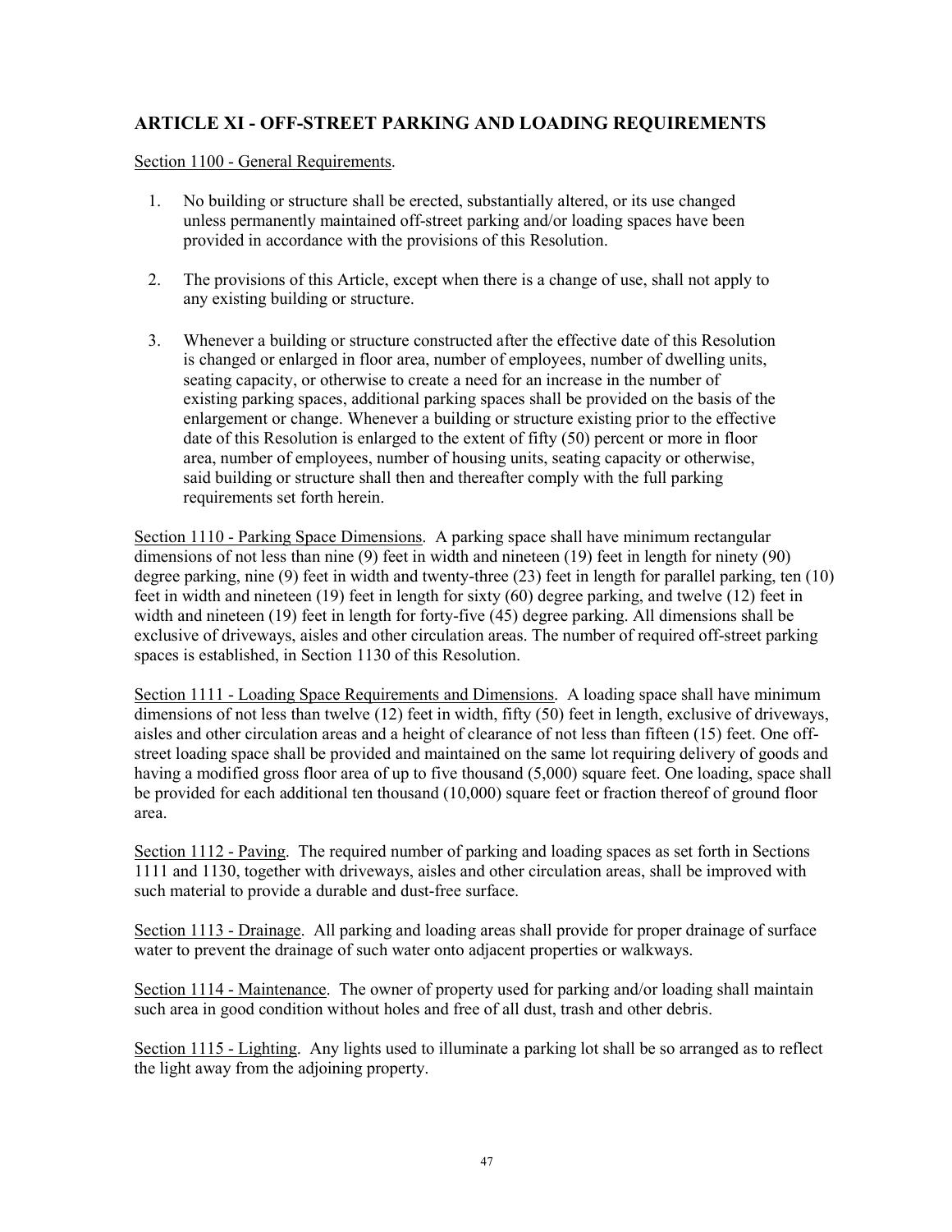## ARTICLE XI - OFF-STREET PARKING AND LOADING REQUIREMENTS

Section 1100 - General Requirements.

1. No building or structure shall be erected, substantially altered, or its use changed unless permanently maintained off-street parking and/or loading spaces have been provided in accordance with the provisions of this Resolution.

2. The provisions of this Article, except when there is a change of use, shall not apply to any existing building or structure.

3. Whenever a building or structure constructed after the effective date of this Resolution is changed or enlarged in floor area, number of employees, number of dwelling units, seating capacity, or otherwise to create a need for an increase in the number of existing parking spaces, additional parking spaces shall be provided on the basis of the enlargement or change. Whenever a building or structure existing prior to the effective date of this Resolution is enlarged to the extent of fifty (50) percent or more in floor area, number of employees, number of housing units, seating capacity or otherwise, said building or structure shall then and thereafter comply with the full parking requirements set forth herein.

Section 1110 - Parking Space Dimensions. A parking space shall have minimum rectangular dimensions of not less than nine (9) feet in width and nineteen (19) feet in length for ninety (90) degree parking, nine (9) feet in width and twenty-three (23) feet in length for parallel parking, ten (10) feet in width and nineteen (19) feet in length for sixty (60) degree parking, and twelve (12) feet in width and nineteen (19) feet in length for forty-five (45) degree parking. All dimensions shall be exclusive of driveways, aisles and other circulation areas. The number of required off-street parking spaces is established, in Section 1130 of this Resolution.

Section 1111 - Loading Space Requirements and Dimensions. A loading space shall have minimum dimensions of not less than twelve (12) feet in width, fifty (50) feet in length, exclusive of driveways, aisles and other circulation areas and a height of clearance of not less than fifteen (15) feet. One off-street loading space shall be provided and maintained on the same lot requiring delivery of goods and having a modified gross floor area of up to five thousand (5,000) square feet. One loading, space shall be provided for each additional ten thousand (10,000) square feet or fraction thereof of ground floor area.

Section 1112 - Paving. The required number of parking and loading spaces as set forth in Sections 1111 and 1130, together with driveways, aisles and other circulation areas, shall be improved with such material to provide a durable and dust-free surface.

Section 1113 - Drainage. All parking and loading areas shall provide for proper drainage of surface water to prevent the drainage of such water onto adjacent properties or walkways.

Section 1114 - Maintenance. The owner of property used for parking and/or loading shall maintain such area in good condition without holes and free of all dust, trash and other debris.

Section 1115 - Lighting. Any lights used to illuminate a parking lot shall be so arranged as to reflect the light away from the adjoining property.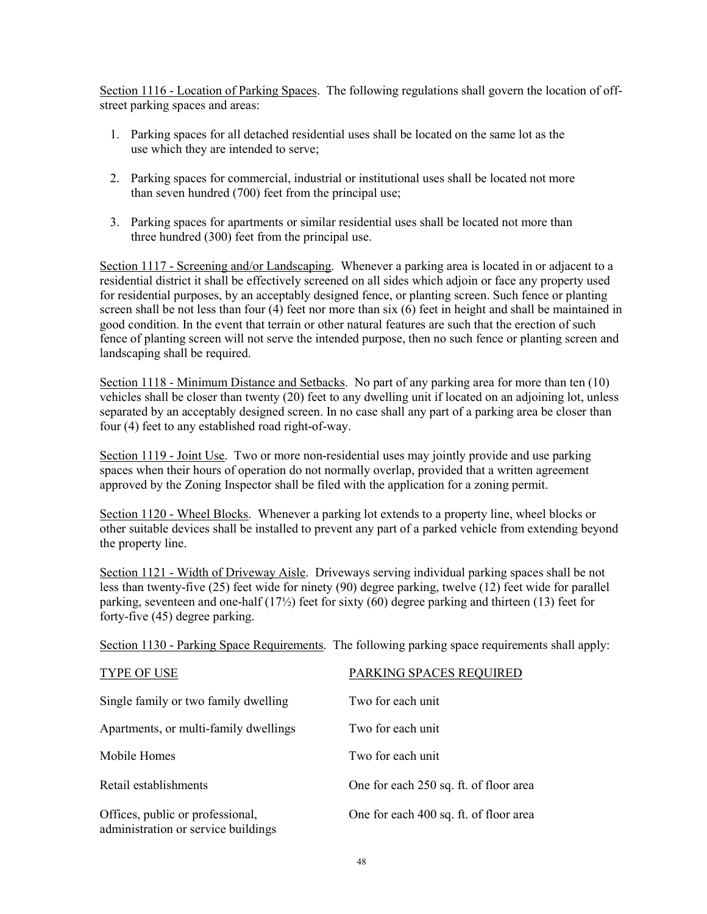Section 1116 - Location of Parking Spaces. The following regulations shall govern the location of off-street parking spaces and areas:

1. Parking spaces for all detached residential uses shall be located on the same lot as the use which they are intended to serve;

2. Parking spaces for commercial, industrial or institutional uses shall be located not more than seven hundred (700) feet from the principal use;

3. Parking spaces for apartments or similar residential uses shall be located not more than three hundred (300) feet from the principal use.

Section 1117 - Screening and/or Landscaping. Whenever a parking area is located in or adjacent to a residential district it shall be effectively screened on all sides which adjoin or face any property used for residential purposes, by an acceptably designed fence, or planting screen. Such fence or planting screen shall be not less than four (4) feet nor more than six (6) feet in height and shall be maintained in good condition. In the event that terrain or other natural features are such that the erection of such fence of planting screen will not serve the intended purpose, then no such fence or planting screen and landscaping shall be required.

Section 1118 - Minimum Distance and Setbacks. No part of any parking area for more than ten (10) vehicles shall be closer than twenty (20) feet to any dwelling unit if located on an adjoining lot, unless separated by an acceptably designed screen. In no case shall any part of a parking area be closer than four (4) feet to any established road right-of-way.

Section 1119 - Joint Use. Two or more non-residential uses may jointly provide and use parking spaces when their hours of operation do not normally overlap, provided that a written agreement approved by the Zoning Inspector shall be filed with the application for a zoning permit.

Section 1120 - Wheel Blocks. Whenever a parking lot extends to a property line, wheel blocks or other suitable devices shall be installed to prevent any part of a parked vehicle from extending beyond the property line.

Section 1121 - Width of Driveway Aisle. Driveways serving individual parking spaces shall be not less than twenty-five (25) feet wide for ninety (90) degree parking, twelve (12) feet wide for parallel parking, seventeen and one-half (17½) feet for sixty (60) degree parking and thirteen (13) feet for forty-five (45) degree parking.

Section 1130 - Parking Space Requirements. The following parking space requirements shall apply:

| TYPE OF USE | PARKING SPACES REQUIRED |
|---|---|
| Single family or two family dwelling | Two for each unit |
| Apartments, or multi-family dwellings | Two for each unit |
| Mobile Homes | Two for each unit |
| Retail establishments | One for each 250 sq. ft. of floor area |
| Offices, public or professional, administration or service buildings | One for each 400 sq. ft. of floor area |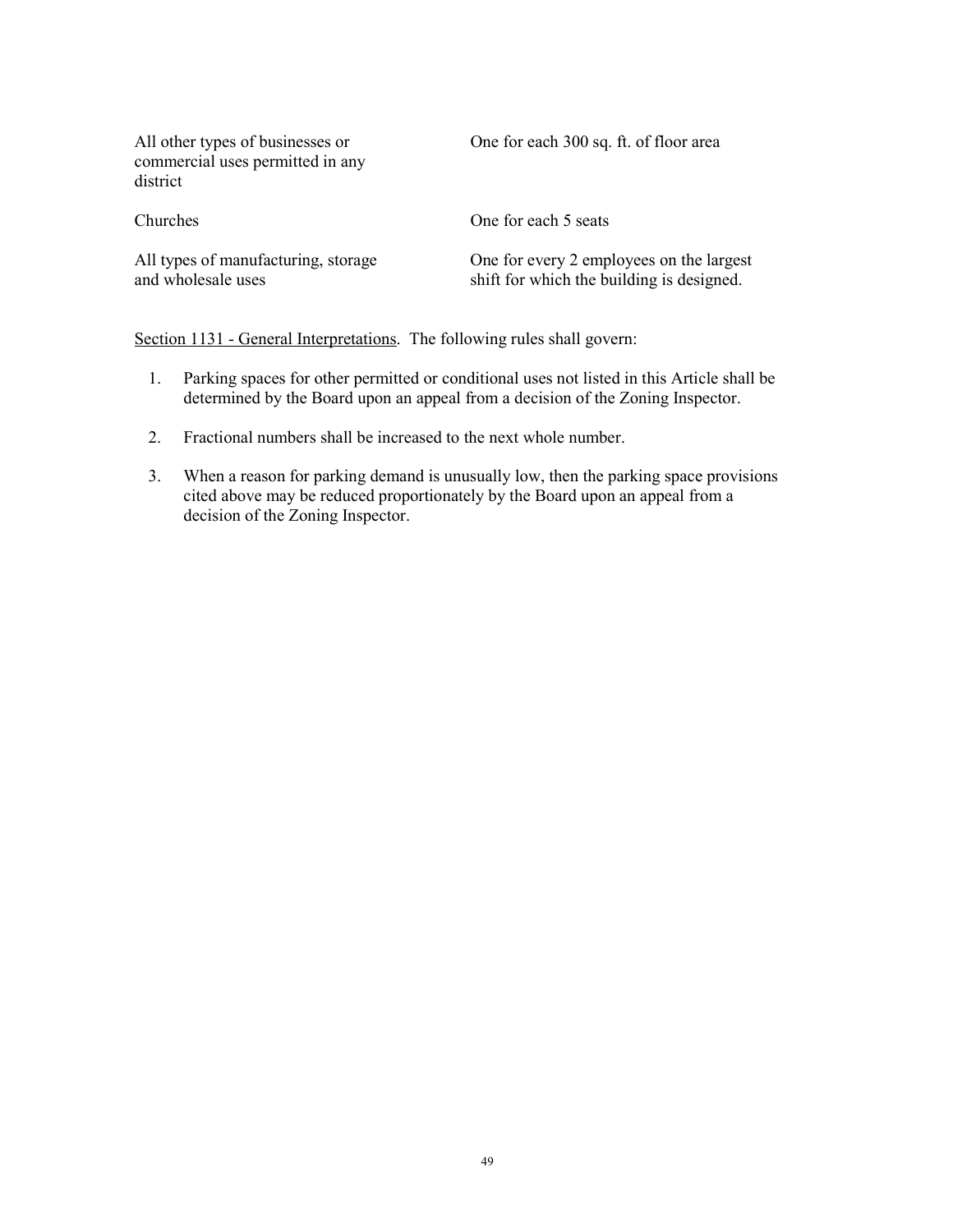| | |
|---|---|
| All other types of businesses or commercial uses permitted in any district | One for each 300 sq. ft. of floor area |
| Churches | One for each 5 seats |
| All types of manufacturing, storage and wholesale uses | One for every 2 employees on the largest shift for which the building is designed. |

<u>Section 1131 - General Interpretations</u>. The following rules shall govern:

1. Parking spaces for other permitted or conditional uses not listed in this Article shall be determined by the Board upon an appeal from a decision of the Zoning Inspector.
2. Fractional numbers shall be increased to the next whole number.
3. When a reason for parking demand is unusually low, then the parking space provisions cited above may be reduced proportionately by the Board upon an appeal from a decision of the Zoning Inspector.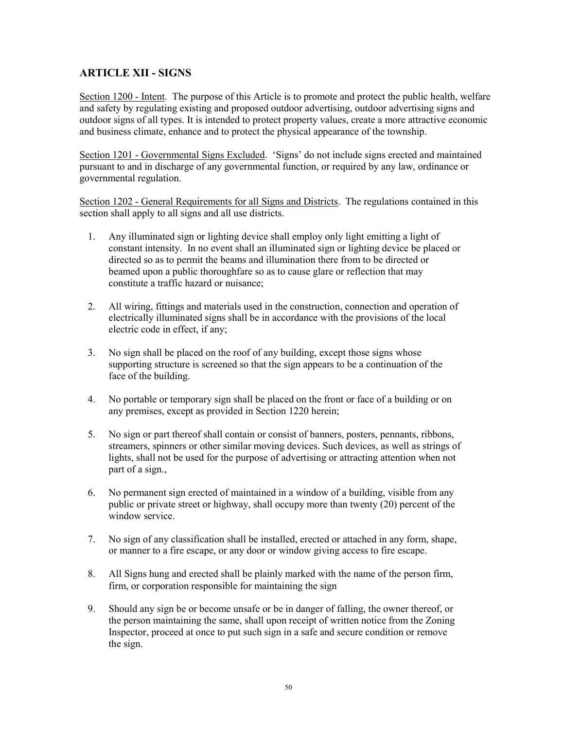## ARTICLE XII - SIGNS

Section 1200 - Intent. The purpose of this Article is to promote and protect the public health, welfare and safety by regulating existing and proposed outdoor advertising, outdoor advertising signs and outdoor signs of all types. It is intended to protect property values, create a more attractive economic and business climate, enhance and to protect the physical appearance of the township.

Section 1201 - Governmental Signs Excluded. 'Signs' do not include signs erected and maintained pursuant to and in discharge of any governmental function, or required by any law, ordinance or governmental regulation.

Section 1202 - General Requirements for all Signs and Districts. The regulations contained in this section shall apply to all signs and all use districts.

1. Any illuminated sign or lighting device shall employ only light emitting a light of constant intensity. In no event shall an illuminated sign or lighting device be placed or directed so as to permit the beams and illumination there from to be directed or beamed upon a public thoroughfare so as to cause glare or reflection that may constitute a traffic hazard or nuisance;

2. All wiring, fittings and materials used in the construction, connection and operation of electrically illuminated signs shall be in accordance with the provisions of the local electric code in effect, if any;

3. No sign shall be placed on the roof of any building, except those signs whose supporting structure is screened so that the sign appears to be a continuation of the face of the building.

4. No portable or temporary sign shall be placed on the front or face of a building or on any premises, except as provided in Section 1220 herein;

5. No sign or part thereof shall contain or consist of banners, posters, pennants, ribbons, streamers, spinners or other similar moving devices. Such devices, as well as strings of lights, shall not be used for the purpose of advertising or attracting attention when not part of a sign.,

6. No permanent sign erected of maintained in a window of a building, visible from any public or private street or highway, shall occupy more than twenty (20) percent of the window service.

7. No sign of any classification shall be installed, erected or attached in any form, shape, or manner to a fire escape, or any door or window giving access to fire escape.

8. All Signs hung and erected shall be plainly marked with the name of the person firm, firm, or corporation responsible for maintaining the sign

9. Should any sign be or become unsafe or be in danger of falling, the owner thereof, or the person maintaining the same, shall upon receipt of written notice from the Zoning Inspector, proceed at once to put such sign in a safe and secure condition or remove the sign.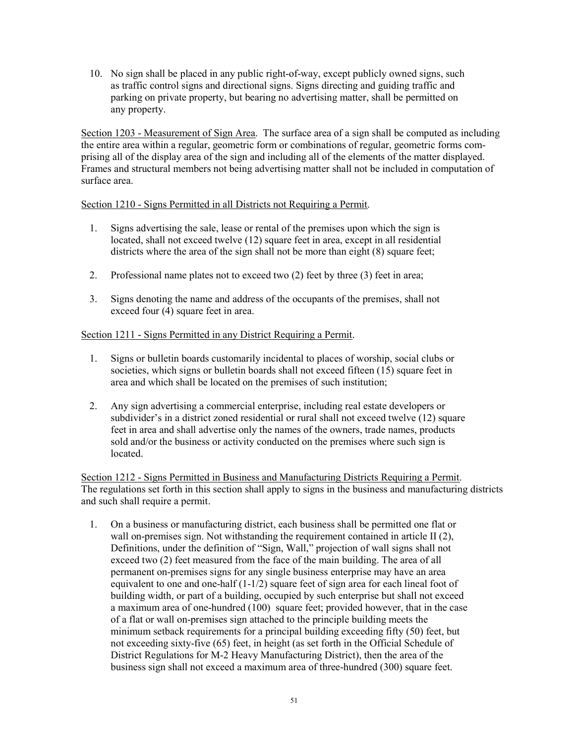10. No sign shall be placed in any public right-of-way, except publicly owned signs, such as traffic control signs and directional signs. Signs directing and guiding traffic and parking on private property, but bearing no advertising matter, shall be permitted on any property.

Section 1203 - Measurement of Sign Area. The surface area of a sign shall be computed as including the entire area within a regular, geometric form or combinations of regular, geometric forms comprising all of the display area of the sign and including all of the elements of the matter displayed. Frames and structural members not being advertising matter shall not be included in computation of surface area.

Section 1210 - Signs Permitted in all Districts not Requiring a Permit.

1. Signs advertising the sale, lease or rental of the premises upon which the sign is located, shall not exceed twelve (12) square feet in area, except in all residential districts where the area of the sign shall not be more than eight (8) square feet;

2. Professional name plates not to exceed two (2) feet by three (3) feet in area;

3. Signs denoting the name and address of the occupants of the premises, shall not exceed four (4) square feet in area.

Section 1211 - Signs Permitted in any District Requiring a Permit.

1. Signs or bulletin boards customarily incidental to places of worship, social clubs or societies, which signs or bulletin boards shall not exceed fifteen (15) square feet in area and which shall be located on the premises of such institution;

2. Any sign advertising a commercial enterprise, including real estate developers or subdivider's in a district zoned residential or rural shall not exceed twelve (12) square feet in area and shall advertise only the names of the owners, trade names, products sold and/or the business or activity conducted on the premises where such sign is located.

Section 1212 - Signs Permitted in Business and Manufacturing Districts Requiring a Permit. The regulations set forth in this section shall apply to signs in the business and manufacturing districts and such shall require a permit.

1. On a business or manufacturing district, each business shall be permitted one flat or wall on-premises sign. Not withstanding the requirement contained in article II (2), Definitions, under the definition of "Sign, Wall," projection of wall signs shall not exceed two (2) feet measured from the face of the main building. The area of all permanent on-premises signs for any single business enterprise may have an area equivalent to one and one-half (1-1/2) square feet of sign area for each lineal foot of building width, or part of a building, occupied by such enterprise but shall not exceed a maximum area of one-hundred (100) square feet; provided however, that in the case of a flat or wall on-premises sign attached to the principle building meets the minimum setback requirements for a principal building exceeding fifty (50) feet, but not exceeding sixty-five (65) feet, in height (as set forth in the Official Schedule of District Regulations for M-2 Heavy Manufacturing District), then the area of the business sign shall not exceed a maximum area of three-hundred (300) square feet.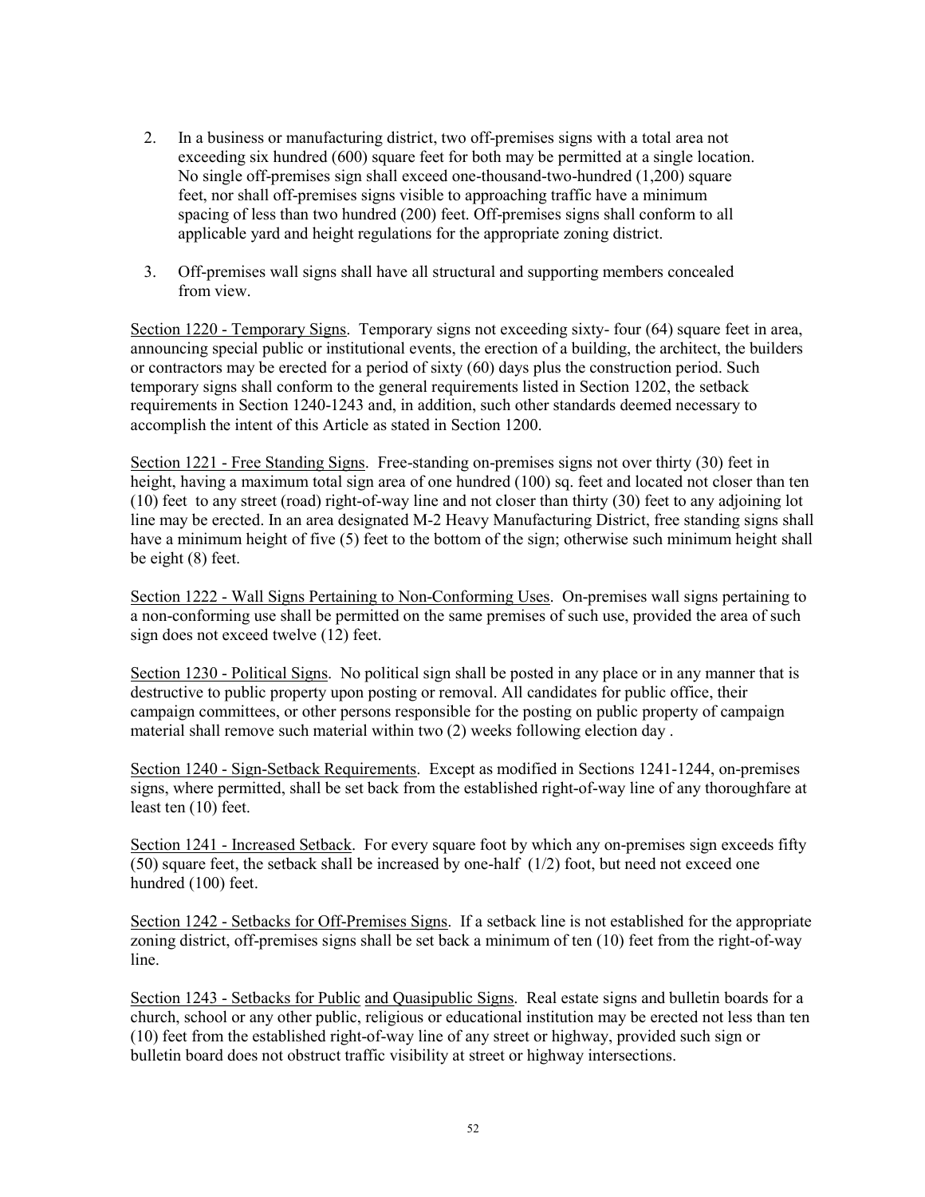2. In a business or manufacturing district, two off-premises signs with a total area not exceeding six hundred (600) square feet for both may be permitted at a single location. No single off-premises sign shall exceed one-thousand-two-hundred (1,200) square feet, nor shall off-premises signs visible to approaching traffic have a minimum spacing of less than two hundred (200) feet. Off-premises signs shall conform to all applicable yard and height regulations for the appropriate zoning district.

3. Off-premises wall signs shall have all structural and supporting members concealed from view.

Section 1220 - Temporary Signs. Temporary signs not exceeding sixty- four (64) square feet in area, announcing special public or institutional events, the erection of a building, the architect, the builders or contractors may be erected for a period of sixty (60) days plus the construction period. Such temporary signs shall conform to the general requirements listed in Section 1202, the setback requirements in Section 1240-1243 and, in addition, such other standards deemed necessary to accomplish the intent of this Article as stated in Section 1200.

Section 1221 - Free Standing Signs. Free-standing on-premises signs not over thirty (30) feet in height, having a maximum total sign area of one hundred (100) sq. feet and located not closer than ten (10) feet to any street (road) right-of-way line and not closer than thirty (30) feet to any adjoining lot line may be erected. In an area designated M-2 Heavy Manufacturing District, free standing signs shall have a minimum height of five (5) feet to the bottom of the sign; otherwise such minimum height shall be eight (8) feet.

Section 1222 - Wall Signs Pertaining to Non-Conforming Uses. On-premises wall signs pertaining to a non-conforming use shall be permitted on the same premises of such use, provided the area of such sign does not exceed twelve (12) feet.

Section 1230 - Political Signs. No political sign shall be posted in any place or in any manner that is destructive to public property upon posting or removal. All candidates for public office, their campaign committees, or other persons responsible for the posting on public property of campaign material shall remove such material within two (2) weeks following election day .

Section 1240 - Sign-Setback Requirements. Except as modified in Sections 1241-1244, on-premises signs, where permitted, shall be set back from the established right-of-way line of any thoroughfare at least ten (10) feet.

Section 1241 - Increased Setback. For every square foot by which any on-premises sign exceeds fifty (50) square feet, the setback shall be increased by one-half (1/2) foot, but need not exceed one hundred (100) feet.

Section 1242 - Setbacks for Off-Premises Signs. If a setback line is not established for the appropriate zoning district, off-premises signs shall be set back a minimum of ten (10) feet from the right-of-way line.

Section 1243 - Setbacks for Public and Quasipublic Signs. Real estate signs and bulletin boards for a church, school or any other public, religious or educational institution may be erected not less than ten (10) feet from the established right-of-way line of any street or highway, provided such sign or bulletin board does not obstruct traffic visibility at street or highway intersections.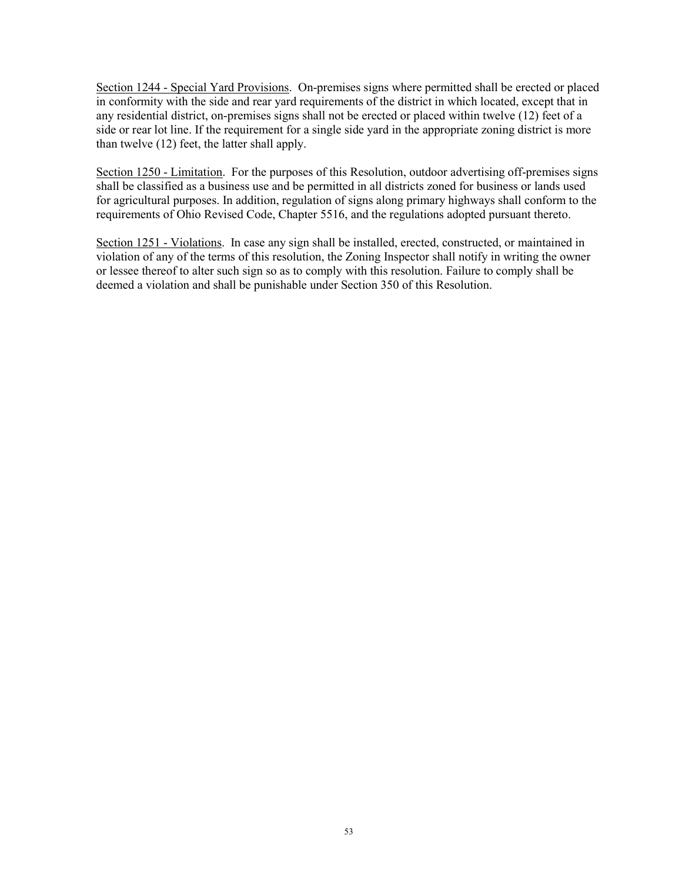<u>Section 1244 - Special Yard Provisions</u>. On-premises signs where permitted shall be erected or placed in conformity with the side and rear yard requirements of the district in which located, except that in any residential district, on-premises signs shall not be erected or placed within twelve (12) feet of a side or rear lot line. If the requirement for a single side yard in the appropriate zoning district is more than twelve (12) feet, the latter shall apply.

<u>Section 1250 - Limitation</u>. For the purposes of this Resolution, outdoor advertising off-premises signs shall be classified as a business use and be permitted in all districts zoned for business or lands used for agricultural purposes. In addition, regulation of signs along primary highways shall conform to the requirements of Ohio Revised Code, Chapter 5516, and the regulations adopted pursuant thereto.

<u>Section 1251 - Violations</u>. In case any sign shall be installed, erected, constructed, or maintained in violation of any of the terms of this resolution, the Zoning Inspector shall notify in writing the owner or lessee thereof to alter such sign so as to comply with this resolution. Failure to comply shall be deemed a violation and shall be punishable under Section 350 of this Resolution.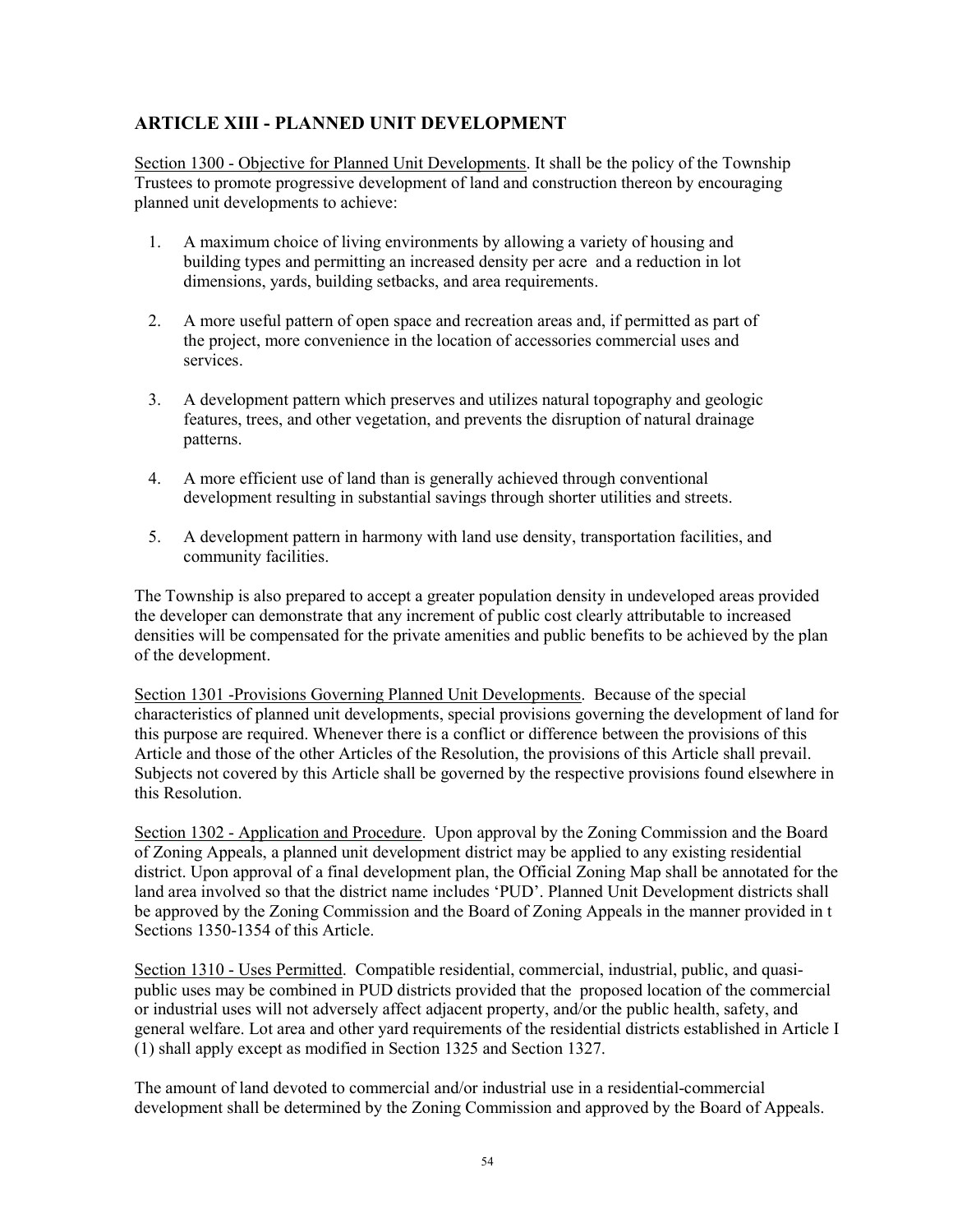## ARTICLE XIII - PLANNED UNIT DEVELOPMENT

Section 1300 - Objective for Planned Unit Developments. It shall be the policy of the Township Trustees to promote progressive development of land and construction thereon by encouraging planned unit developments to achieve:

1. A maximum choice of living environments by allowing a variety of housing and building types and permitting an increased density per acre and a reduction in lot dimensions, yards, building setbacks, and area requirements.

2. A more useful pattern of open space and recreation areas and, if permitted as part of the project, more convenience in the location of accessories commercial uses and services.

3. A development pattern which preserves and utilizes natural topography and geologic features, trees, and other vegetation, and prevents the disruption of natural drainage patterns.

4. A more efficient use of land than is generally achieved through conventional development resulting in substantial savings through shorter utilities and streets.

5. A development pattern in harmony with land use density, transportation facilities, and community facilities.

The Township is also prepared to accept a greater population density in undeveloped areas provided the developer can demonstrate that any increment of public cost clearly attributable to increased densities will be compensated for the private amenities and public benefits to be achieved by the plan of the development.

Section 1301 -Provisions Governing Planned Unit Developments. Because of the special characteristics of planned unit developments, special provisions governing the development of land for this purpose are required. Whenever there is a conflict or difference between the provisions of this Article and those of the other Articles of the Resolution, the provisions of this Article shall prevail. Subjects not covered by this Article shall be governed by the respective provisions found elsewhere in this Resolution.

Section 1302 - Application and Procedure. Upon approval by the Zoning Commission and the Board of Zoning Appeals, a planned unit development district may be applied to any existing residential district. Upon approval of a final development plan, the Official Zoning Map shall be annotated for the land area involved so that the district name includes 'PUD'. Planned Unit Development districts shall be approved by the Zoning Commission and the Board of Zoning Appeals in the manner provided in t Sections 1350-1354 of this Article.

Section 1310 - Uses Permitted. Compatible residential, commercial, industrial, public, and quasi-public uses may be combined in PUD districts provided that the proposed location of the commercial or industrial uses will not adversely affect adjacent property, and/or the public health, safety, and general welfare. Lot area and other yard requirements of the residential districts established in Article I (1) shall apply except as modified in Section 1325 and Section 1327.

The amount of land devoted to commercial and/or industrial use in a residential-commercial development shall be determined by the Zoning Commission and approved by the Board of Appeals.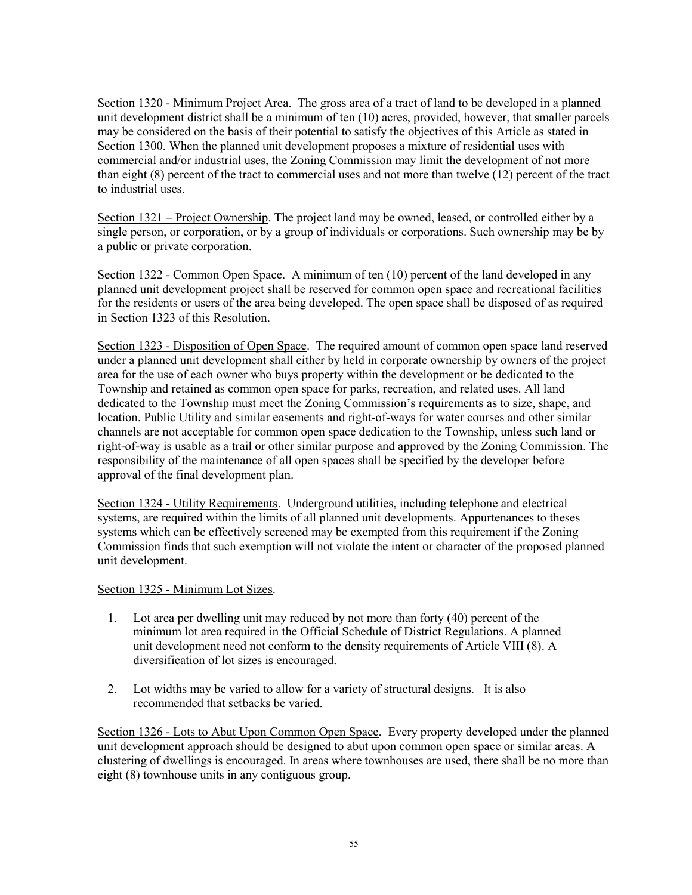<u>Section 1320 - Minimum Project Area</u>. The gross area of a tract of land to be developed in a planned unit development district shall be a minimum of ten (10) acres, provided, however, that smaller parcels may be considered on the basis of their potential to satisfy the objectives of this Article as stated in Section 1300. When the planned unit development proposes a mixture of residential uses with commercial and/or industrial uses, the Zoning Commission may limit the development of not more than eight (8) percent of the tract to commercial uses and not more than twelve (12) percent of the tract to industrial uses.

<u>Section 1321 – Project Ownership</u>. The project land may be owned, leased, or controlled either by a single person, or corporation, or by a group of individuals or corporations. Such ownership may be by a public or private corporation.

<u>Section 1322 - Common Open Space</u>. A minimum of ten (10) percent of the land developed in any planned unit development project shall be reserved for common open space and recreational facilities for the residents or users of the area being developed. The open space shall be disposed of as required in Section 1323 of this Resolution.

<u>Section 1323 - Disposition of Open Space</u>. The required amount of common open space land reserved under a planned unit development shall either by held in corporate ownership by owners of the project area for the use of each owner who buys property within the development or be dedicated to the Township and retained as common open space for parks, recreation, and related uses. All land dedicated to the Township must meet the Zoning Commission's requirements as to size, shape, and location. Public Utility and similar easements and right-of-ways for water courses and other similar channels are not acceptable for common open space dedication to the Township, unless such land or right-of-way is usable as a trail or other similar purpose and approved by the Zoning Commission. The responsibility of the maintenance of all open spaces shall be specified by the developer before approval of the final development plan.

<u>Section 1324 - Utility Requirements</u>. Underground utilities, including telephone and electrical systems, are required within the limits of all planned unit developments. Appurtenances to theses systems which can be effectively screened may be exempted from this requirement if the Zoning Commission finds that such exemption will not violate the intent or character of the proposed planned unit development.

<u>Section 1325 - Minimum Lot Sizes</u>.

1. Lot area per dwelling unit may reduced by not more than forty (40) percent of the minimum lot area required in the Official Schedule of District Regulations. A planned unit development need not conform to the density requirements of Article VIII (8). A diversification of lot sizes is encouraged.

2. Lot widths may be varied to allow for a variety of structural designs. It is also recommended that setbacks be varied.

<u>Section 1326 - Lots to Abut Upon Common Open Space</u>. Every property developed under the planned unit development approach should be designed to abut upon common open space or similar areas. A clustering of dwellings is encouraged. In areas where townhouses are used, there shall be no more than eight (8) townhouse units in any contiguous group.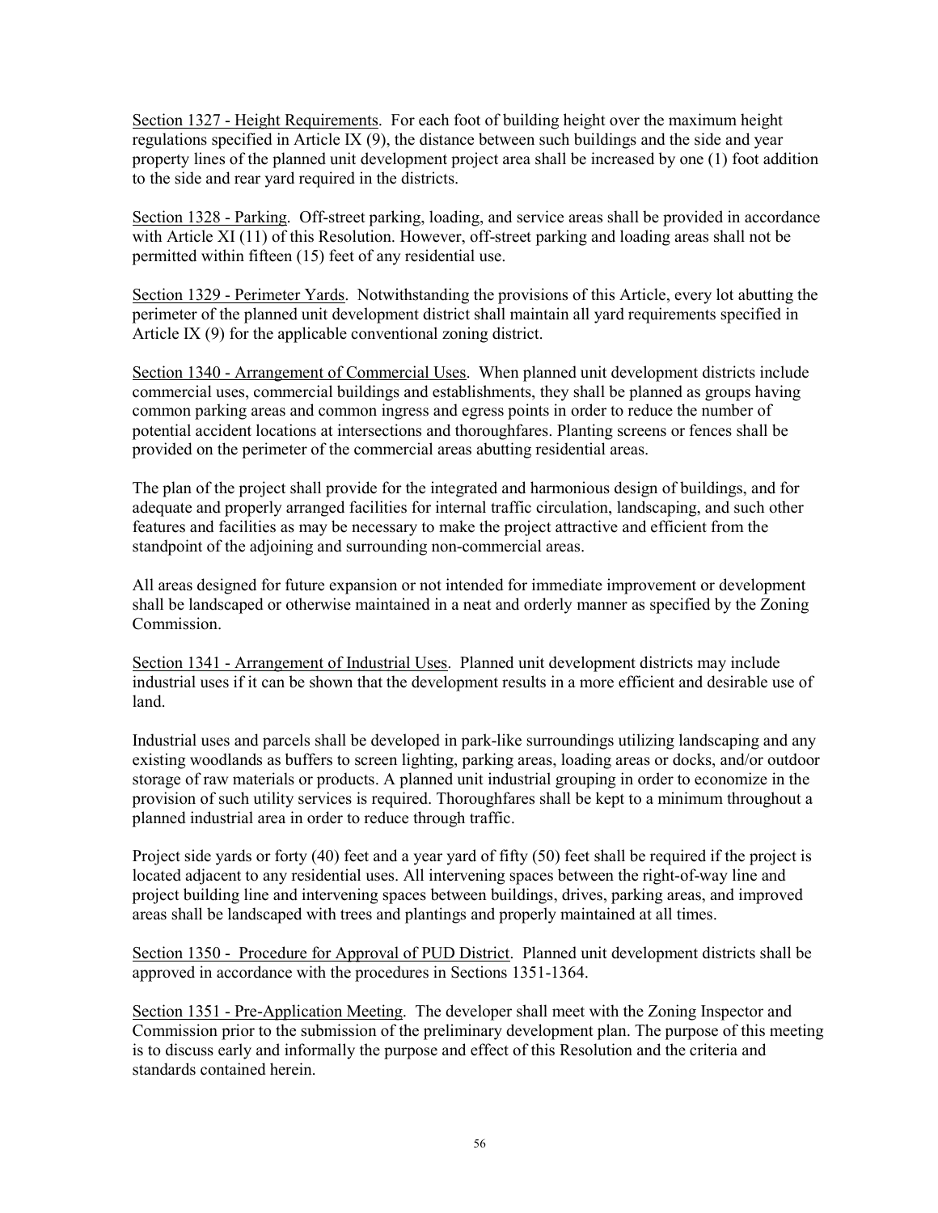Section 1327 - Height Requirements. For each foot of building height over the maximum height regulations specified in Article IX (9), the distance between such buildings and the side and year property lines of the planned unit development project area shall be increased by one (1) foot addition to the side and rear yard required in the districts.

Section 1328 - Parking. Off-street parking, loading, and service areas shall be provided in accordance with Article XI (11) of this Resolution. However, off-street parking and loading areas shall not be permitted within fifteen (15) feet of any residential use.

Section 1329 - Perimeter Yards. Notwithstanding the provisions of this Article, every lot abutting the perimeter of the planned unit development district shall maintain all yard requirements specified in Article IX (9) for the applicable conventional zoning district.

Section 1340 - Arrangement of Commercial Uses. When planned unit development districts include commercial uses, commercial buildings and establishments, they shall be planned as groups having common parking areas and common ingress and egress points in order to reduce the number of potential accident locations at intersections and thoroughfares. Planting screens or fences shall be provided on the perimeter of the commercial areas abutting residential areas.

The plan of the project shall provide for the integrated and harmonious design of buildings, and for adequate and properly arranged facilities for internal traffic circulation, landscaping, and such other features and facilities as may be necessary to make the project attractive and efficient from the standpoint of the adjoining and surrounding non-commercial areas.

All areas designed for future expansion or not intended for immediate improvement or development shall be landscaped or otherwise maintained in a neat and orderly manner as specified by the Zoning Commission.

Section 1341 - Arrangement of Industrial Uses. Planned unit development districts may include industrial uses if it can be shown that the development results in a more efficient and desirable use of land.

Industrial uses and parcels shall be developed in park-like surroundings utilizing landscaping and any existing woodlands as buffers to screen lighting, parking areas, loading areas or docks, and/or outdoor storage of raw materials or products. A planned unit industrial grouping in order to economize in the provision of such utility services is required. Thoroughfares shall be kept to a minimum throughout a planned industrial area in order to reduce through traffic.

Project side yards or forty (40) feet and a year yard of fifty (50) feet shall be required if the project is located adjacent to any residential uses. All intervening spaces between the right-of-way line and project building line and intervening spaces between buildings, drives, parking areas, and improved areas shall be landscaped with trees and plantings and properly maintained at all times.

Section 1350 - Procedure for Approval of PUD District. Planned unit development districts shall be approved in accordance with the procedures in Sections 1351-1364.

Section 1351 - Pre-Application Meeting. The developer shall meet with the Zoning Inspector and Commission prior to the submission of the preliminary development plan. The purpose of this meeting is to discuss early and informally the purpose and effect of this Resolution and the criteria and standards contained herein.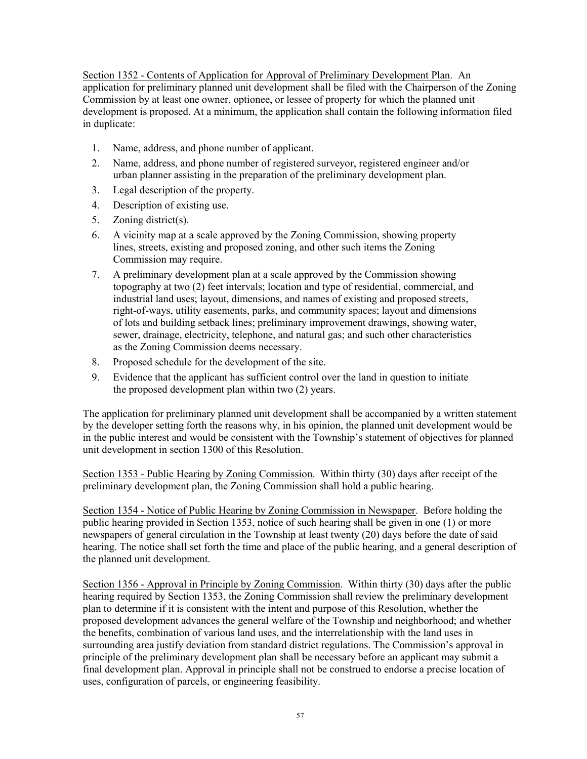Section 1352 - Contents of Application for Approval of Preliminary Development Plan. An application for preliminary planned unit development shall be filed with the Chairperson of the Zoning Commission by at least one owner, optionee, or lessee of property for which the planned unit development is proposed. At a minimum, the application shall contain the following information filed in duplicate:

1. Name, address, and phone number of applicant.
2. Name, address, and phone number of registered surveyor, registered engineer and/or urban planner assisting in the preparation of the preliminary development plan.
3. Legal description of the property.
4. Description of existing use.
5. Zoning district(s).
6. A vicinity map at a scale approved by the Zoning Commission, showing property lines, streets, existing and proposed zoning, and other such items the Zoning Commission may require.
7. A preliminary development plan at a scale approved by the Commission showing topography at two (2) feet intervals; location and type of residential, commercial, and industrial land uses; layout, dimensions, and names of existing and proposed streets, right-of-ways, utility easements, parks, and community spaces; layout and dimensions of lots and building setback lines; preliminary improvement drawings, showing water, sewer, drainage, electricity, telephone, and natural gas; and such other characteristics as the Zoning Commission deems necessary.
8. Proposed schedule for the development of the site.
9. Evidence that the applicant has sufficient control over the land in question to initiate the proposed development plan within two (2) years.

The application for preliminary planned unit development shall be accompanied by a written statement by the developer setting forth the reasons why, in his opinion, the planned unit development would be in the public interest and would be consistent with the Township's statement of objectives for planned unit development in section 1300 of this Resolution.

Section 1353 - Public Hearing by Zoning Commission. Within thirty (30) days after receipt of the preliminary development plan, the Zoning Commission shall hold a public hearing.

Section 1354 - Notice of Public Hearing by Zoning Commission in Newspaper. Before holding the public hearing provided in Section 1353, notice of such hearing shall be given in one (1) or more newspapers of general circulation in the Township at least twenty (20) days before the date of said hearing. The notice shall set forth the time and place of the public hearing, and a general description of the planned unit development.

Section 1356 - Approval in Principle by Zoning Commission. Within thirty (30) days after the public hearing required by Section 1353, the Zoning Commission shall review the preliminary development plan to determine if it is consistent with the intent and purpose of this Resolution, whether the proposed development advances the general welfare of the Township and neighborhood; and whether the benefits, combination of various land uses, and the interrelationship with the land uses in surrounding area justify deviation from standard district regulations. The Commission's approval in principle of the preliminary development plan shall be necessary before an applicant may submit a final development plan. Approval in principle shall not be construed to endorse a precise location of uses, configuration of parcels, or engineering feasibility.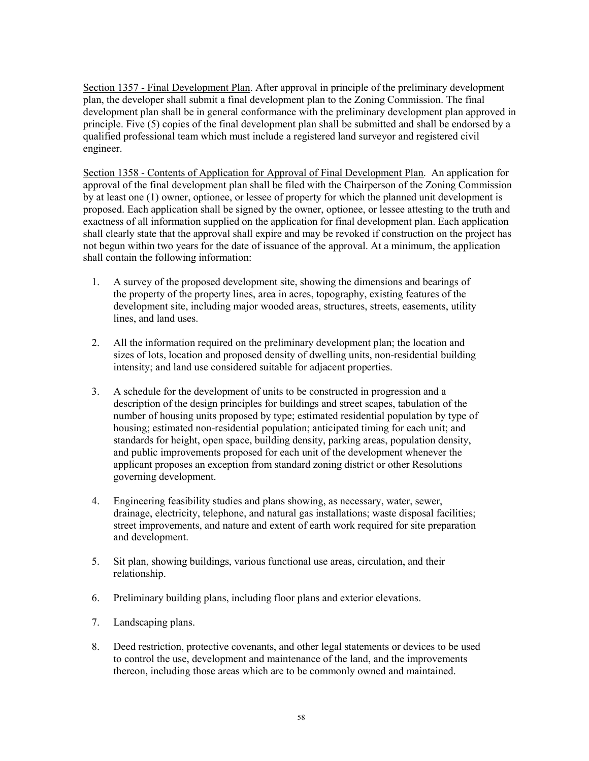<u>Section 1357 - Final Development Plan</u>. After approval in principle of the preliminary development plan, the developer shall submit a final development plan to the Zoning Commission. The final development plan shall be in general conformance with the preliminary development plan approved in principle. Five (5) copies of the final development plan shall be submitted and shall be endorsed by a qualified professional team which must include a registered land surveyor and registered civil engineer.

<u>Section 1358 - Contents of Application for Approval of Final Development Plan</u>. An application for approval of the final development plan shall be filed with the Chairperson of the Zoning Commission by at least one (1) owner, optionee, or lessee of property for which the planned unit development is proposed. Each application shall be signed by the owner, optionee, or lessee attesting to the truth and exactness of all information supplied on the application for final development plan. Each application shall clearly state that the approval shall expire and may be revoked if construction on the project has not begun within two years for the date of issuance of the approval. At a minimum, the application shall contain the following information:

1. A survey of the proposed development site, showing the dimensions and bearings of the property of the property lines, area in acres, topography, existing features of the development site, including major wooded areas, structures, streets, easements, utility lines, and land uses.

2. All the information required on the preliminary development plan; the location and sizes of lots, location and proposed density of dwelling units, non-residential building intensity; and land use considered suitable for adjacent properties.

3. A schedule for the development of units to be constructed in progression and a description of the design principles for buildings and street scapes, tabulation of the number of housing units proposed by type; estimated residential population by type of housing; estimated non-residential population; anticipated timing for each unit; and standards for height, open space, building density, parking areas, population density, and public improvements proposed for each unit of the development whenever the applicant proposes an exception from standard zoning district or other Resolutions governing development.

4. Engineering feasibility studies and plans showing, as necessary, water, sewer, drainage, electricity, telephone, and natural gas installations; waste disposal facilities; street improvements, and nature and extent of earth work required for site preparation and development.

5. Sit plan, showing buildings, various functional use areas, circulation, and their relationship.

6. Preliminary building plans, including floor plans and exterior elevations.

7. Landscaping plans.

8. Deed restriction, protective covenants, and other legal statements or devices to be used to control the use, development and maintenance of the land, and the improvements thereon, including those areas which are to be commonly owned and maintained.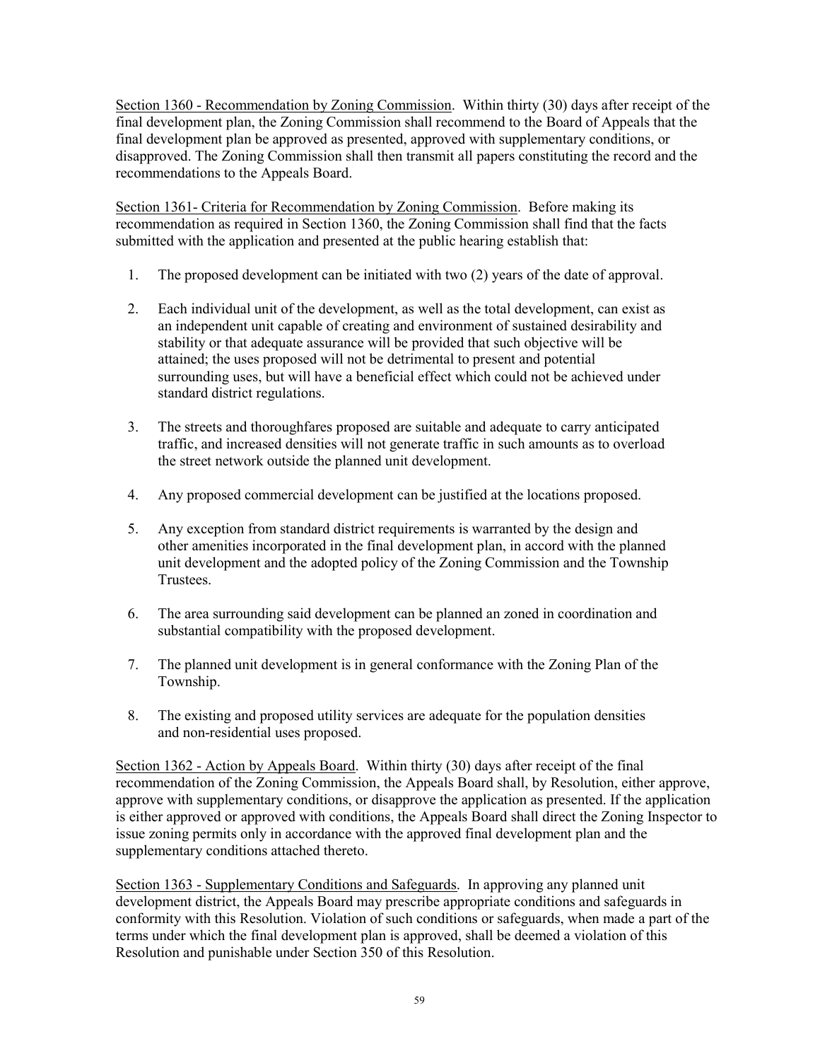Section 1360 - Recommendation by Zoning Commission. Within thirty (30) days after receipt of the final development plan, the Zoning Commission shall recommend to the Board of Appeals that the final development plan be approved as presented, approved with supplementary conditions, or disapproved. The Zoning Commission shall then transmit all papers constituting the record and the recommendations to the Appeals Board.

Section 1361- Criteria for Recommendation by Zoning Commission. Before making its recommendation as required in Section 1360, the Zoning Commission shall find that the facts submitted with the application and presented at the public hearing establish that:

1. The proposed development can be initiated with two (2) years of the date of approval.

2. Each individual unit of the development, as well as the total development, can exist as an independent unit capable of creating and environment of sustained desirability and stability or that adequate assurance will be provided that such objective will be attained; the uses proposed will not be detrimental to present and potential surrounding uses, but will have a beneficial effect which could not be achieved under standard district regulations.

3. The streets and thoroughfares proposed are suitable and adequate to carry anticipated traffic, and increased densities will not generate traffic in such amounts as to overload the street network outside the planned unit development.

4. Any proposed commercial development can be justified at the locations proposed.

5. Any exception from standard district requirements is warranted by the design and other amenities incorporated in the final development plan, in accord with the planned unit development and the adopted policy of the Zoning Commission and the Township Trustees.

6. The area surrounding said development can be planned an zoned in coordination and substantial compatibility with the proposed development.

7. The planned unit development is in general conformance with the Zoning Plan of the Township.

8. The existing and proposed utility services are adequate for the population densities and non-residential uses proposed.

Section 1362 - Action by Appeals Board. Within thirty (30) days after receipt of the final recommendation of the Zoning Commission, the Appeals Board shall, by Resolution, either approve, approve with supplementary conditions, or disapprove the application as presented. If the application is either approved or approved with conditions, the Appeals Board shall direct the Zoning Inspector to issue zoning permits only in accordance with the approved final development plan and the supplementary conditions attached thereto.

Section 1363 - Supplementary Conditions and Safeguards. In approving any planned unit development district, the Appeals Board may prescribe appropriate conditions and safeguards in conformity with this Resolution. Violation of such conditions or safeguards, when made a part of the terms under which the final development plan is approved, shall be deemed a violation of this Resolution and punishable under Section 350 of this Resolution.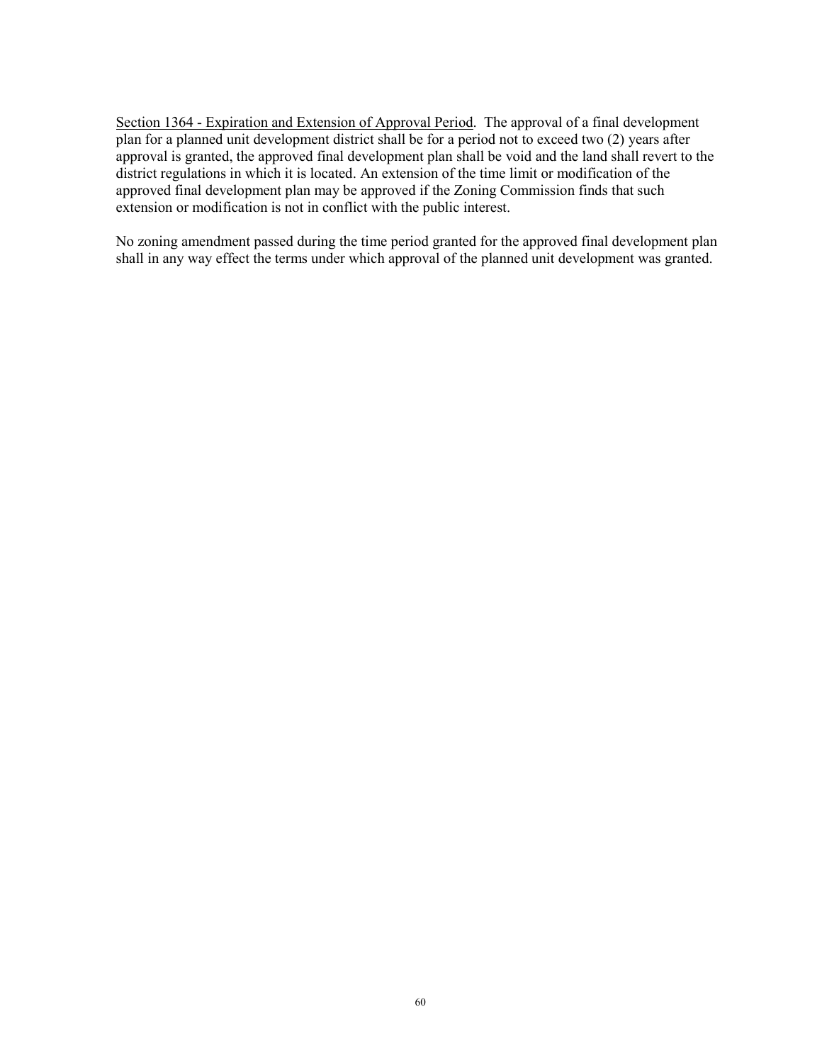<u>Section 1364 - Expiration and Extension of Approval Period</u>. The approval of a final development plan for a planned unit development district shall be for a period not to exceed two (2) years after approval is granted, the approved final development plan shall be void and the land shall revert to the district regulations in which it is located. An extension of the time limit or modification of the approved final development plan may be approved if the Zoning Commission finds that such extension or modification is not in conflict with the public interest.

No zoning amendment passed during the time period granted for the approved final development plan shall in any way effect the terms under which approval of the planned unit development was granted.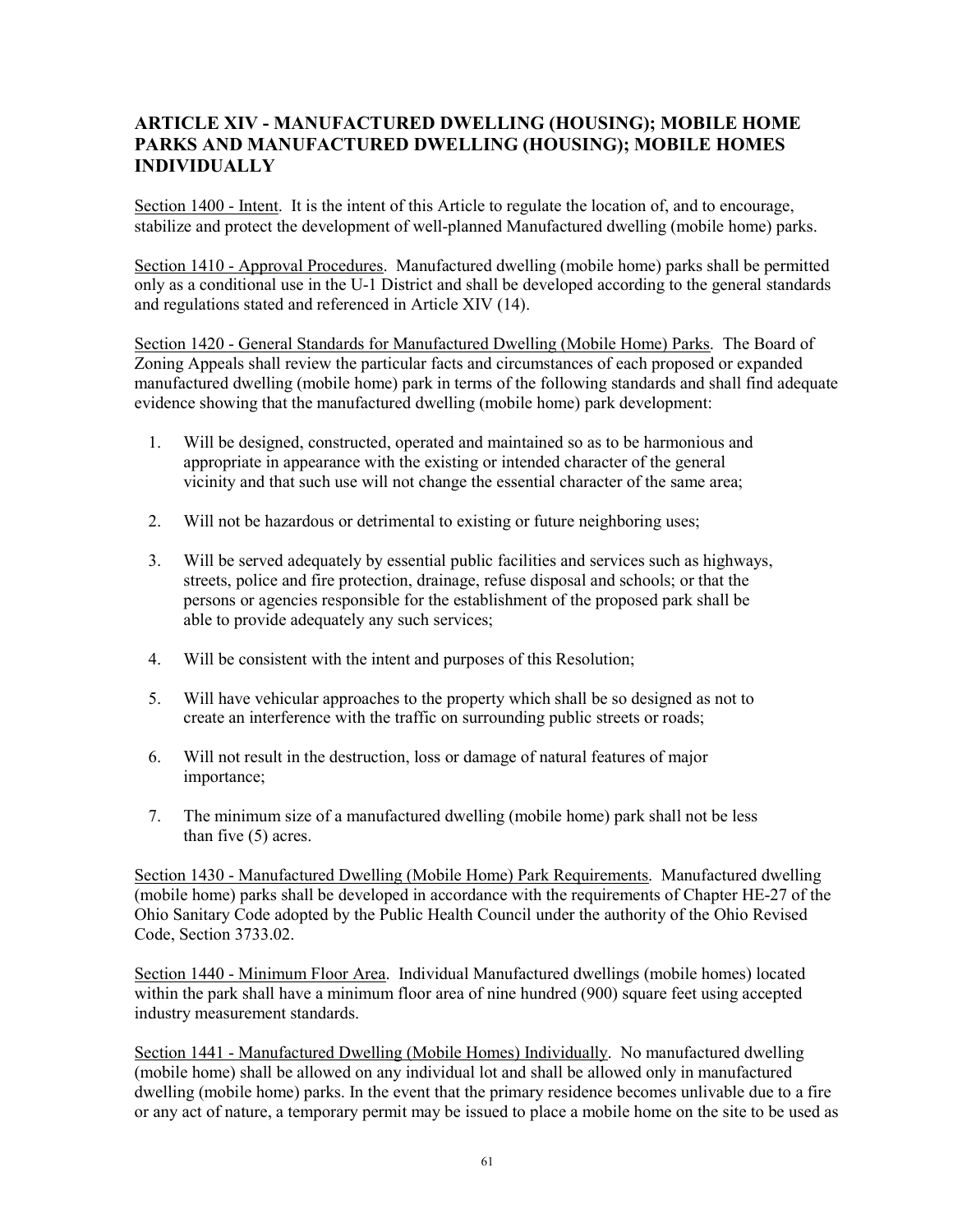## ARTICLE XIV - MANUFACTURED DWELLING (HOUSING); MOBILE HOME PARKS AND MANUFACTURED DWELLING (HOUSING); MOBILE HOMES INDIVIDUALLY

Section 1400 - Intent. It is the intent of this Article to regulate the location of, and to encourage, stabilize and protect the development of well-planned Manufactured dwelling (mobile home) parks.

Section 1410 - Approval Procedures. Manufactured dwelling (mobile home) parks shall be permitted only as a conditional use in the U-1 District and shall be developed according to the general standards and regulations stated and referenced in Article XIV (14).

Section 1420 - General Standards for Manufactured Dwelling (Mobile Home) Parks. The Board of Zoning Appeals shall review the particular facts and circumstances of each proposed or expanded manufactured dwelling (mobile home) park in terms of the following standards and shall find adequate evidence showing that the manufactured dwelling (mobile home) park development:

1. Will be designed, constructed, operated and maintained so as to be harmonious and appropriate in appearance with the existing or intended character of the general vicinity and that such use will not change the essential character of the same area;

2. Will not be hazardous or detrimental to existing or future neighboring uses;

3. Will be served adequately by essential public facilities and services such as highways, streets, police and fire protection, drainage, refuse disposal and schools; or that the persons or agencies responsible for the establishment of the proposed park shall be able to provide adequately any such services;

4. Will be consistent with the intent and purposes of this Resolution;

5. Will have vehicular approaches to the property which shall be so designed as not to create an interference with the traffic on surrounding public streets or roads;

6. Will not result in the destruction, loss or damage of natural features of major importance;

7. The minimum size of a manufactured dwelling (mobile home) park shall not be less than five (5) acres.

Section 1430 - Manufactured Dwelling (Mobile Home) Park Requirements. Manufactured dwelling (mobile home) parks shall be developed in accordance with the requirements of Chapter HE-27 of the Ohio Sanitary Code adopted by the Public Health Council under the authority of the Ohio Revised Code, Section 3733.02.

Section 1440 - Minimum Floor Area. Individual Manufactured dwellings (mobile homes) located within the park shall have a minimum floor area of nine hundred (900) square feet using accepted industry measurement standards.

Section 1441 - Manufactured Dwelling (Mobile Homes) Individually. No manufactured dwelling (mobile home) shall be allowed on any individual lot and shall be allowed only in manufactured dwelling (mobile home) parks. In the event that the primary residence becomes unlivable due to a fire or any act of nature, a temporary permit may be issued to place a mobile home on the site to be used as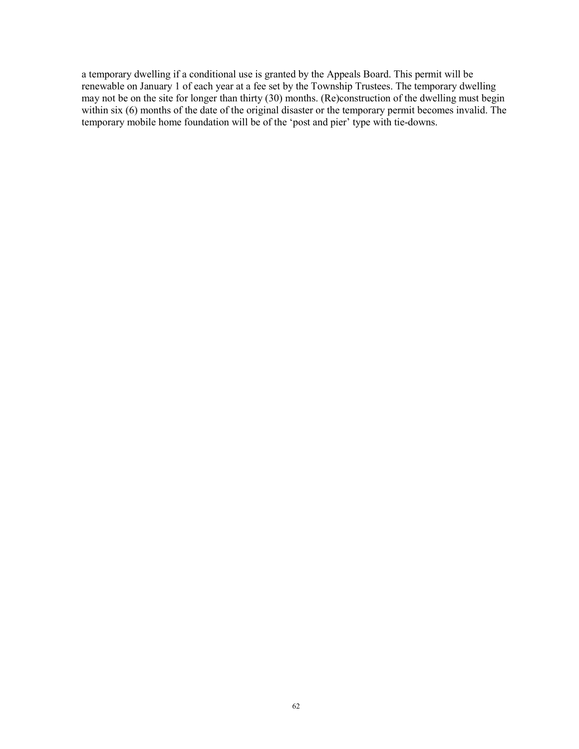a temporary dwelling if a conditional use is granted by the Appeals Board. This permit will be renewable on January 1 of each year at a fee set by the Township Trustees. The temporary dwelling may not be on the site for longer than thirty (30) months. (Re)construction of the dwelling must begin within six (6) months of the date of the original disaster or the temporary permit becomes invalid. The temporary mobile home foundation will be of the 'post and pier' type with tie-downs.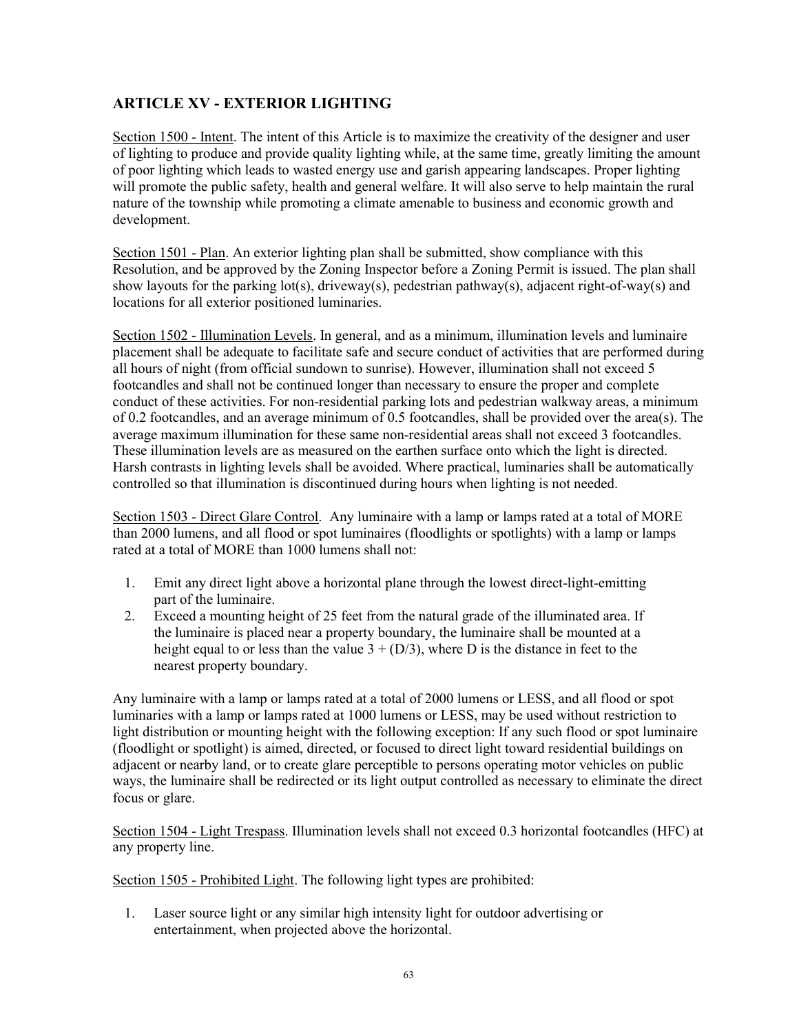## ARTICLE XV - EXTERIOR LIGHTING

Section 1500 - Intent. The intent of this Article is to maximize the creativity of the designer and user of lighting to produce and provide quality lighting while, at the same time, greatly limiting the amount of poor lighting which leads to wasted energy use and garish appearing landscapes. Proper lighting will promote the public safety, health and general welfare. It will also serve to help maintain the rural nature of the township while promoting a climate amenable to business and economic growth and development.

Section 1501 - Plan. An exterior lighting plan shall be submitted, show compliance with this Resolution, and be approved by the Zoning Inspector before a Zoning Permit is issued. The plan shall show layouts for the parking lot(s), driveway(s), pedestrian pathway(s), adjacent right-of-way(s) and locations for all exterior positioned luminaries.

Section 1502 - Illumination Levels. In general, and as a minimum, illumination levels and luminaire placement shall be adequate to facilitate safe and secure conduct of activities that are performed during all hours of night (from official sundown to sunrise). However, illumination shall not exceed 5 footcandles and shall not be continued longer than necessary to ensure the proper and complete conduct of these activities. For non-residential parking lots and pedestrian walkway areas, a minimum of 0.2 footcandles, and an average minimum of 0.5 footcandles, shall be provided over the area(s). The average maximum illumination for these same non-residential areas shall not exceed 3 footcandles. These illumination levels are as measured on the earthen surface onto which the light is directed. Harsh contrasts in lighting levels shall be avoided. Where practical, luminaries shall be automatically controlled so that illumination is discontinued during hours when lighting is not needed.

Section 1503 - Direct Glare Control. Any luminaire with a lamp or lamps rated at a total of MORE than 2000 lumens, and all flood or spot luminaires (floodlights or spotlights) with a lamp or lamps rated at a total of MORE than 1000 lumens shall not:

1. Emit any direct light above a horizontal plane through the lowest direct-light-emitting part of the luminaire.
2. Exceed a mounting height of 25 feet from the natural grade of the illuminated area. If the luminaire is placed near a property boundary, the luminaire shall be mounted at a height equal to or less than the value $3 + (D/3)$, where D is the distance in feet to the nearest property boundary.

Any luminaire with a lamp or lamps rated at a total of 2000 lumens or LESS, and all flood or spot luminaries with a lamp or lamps rated at 1000 lumens or LESS, may be used without restriction to light distribution or mounting height with the following exception: If any such flood or spot luminaire (floodlight or spotlight) is aimed, directed, or focused to direct light toward residential buildings on adjacent or nearby land, or to create glare perceptible to persons operating motor vehicles on public ways, the luminaire shall be redirected or its light output controlled as necessary to eliminate the direct focus or glare.

Section 1504 - Light Trespass. Illumination levels shall not exceed 0.3 horizontal footcandles (HFC) at any property line.

Section 1505 - Prohibited Light. The following light types are prohibited:

1. Laser source light or any similar high intensity light for outdoor advertising or entertainment, when projected above the horizontal.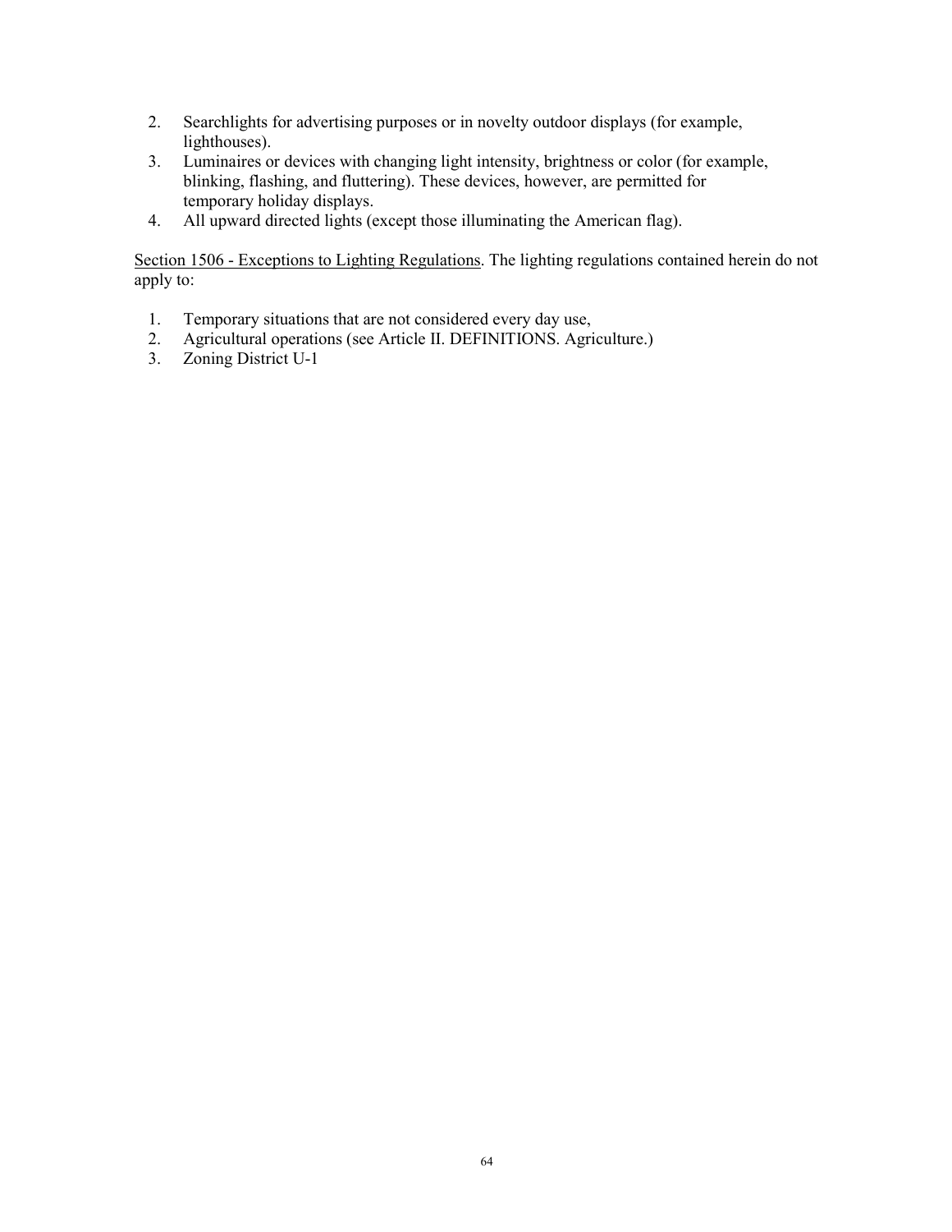2. Searchlights for advertising purposes or in novelty outdoor displays (for example, lighthouses).
3. Luminaires or devices with changing light intensity, brightness or color (for example, blinking, flashing, and fluttering). These devices, however, are permitted for temporary holiday displays.
4. All upward directed lights (except those illuminating the American flag).

<u>Section 1506 - Exceptions to Lighting Regulations</u>. The lighting regulations contained herein do not apply to:

1. Temporary situations that are not considered every day use,
2. Agricultural operations (see Article II. DEFINITIONS. Agriculture.)
3. Zoning District U-1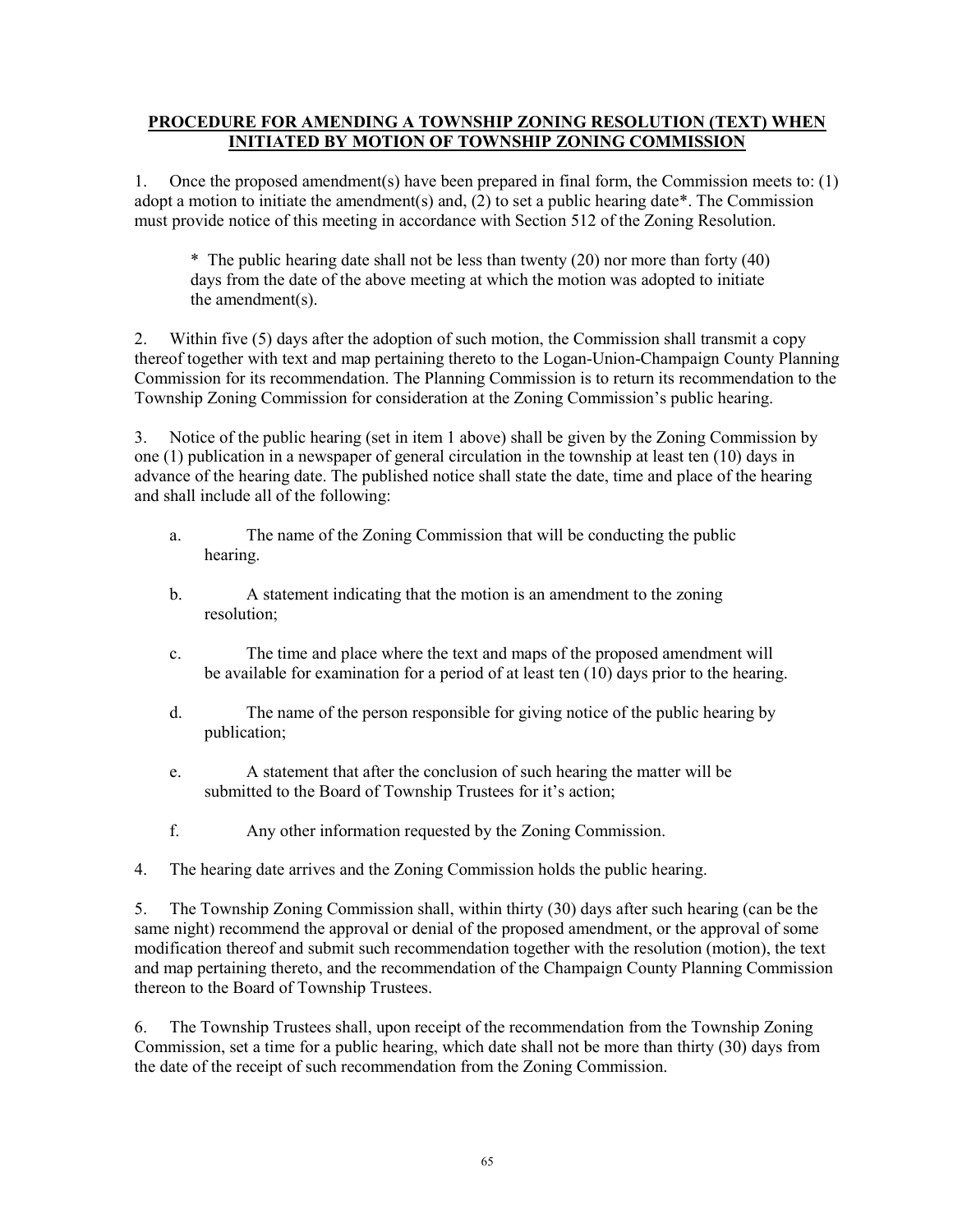**PROCEDURE FOR AMENDING A TOWNSHIP ZONING RESOLUTION (TEXT) WHEN INITIATED BY MOTION OF TOWNSHIP ZONING COMMISSION**

1. Once the proposed amendment(s) have been prepared in final form, the Commission meets to: (1) adopt a motion to initiate the amendment(s) and, (2) to set a public hearing date*. The Commission must provide notice of this meeting in accordance with Section 512 of the Zoning Resolution.

   * The public hearing date shall not be less than twenty (20) nor more than forty (40) days from the date of the above meeting at which the motion was adopted to initiate the amendment(s).

2. Within five (5) days after the adoption of such motion, the Commission shall transmit a copy thereof together with text and map pertaining thereto to the Logan-Union-Champaign County Planning Commission for its recommendation. The Planning Commission is to return its recommendation to the Township Zoning Commission for consideration at the Zoning Commission's public hearing.

3. Notice of the public hearing (set in item 1 above) shall be given by the Zoning Commission by one (1) publication in a newspaper of general circulation in the township at least ten (10) days in advance of the hearing date. The published notice shall state the date, time and place of the hearing and shall include all of the following:

   a. The name of the Zoning Commission that will be conducting the public hearing.

   b. A statement indicating that the motion is an amendment to the zoning resolution;

   c. The time and place where the text and maps of the proposed amendment will be available for examination for a period of at least ten (10) days prior to the hearing.

   d. The name of the person responsible for giving notice of the public hearing by publication;

   e. A statement that after the conclusion of such hearing the matter will be submitted to the Board of Township Trustees for it's action;

   f. Any other information requested by the Zoning Commission.

4. The hearing date arrives and the Zoning Commission holds the public hearing.

5. The Township Zoning Commission shall, within thirty (30) days after such hearing (can be the same night) recommend the approval or denial of the proposed amendment, or the approval of some modification thereof and submit such recommendation together with the resolution (motion), the text and map pertaining thereto, and the recommendation of the Champaign County Planning Commission thereon to the Board of Township Trustees.

6. The Township Trustees shall, upon receipt of the recommendation from the Township Zoning Commission, set a time for a public hearing, which date shall not be more than thirty (30) days from the date of the receipt of such recommendation from the Zoning Commission.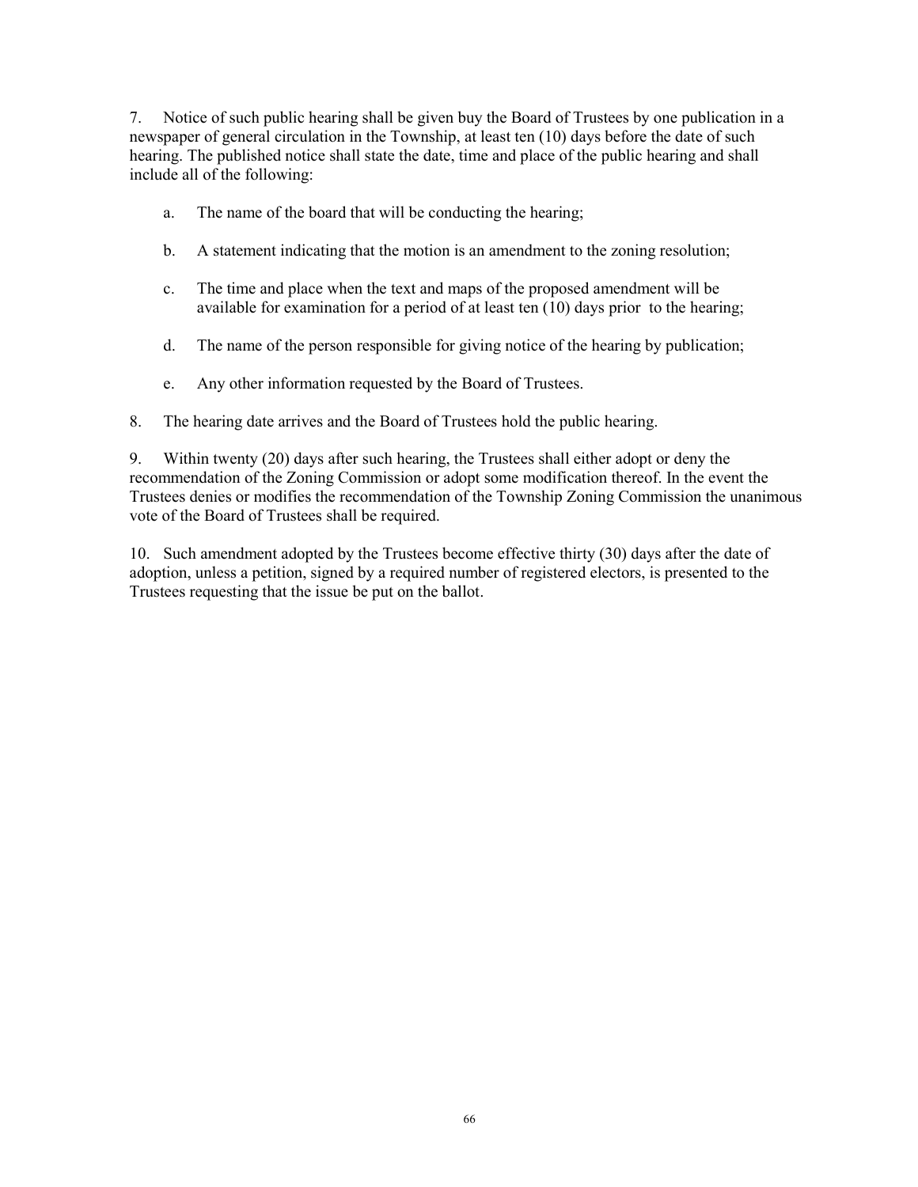7. Notice of such public hearing shall be given buy the Board of Trustees by one publication in a newspaper of general circulation in the Township, at least ten (10) days before the date of such hearing. The published notice shall state the date, time and place of the public hearing and shall include all of the following:

   a. The name of the board that will be conducting the hearing;

   b. A statement indicating that the motion is an amendment to the zoning resolution;

   c. The time and place when the text and maps of the proposed amendment will be available for examination for a period of at least ten (10) days prior to the hearing;

   d. The name of the person responsible for giving notice of the hearing by publication;

   e. Any other information requested by the Board of Trustees.

8. The hearing date arrives and the Board of Trustees hold the public hearing.

9. Within twenty (20) days after such hearing, the Trustees shall either adopt or deny the recommendation of the Zoning Commission or adopt some modification thereof. In the event the Trustees denies or modifies the recommendation of the Township Zoning Commission the unanimous vote of the Board of Trustees shall be required.

10. Such amendment adopted by the Trustees become effective thirty (30) days after the date of adoption, unless a petition, signed by a required number of registered electors, is presented to the Trustees requesting that the issue be put on the ballot.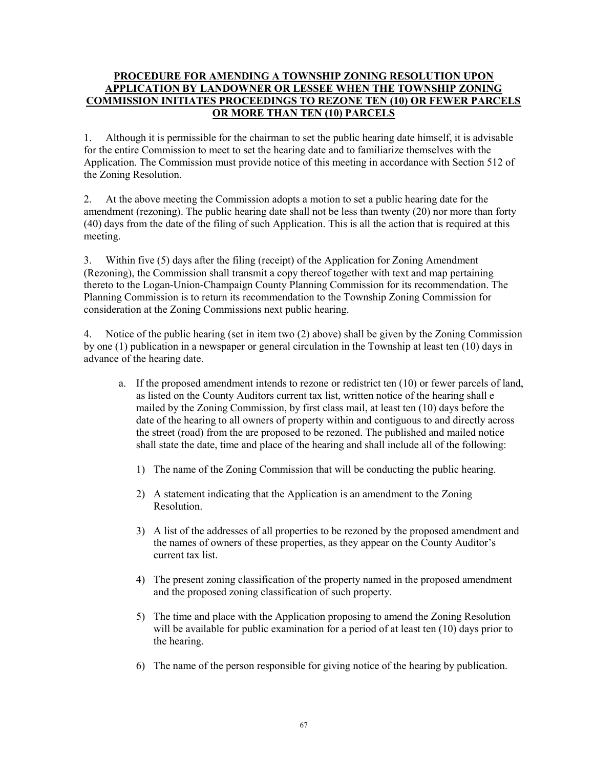**PROCEDURE FOR AMENDING A TOWNSHIP ZONING RESOLUTION UPON APPLICATION BY LANDOWNER OR LESSEE WHEN THE TOWNSHIP ZONING COMMISSION INITIATES PROCEEDINGS TO REZONE TEN (10) OR FEWER PARCELS OR MORE THAN TEN (10) PARCELS**

1. Although it is permissible for the chairman to set the public hearing date himself, it is advisable for the entire Commission to meet to set the hearing date and to familiarize themselves with the Application. The Commission must provide notice of this meeting in accordance with Section 512 of the Zoning Resolution.

2. At the above meeting the Commission adopts a motion to set a public hearing date for the amendment (rezoning). The public hearing date shall not be less than twenty (20) nor more than forty (40) days from the date of the filing of such Application. This is all the action that is required at this meeting.

3. Within five (5) days after the filing (receipt) of the Application for Zoning Amendment (Rezoning), the Commission shall transmit a copy thereof together with text and map pertaining thereto to the Logan-Union-Champaign County Planning Commission for its recommendation. The Planning Commission is to return its recommendation to the Township Zoning Commission for consideration at the Zoning Commissions next public hearing.

4. Notice of the public hearing (set in item two (2) above) shall be given by the Zoning Commission by one (1) publication in a newspaper or general circulation in the Township at least ten (10) days in advance of the hearing date.

   a. If the proposed amendment intends to rezone or redistrict ten (10) or fewer parcels of land, as listed on the County Auditors current tax list, written notice of the hearing shall e mailed by the Zoning Commission, by first class mail, at least ten (10) days before the date of the hearing to all owners of property within and contiguous to and directly across the street (road) from the are proposed to be rezoned. The published and mailed notice shall state the date, time and place of the hearing and shall include all of the following:

      1) The name of the Zoning Commission that will be conducting the public hearing.

      2) A statement indicating that the Application is an amendment to the Zoning Resolution.

      3) A list of the addresses of all properties to be rezoned by the proposed amendment and the names of owners of these properties, as they appear on the County Auditor's current tax list.

      4) The present zoning classification of the property named in the proposed amendment and the proposed zoning classification of such property.

      5) The time and place with the Application proposing to amend the Zoning Resolution will be available for public examination for a period of at least ten (10) days prior to the hearing.

      6) The name of the person responsible for giving notice of the hearing by publication.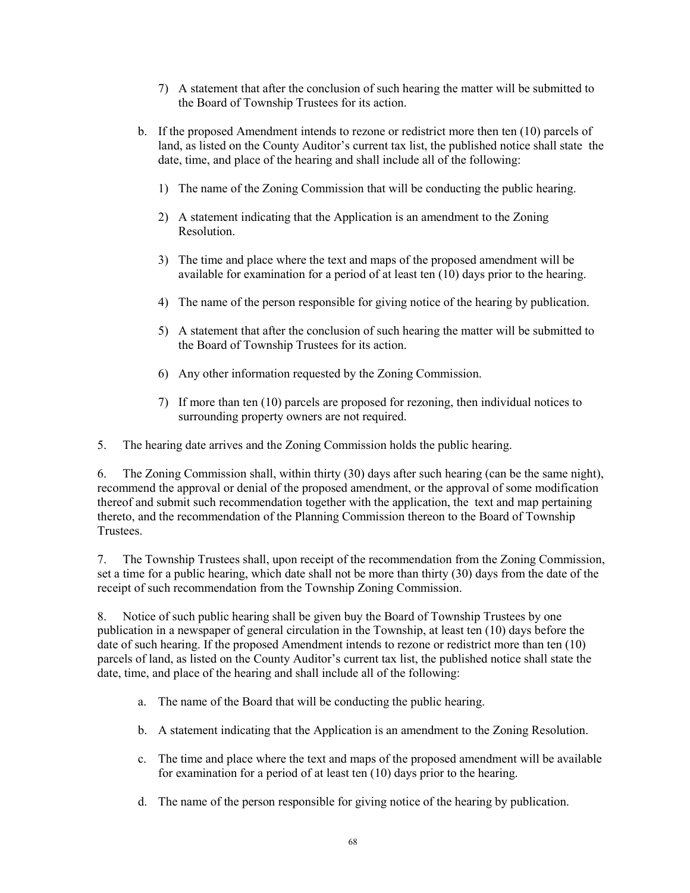7) A statement that after the conclusion of such hearing the matter will be submitted to the Board of Township Trustees for its action.

   b. If the proposed Amendment intends to rezone or redistrict more then ten (10) parcels of land, as listed on the County Auditor's current tax list, the published notice shall state the date, time, and place of the hearing and shall include all of the following:

      1) The name of the Zoning Commission that will be conducting the public hearing.

      2) A statement indicating that the Application is an amendment to the Zoning Resolution.

      3) The time and place where the text and maps of the proposed amendment will be available for examination for a period of at least ten (10) days prior to the hearing.

      4) The name of the person responsible for giving notice of the hearing by publication.

      5) A statement that after the conclusion of such hearing the matter will be submitted to the Board of Township Trustees for its action.

      6) Any other information requested by the Zoning Commission.

      7) If more than ten (10) parcels are proposed for rezoning, then individual notices to surrounding property owners are not required.

5. The hearing date arrives and the Zoning Commission holds the public hearing.

6. The Zoning Commission shall, within thirty (30) days after such hearing (can be the same night), recommend the approval or denial of the proposed amendment, or the approval of some modification thereof and submit such recommendation together with the application, the text and map pertaining thereto, and the recommendation of the Planning Commission thereon to the Board of Township Trustees.

7. The Township Trustees shall, upon receipt of the recommendation from the Zoning Commission, set a time for a public hearing, which date shall not be more than thirty (30) days from the date of the receipt of such recommendation from the Township Zoning Commission.

8. Notice of such public hearing shall be given buy the Board of Township Trustees by one publication in a newspaper of general circulation in the Township, at least ten (10) days before the date of such hearing. If the proposed Amendment intends to rezone or redistrict more than ten (10) parcels of land, as listed on the County Auditor's current tax list, the published notice shall state the date, time, and place of the hearing and shall include all of the following:

   a. The name of the Board that will be conducting the public hearing.

   b. A statement indicating that the Application is an amendment to the Zoning Resolution.

   c. The time and place where the text and maps of the proposed amendment will be available for examination for a period of at least ten (10) days prior to the hearing.

   d. The name of the person responsible for giving notice of the hearing by publication.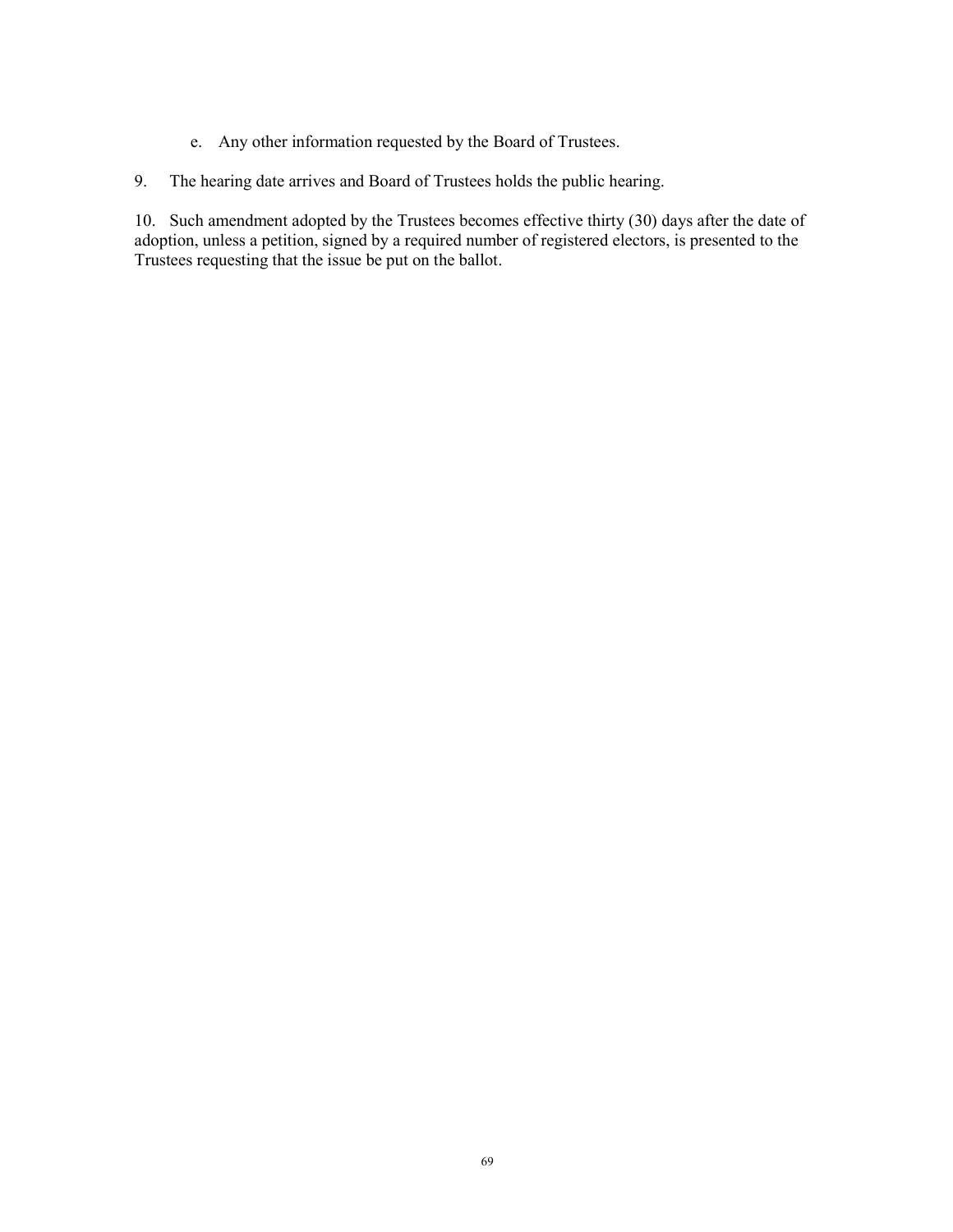e. Any other information requested by the Board of Trustees.

9. The hearing date arrives and Board of Trustees holds the public hearing.

10. Such amendment adopted by the Trustees becomes effective thirty (30) days after the date of adoption, unless a petition, signed by a required number of registered electors, is presented to the Trustees requesting that the issue be put on the ballot.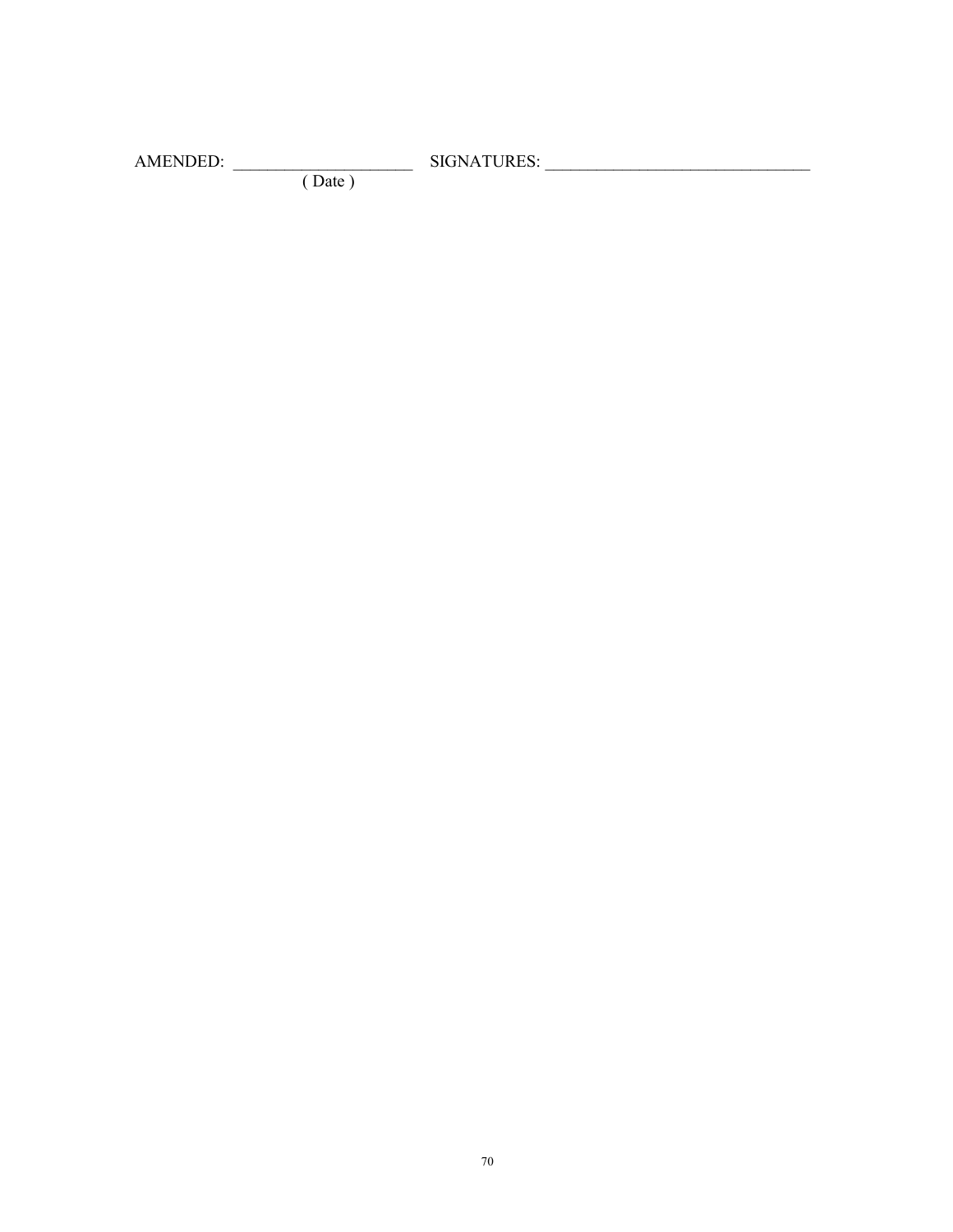AMENDED: _____________________ SIGNATURES: _______________________________
( Date )